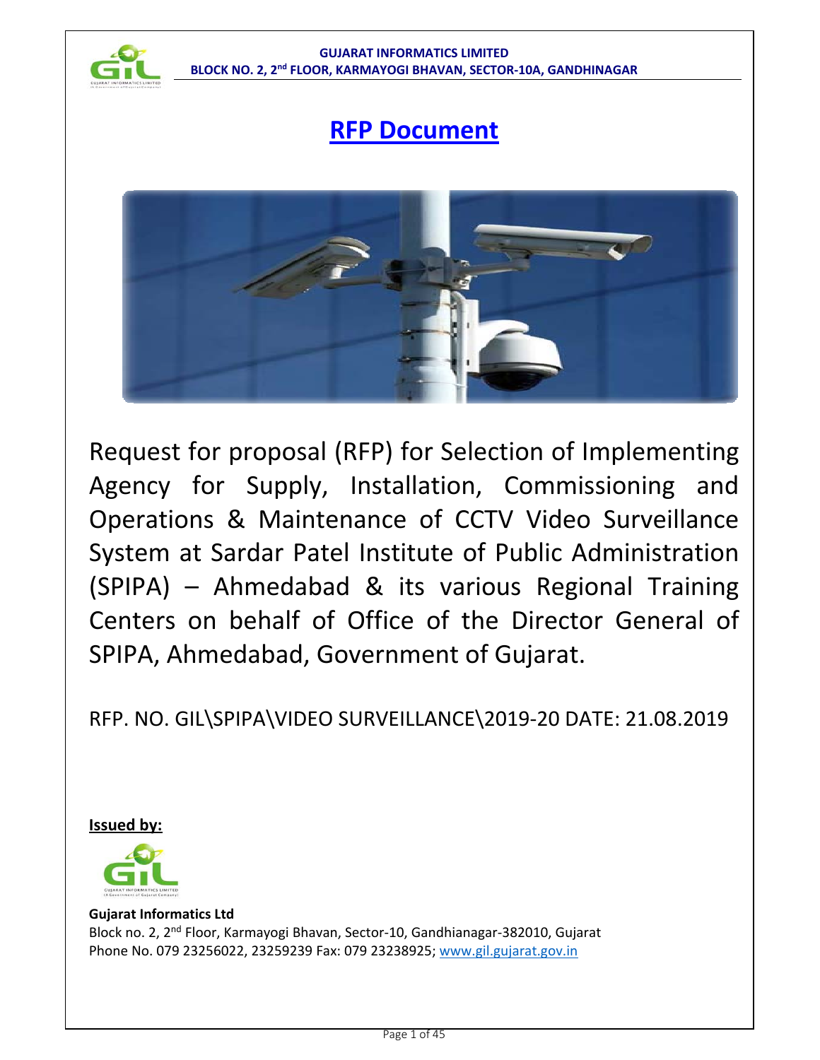# RFP Document

Request for proposal (RFP) for Selection of Implementing Agency for Supply, Installation, Commissioning and Operations & Maintenance of CCTV Video Surveillance System at Sardar Patel Institute of Public Administration (SPIPA) – Ahmedabad & its various Regional Training Centers on behalf of Office of the Director General of SPIPA, Ahmedabad, Government of Gujarat.

RFP. NO. GIL\SPIPA\VIDEO SURVEILLANCE\2019-20 DATE: 21.08.2019

**Issued by:**

**Gujarat Informatics Ltd**
Block no. 2, 2nd Floor, Karmayogi Bhavan, Sector-10, Gandhianagar-382010, Gujarat
Phone No. 079 23256022, 23259239 Fax: 079 23238925; www.gil.gujarat.gov.in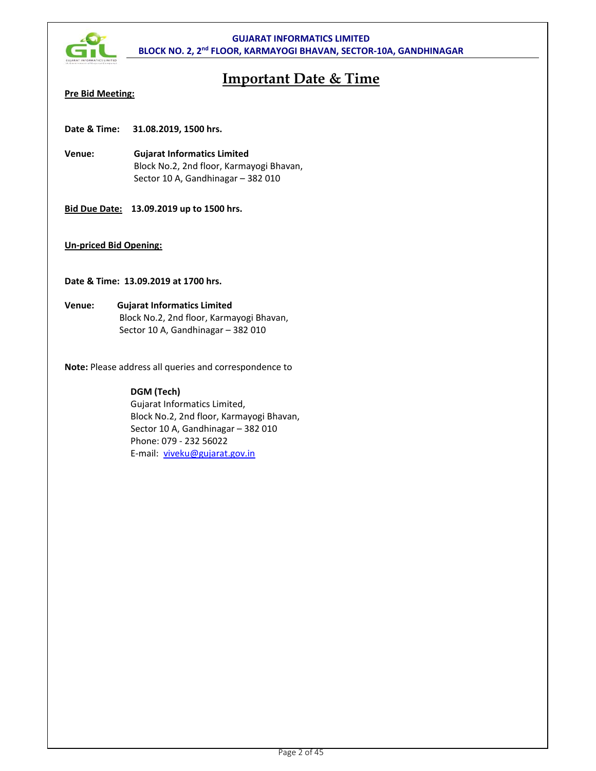# Important Date & Time

**Pre Bid Meeting:**

**Date & Time:** **31.08.2019, 1500 hrs.**

**Venue:** **Gujarat Informatics Limited**
Block No.2, 2nd floor, Karmayogi Bhavan,
Sector 10 A, Gandhinagar – 382 010

**Bid Due Date:** **13.09.2019 up to 1500 hrs.**

**Un-priced Bid Opening:**

**Date & Time: 13.09.2019 at 1700 hrs.**

**Venue:** **Gujarat Informatics Limited**
Block No.2, 2nd floor, Karmayogi Bhavan,
Sector 10 A, Gandhinagar – 382 010

**Note:** Please address all queries and correspondence to

**DGM (Tech)**
Gujarat Informatics Limited,
Block No.2, 2nd floor, Karmayogi Bhavan,
Sector 10 A, Gandhinagar – 382 010
Phone: 079 - 232 56022
E-mail: viveku@gujarat.gov.in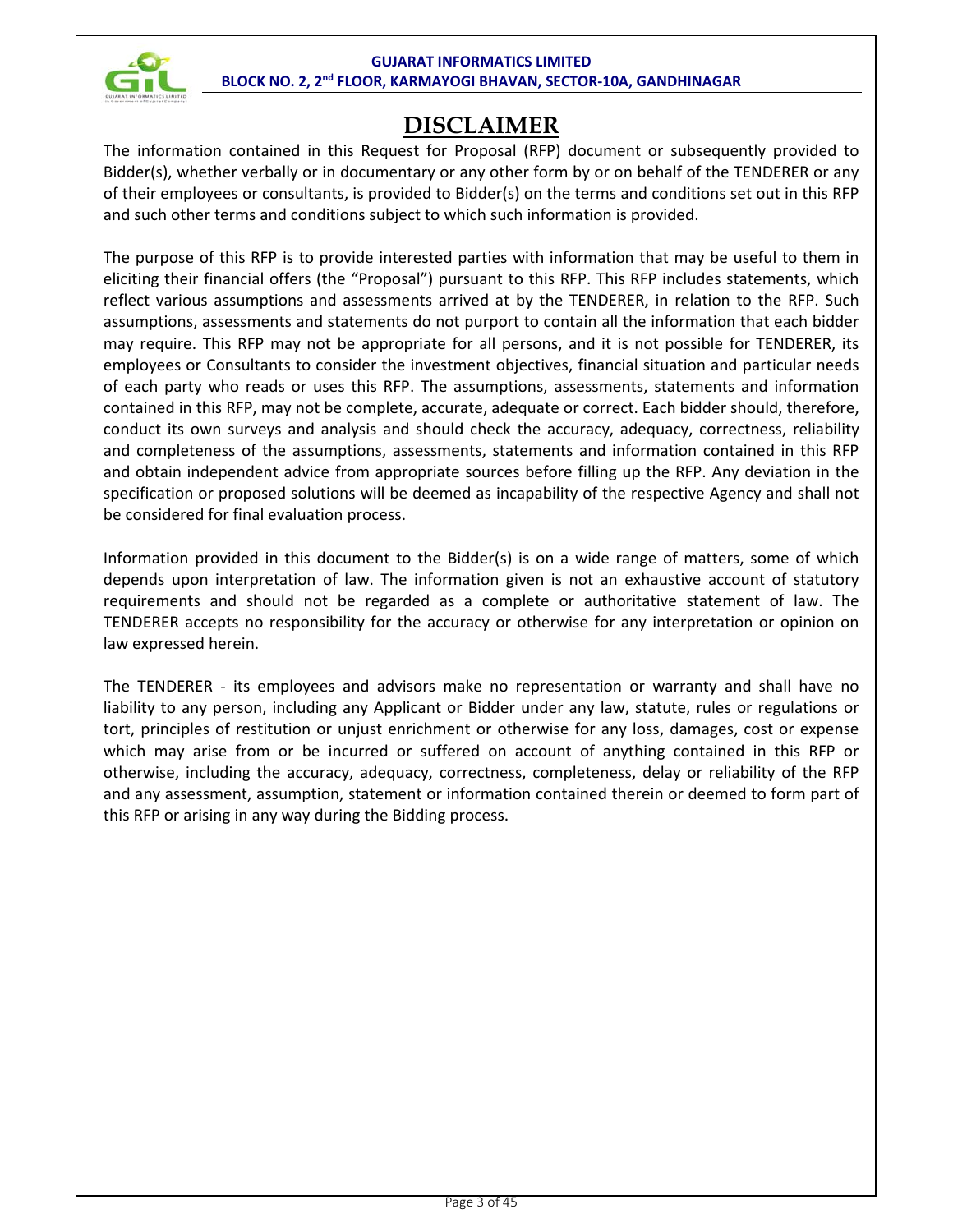# DISCLAIMER

The information contained in this Request for Proposal (RFP) document or subsequently provided to Bidder(s), whether verbally or in documentary or any other form by or on behalf of the TENDERER or any of their employees or consultants, is provided to Bidder(s) on the terms and conditions set out in this RFP and such other terms and conditions subject to which such information is provided.

The purpose of this RFP is to provide interested parties with information that may be useful to them in eliciting their financial offers (the "Proposal") pursuant to this RFP. This RFP includes statements, which reflect various assumptions and assessments arrived at by the TENDERER, in relation to the RFP. Such assumptions, assessments and statements do not purport to contain all the information that each bidder may require. This RFP may not be appropriate for all persons, and it is not possible for TENDERER, its employees or Consultants to consider the investment objectives, financial situation and particular needs of each party who reads or uses this RFP. The assumptions, assessments, statements and information contained in this RFP, may not be complete, accurate, adequate or correct. Each bidder should, therefore, conduct its own surveys and analysis and should check the accuracy, adequacy, correctness, reliability and completeness of the assumptions, assessments, statements and information contained in this RFP and obtain independent advice from appropriate sources before filling up the RFP. Any deviation in the specification or proposed solutions will be deemed as incapability of the respective Agency and shall not be considered for final evaluation process.

Information provided in this document to the Bidder(s) is on a wide range of matters, some of which depends upon interpretation of law. The information given is not an exhaustive account of statutory requirements and should not be regarded as a complete or authoritative statement of law. The TENDERER accepts no responsibility for the accuracy or otherwise for any interpretation or opinion on law expressed herein.

The TENDERER - its employees and advisors make no representation or warranty and shall have no liability to any person, including any Applicant or Bidder under any law, statute, rules or regulations or tort, principles of restitution or unjust enrichment or otherwise for any loss, damages, cost or expense which may arise from or be incurred or suffered on account of anything contained in this RFP or otherwise, including the accuracy, adequacy, correctness, completeness, delay or reliability of the RFP and any assessment, assumption, statement or information contained therein or deemed to form part of this RFP or arising in any way during the Bidding process.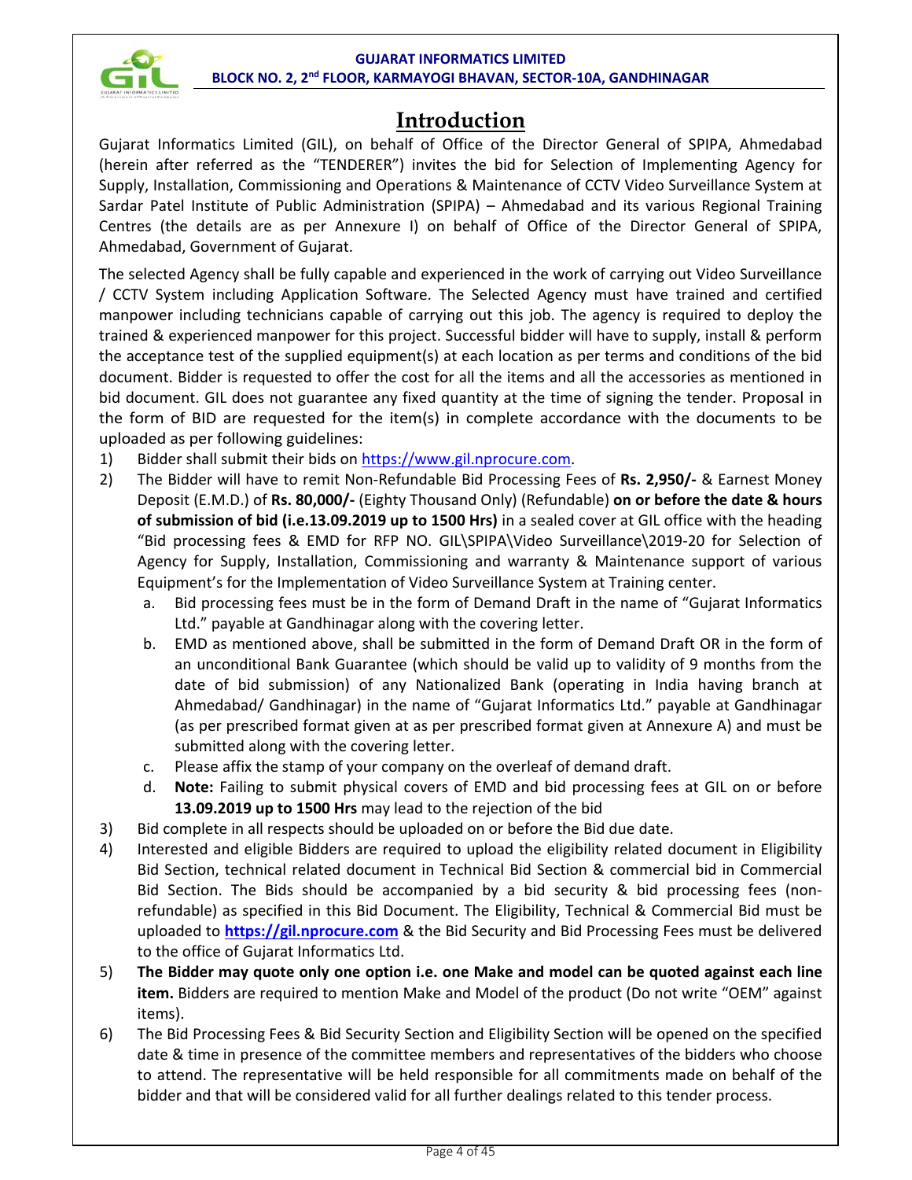# Introduction

Gujarat Informatics Limited (GIL), on behalf of Office of the Director General of SPIPA, Ahmedabad (herein after referred as the "TENDERER") invites the bid for Selection of Implementing Agency for Supply, Installation, Commissioning and Operations & Maintenance of CCTV Video Surveillance System at Sardar Patel Institute of Public Administration (SPIPA) – Ahmedabad and its various Regional Training Centres (the details are as per Annexure I) on behalf of Office of the Director General of SPIPA, Ahmedabad, Government of Gujarat.

The selected Agency shall be fully capable and experienced in the work of carrying out Video Surveillance / CCTV System including Application Software. The Selected Agency must have trained and certified manpower including technicians capable of carrying out this job. The agency is required to deploy the trained & experienced manpower for this project. Successful bidder will have to supply, install & perform the acceptance test of the supplied equipment(s) at each location as per terms and conditions of the bid document. Bidder is requested to offer the cost for all the items and all the accessories as mentioned in bid document. GIL does not guarantee any fixed quantity at the time of signing the tender. Proposal in the form of BID are requested for the item(s) in complete accordance with the documents to be uploaded as per following guidelines:

1) Bidder shall submit their bids on https://www.gil.nprocure.com.
2) The Bidder will have to remit Non-Refundable Bid Processing Fees of **Rs. 2,950/-** & Earnest Money Deposit (E.M.D.) of **Rs. 80,000/-** (Eighty Thousand Only) (Refundable) **on or before the date & hours of submission of bid (i.e.13.09.2019 up to 1500 Hrs)** in a sealed cover at GIL office with the heading "Bid processing fees & EMD for RFP NO. GIL\SPIPA\Video Surveillance\2019-20 for Selection of Agency for Supply, Installation, Commissioning and warranty & Maintenance support of various Equipment's for the Implementation of Video Surveillance System at Training center.
   a. Bid processing fees must be in the form of Demand Draft in the name of "Gujarat Informatics Ltd." payable at Gandhinagar along with the covering letter.
   b. EMD as mentioned above, shall be submitted in the form of Demand Draft OR in the form of an unconditional Bank Guarantee (which should be valid up to validity of 9 months from the date of bid submission) of any Nationalized Bank (operating in India having branch at Ahmedabad/ Gandhinagar) in the name of "Gujarat Informatics Ltd." payable at Gandhinagar (as per prescribed format given at as per prescribed format given at Annexure A) and must be submitted along with the covering letter.
   c. Please affix the stamp of your company on the overleaf of demand draft.
   d. **Note:** Failing to submit physical covers of EMD and bid processing fees at GIL on or before **13.09.2019 up to 1500 Hrs** may lead to the rejection of the bid
3) Bid complete in all respects should be uploaded on or before the Bid due date.
4) Interested and eligible Bidders are required to upload the eligibility related document in Eligibility Bid Section, technical related document in Technical Bid Section & commercial bid in Commercial Bid Section. The Bids should be accompanied by a bid security & bid processing fees (non-refundable) as specified in this Bid Document. The Eligibility, Technical & Commercial Bid must be uploaded to **https://gil.nprocure.com** & the Bid Security and Bid Processing Fees must be delivered to the office of Gujarat Informatics Ltd.
5) **The Bidder may quote only one option i.e. one Make and model can be quoted against each line item.** Bidders are required to mention Make and Model of the product (Do not write "OEM" against items).
6) The Bid Processing Fees & Bid Security Section and Eligibility Section will be opened on the specified date & time in presence of the committee members and representatives of the bidders who choose to attend. The representative will be held responsible for all commitments made on behalf of the bidder and that will be considered valid for all further dealings related to this tender process.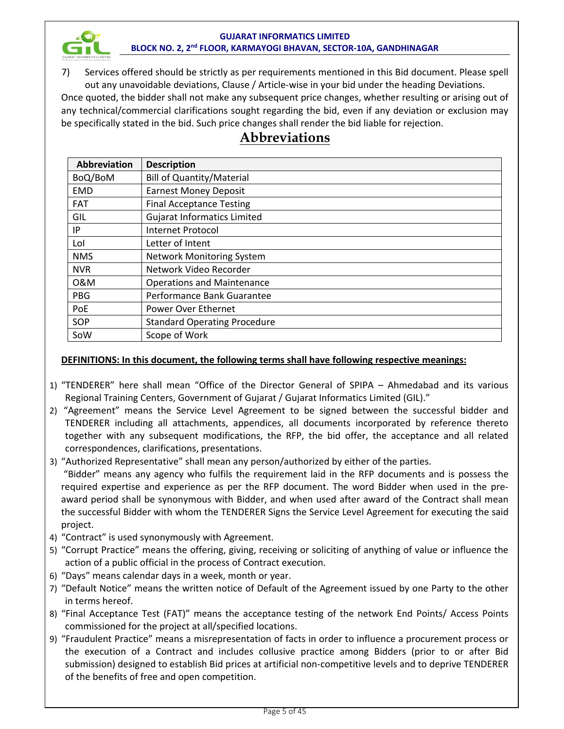7) Services offered should be strictly as per requirements mentioned in this Bid document. Please spell out any unavoidable deviations, Clause / Article-wise in your bid under the heading Deviations.

Once quoted, the bidder shall not make any subsequent price changes, whether resulting or arising out of any technical/commercial clarifications sought regarding the bid, even if any deviation or exclusion may be specifically stated in the bid. Such price changes shall render the bid liable for rejection.

# Abbreviations

| Abbreviation | Description |
|---|---|
| BoQ/BoM | Bill of Quantity/Material |
| EMD | Earnest Money Deposit |
| FAT | Final Acceptance Testing |
| GIL | Gujarat Informatics Limited |
| IP | Internet Protocol |
| LoI | Letter of Intent |
| NMS | Network Monitoring System |
| NVR | Network Video Recorder |
| O&M | Operations and Maintenance |
| PBG | Performance Bank Guarantee |
| PoE | Power Over Ethernet |
| SOP | Standard Operating Procedure |
| SoW | Scope of Work |

**DEFINITIONS: In this document, the following terms shall have following respective meanings:**

1) "TENDERER" here shall mean "Office of the Director General of SPIPA – Ahmedabad and its various Regional Training Centers, Government of Gujarat / Gujarat Informatics Limited (GIL)."
2) "Agreement" means the Service Level Agreement to be signed between the successful bidder and TENDERER including all attachments, appendices, all documents incorporated by reference thereto together with any subsequent modifications, the RFP, the bid offer, the acceptance and all related correspondences, clarifications, presentations.
3) "Authorized Representative" shall mean any person/authorized by either of the parties.

   "Bidder" means any agency who fulfils the requirement laid in the RFP documents and is possess the required expertise and experience as per the RFP document. The word Bidder when used in the pre-award period shall be synonymous with Bidder, and when used after award of the Contract shall mean the successful Bidder with whom the TENDERER Signs the Service Level Agreement for executing the said project.
4) "Contract" is used synonymously with Agreement.
5) "Corrupt Practice" means the offering, giving, receiving or soliciting of anything of value or influence the action of a public official in the process of Contract execution.
6) "Days" means calendar days in a week, month or year.
7) "Default Notice" means the written notice of Default of the Agreement issued by one Party to the other in terms hereof.
8) "Final Acceptance Test (FAT)" means the acceptance testing of the network End Points/ Access Points commissioned for the project at all/specified locations.
9) "Fraudulent Practice" means a misrepresentation of facts in order to influence a procurement process or the execution of a Contract and includes collusive practice among Bidders (prior to or after Bid submission) designed to establish Bid prices at artificial non-competitive levels and to deprive TENDERER of the benefits of free and open competition.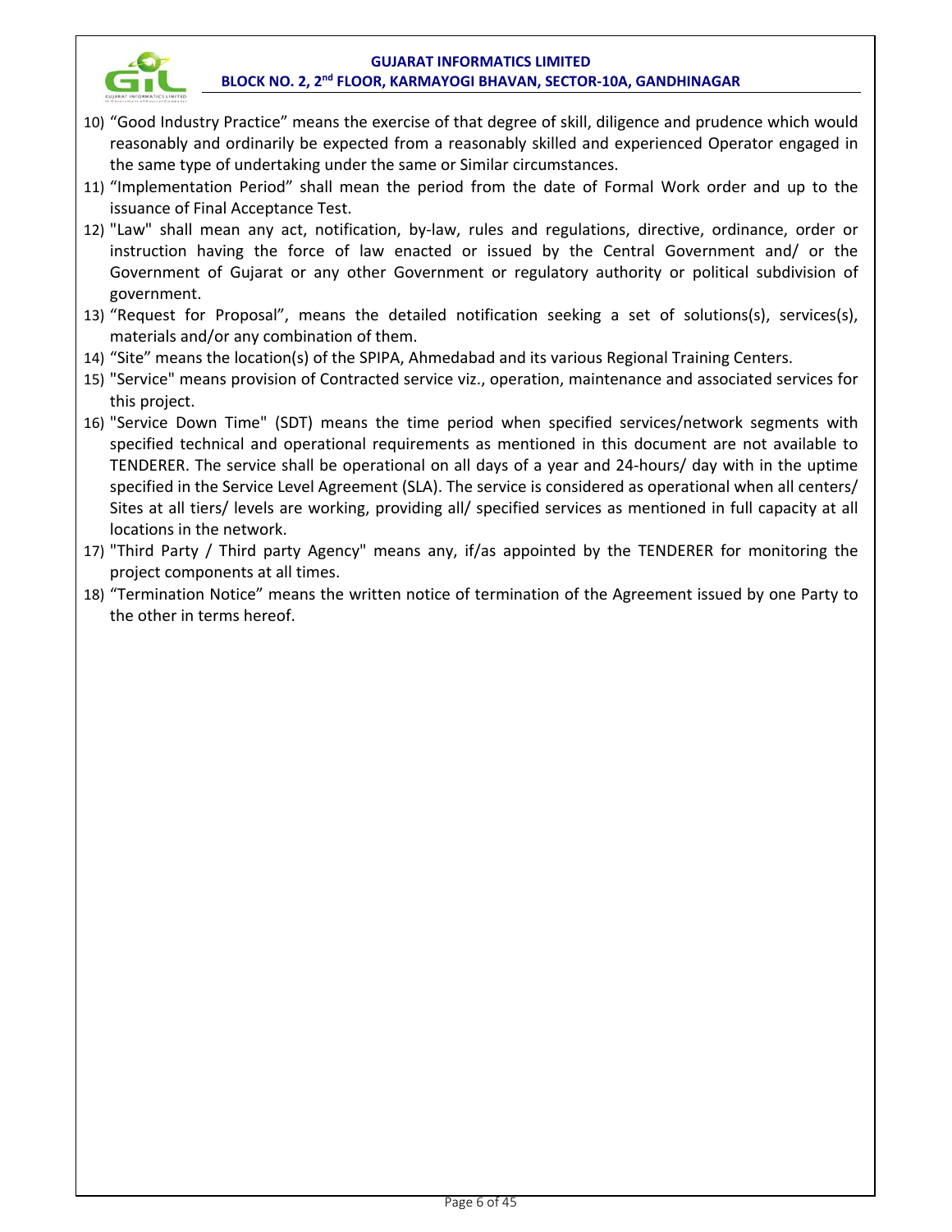10) "Good Industry Practice" means the exercise of that degree of skill, diligence and prudence which would reasonably and ordinarily be expected from a reasonably skilled and experienced Operator engaged in the same type of undertaking under the same or Similar circumstances.
11) "Implementation Period" shall mean the period from the date of Formal Work order and up to the issuance of Final Acceptance Test.
12) "Law" shall mean any act, notification, by-law, rules and regulations, directive, ordinance, order or instruction having the force of law enacted or issued by the Central Government and/ or the Government of Gujarat or any other Government or regulatory authority or political subdivision of government.
13) "Request for Proposal", means the detailed notification seeking a set of solutions(s), services(s), materials and/or any combination of them.
14) "Site" means the location(s) of the SPIPA, Ahmedabad and its various Regional Training Centers.
15) "Service" means provision of Contracted service viz., operation, maintenance and associated services for this project.
16) "Service Down Time" (SDT) means the time period when specified services/network segments with specified technical and operational requirements as mentioned in this document are not available to TENDERER. The service shall be operational on all days of a year and 24-hours/ day with in the uptime specified in the Service Level Agreement (SLA). The service is considered as operational when all centers/ Sites at all tiers/ levels are working, providing all/ specified services as mentioned in full capacity at all locations in the network.
17) "Third Party / Third party Agency" means any, if/as appointed by the TENDERER for monitoring the project components at all times.
18) "Termination Notice" means the written notice of termination of the Agreement issued by one Party to the other in terms hereof.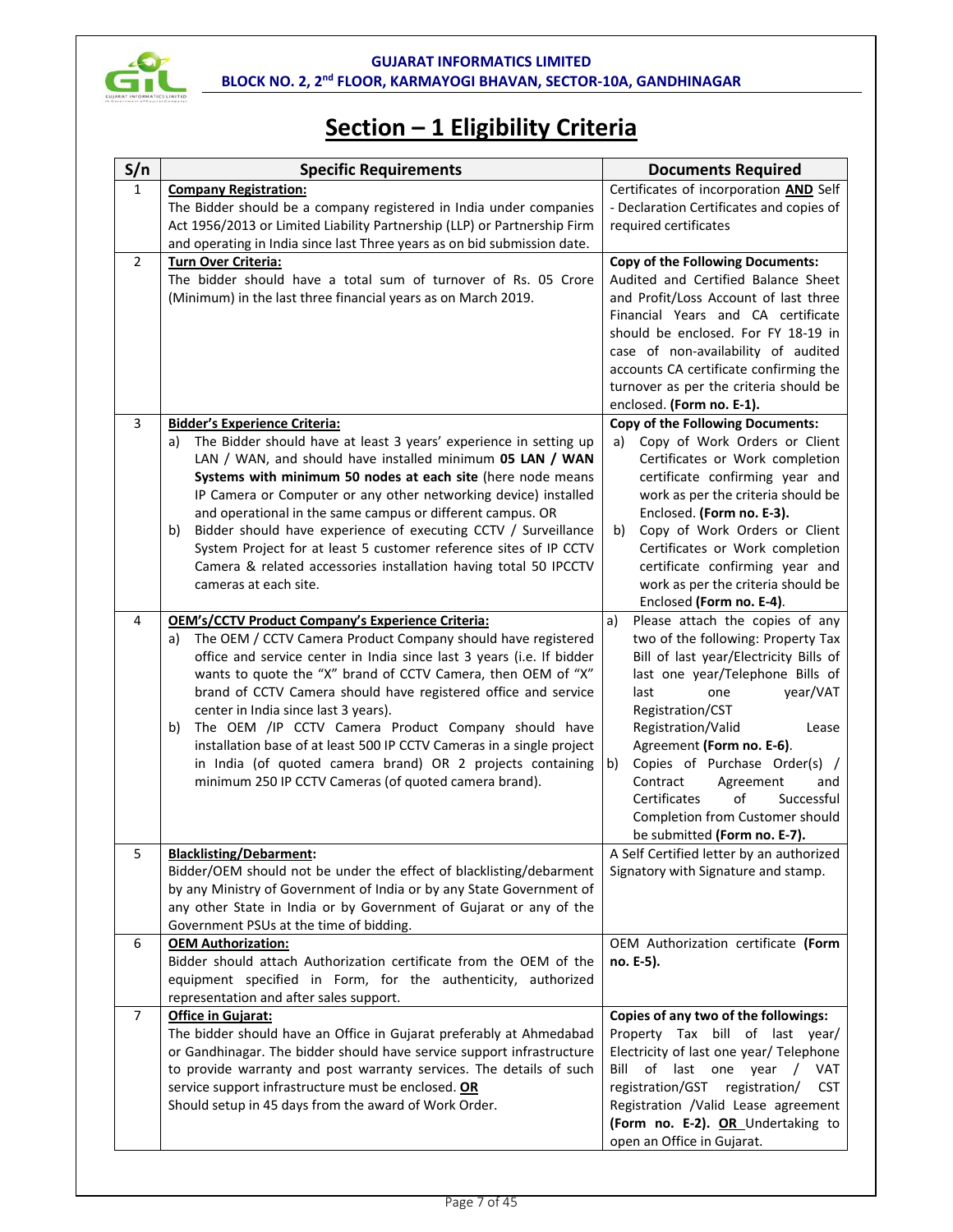# Section – 1 Eligibility Criteria

| S/n | Specific Requirements | Documents Required |
|---|---|---|
| 1 | **Company Registration:** The Bidder should be a company registered in India under companies Act 1956/2013 or Limited Liability Partnership (LLP) or Partnership Firm and operating in India since last Three years as on bid submission date. | Certificates of incorporation **AND** Self - Declaration Certificates and copies of required certificates |
| 2 | **Turn Over Criteria:** The bidder should have a total sum of turnover of Rs. 05 Crore (Minimum) in the last three financial years as on March 2019. | **Copy of the Following Documents:** Audited and Certified Balance Sheet and Profit/Loss Account of last three Financial Years and CA certificate should be enclosed. For FY 18-19 in case of non-availability of audited accounts CA certificate confirming the turnover as per the criteria should be enclosed. **(Form no. E-1).** |
| 3 | **Bidder's Experience Criteria:** a) The Bidder should have at least 3 years' experience in setting up LAN / WAN, and should have installed minimum **05 LAN / WAN Systems with minimum 50 nodes at each site** (here node means IP Camera or Computer or any other networking device) installed and operational in the same campus or different campus. OR b) Bidder should have experience of executing CCTV / Surveillance System Project for at least 5 customer reference sites of IP CCTV Camera & related accessories installation having total 50 IPCCTV cameras at each site. | **Copy of the Following Documents:** a) Copy of Work Orders or Client Certificates or Work completion certificate confirming year and work as per the criteria should be Enclosed. **(Form no. E-3).** b) Copy of Work Orders or Client Certificates or Work completion certificate confirming year and work as per the criteria should be Enclosed **(Form no. E-4)**. |
| 4 | **OEM's/CCTV Product Company's Experience Criteria:** a) The OEM / CCTV Camera Product Company should have registered office and service center in India since last 3 years (i.e. If bidder wants to quote the "X" brand of CCTV Camera, then OEM of "X" brand of CCTV Camera should have registered office and service center in India since last 3 years). b) The OEM /IP CCTV Camera Product Company should have installation base of at least 500 IP CCTV Cameras in a single project in India (of quoted camera brand) OR 2 projects containing minimum 250 IP CCTV Cameras (of quoted camera brand). | a) Please attach the copies of any two of the following: Property Tax Bill of last year/Electricity Bills of last one year/Telephone Bills of last one year/VAT Registration/CST Registration/Valid Lease Agreement **(Form no. E-6)**. b) Copies of Purchase Order(s) / Contract Agreement and Certificates of Successful Completion from Customer should be submitted **(Form no. E-7).** |
| 5 | **Blacklisting/Debarment:** Bidder/OEM should not be under the effect of blacklisting/debarment by any Ministry of Government of India or by any State Government of any other State in India or by Government of Gujarat or any of the Government PSUs at the time of bidding. | A Self Certified letter by an authorized Signatory with Signature and stamp. |
| 6 | **OEM Authorization:** Bidder should attach Authorization certificate from the OEM of the equipment specified in Form, for the authenticity, authorized representation and after sales support. | OEM Authorization certificate **(Form no. E-5).** |
| 7 | **Office in Gujarat:** The bidder should have an Office in Gujarat preferably at Ahmedabad or Gandhinagar. The bidder should have service support infrastructure to provide warranty and post warranty services. The details of such service support infrastructure must be enclosed. **OR** Should setup in 45 days from the award of Work Order. | **Copies of any two of the followings:** Property Tax bill of last year/ Electricity of last one year/ Telephone Bill of last one year / VAT registration/GST registration/ CST Registration /Valid Lease agreement **(Form no. E-2). OR** Undertaking to open an Office in Gujarat. |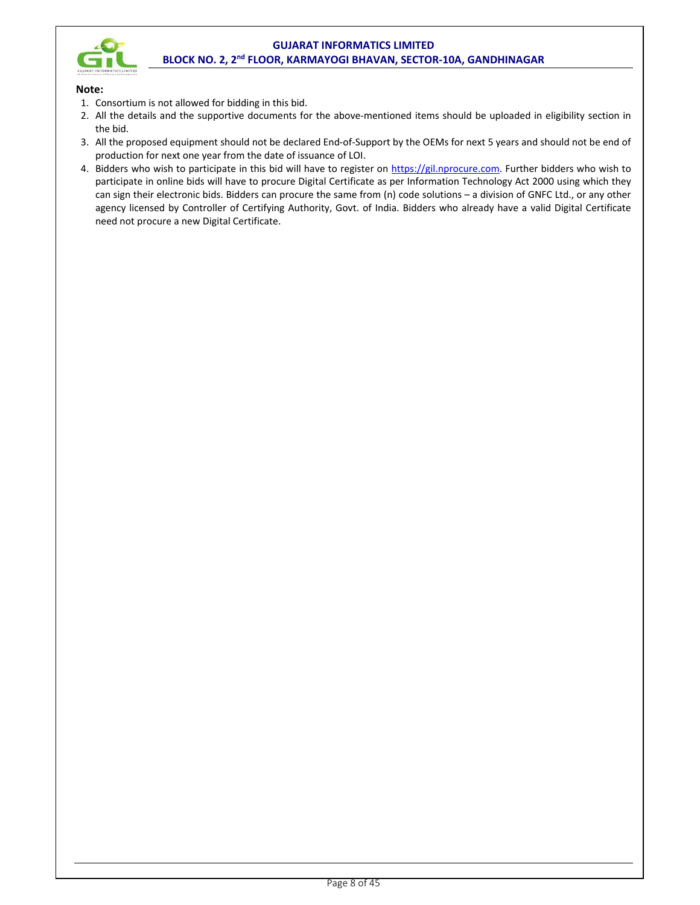**Note:**

1. Consortium is not allowed for bidding in this bid.
2. All the details and the supportive documents for the above-mentioned items should be uploaded in eligibility section in the bid.
3. All the proposed equipment should not be declared End-of-Support by the OEMs for next 5 years and should not be end of production for next one year from the date of issuance of LOI.
4. Bidders who wish to participate in this bid will have to register on https://gil.nprocure.com. Further bidders who wish to participate in online bids will have to procure Digital Certificate as per Information Technology Act 2000 using which they can sign their electronic bids. Bidders can procure the same from (n) code solutions – a division of GNFC Ltd., or any other agency licensed by Controller of Certifying Authority, Govt. of India. Bidders who already have a valid Digital Certificate need not procure a new Digital Certificate.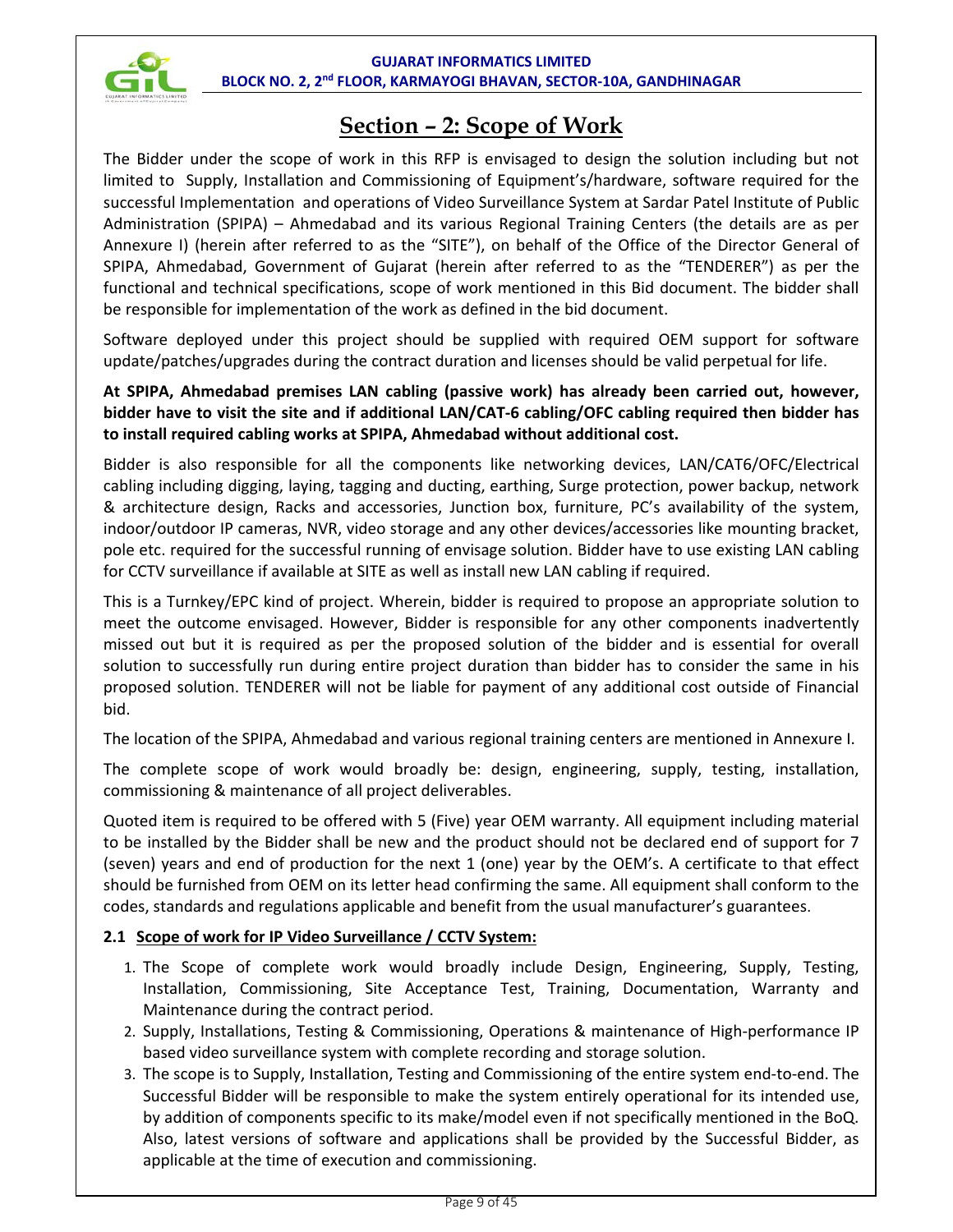# Section – 2: Scope of Work

The Bidder under the scope of work in this RFP is envisaged to design the solution including but not limited to Supply, Installation and Commissioning of Equipment's/hardware, software required for the successful Implementation and operations of Video Surveillance System at Sardar Patel Institute of Public Administration (SPIPA) – Ahmedabad and its various Regional Training Centers (the details are as per Annexure I) (herein after referred to as the "SITE"), on behalf of the Office of the Director General of SPIPA, Ahmedabad, Government of Gujarat (herein after referred to as the "TENDERER") as per the functional and technical specifications, scope of work mentioned in this Bid document. The bidder shall be responsible for implementation of the work as defined in the bid document.

Software deployed under this project should be supplied with required OEM support for software update/patches/upgrades during the contract duration and licenses should be valid perpetual for life.

**At SPIPA, Ahmedabad premises LAN cabling (passive work) has already been carried out, however, bidder have to visit the site and if additional LAN/CAT-6 cabling/OFC cabling required then bidder has to install required cabling works at SPIPA, Ahmedabad without additional cost.**

Bidder is also responsible for all the components like networking devices, LAN/CAT6/OFC/Electrical cabling including digging, laying, tagging and ducting, earthing, Surge protection, power backup, network & architecture design, Racks and accessories, Junction box, furniture, PC's availability of the system, indoor/outdoor IP cameras, NVR, video storage and any other devices/accessories like mounting bracket, pole etc. required for the successful running of envisage solution. Bidder have to use existing LAN cabling for CCTV surveillance if available at SITE as well as install new LAN cabling if required.

This is a Turnkey/EPC kind of project. Wherein, bidder is required to propose an appropriate solution to meet the outcome envisaged. However, Bidder is responsible for any other components inadvertently missed out but it is required as per the proposed solution of the bidder and is essential for overall solution to successfully run during entire project duration than bidder has to consider the same in his proposed solution. TENDERER will not be liable for payment of any additional cost outside of Financial bid.

The location of the SPIPA, Ahmedabad and various regional training centers are mentioned in Annexure I.

The complete scope of work would broadly be: design, engineering, supply, testing, installation, commissioning & maintenance of all project deliverables.

Quoted item is required to be offered with 5 (Five) year OEM warranty. All equipment including material to be installed by the Bidder shall be new and the product should not be declared end of support for 7 (seven) years and end of production for the next 1 (one) year by the OEM's. A certificate to that effect should be furnished from OEM on its letter head confirming the same. All equipment shall conform to the codes, standards and regulations applicable and benefit from the usual manufacturer's guarantees.

## 2.1 Scope of work for IP Video Surveillance / CCTV System:

1. The Scope of complete work would broadly include Design, Engineering, Supply, Testing, Installation, Commissioning, Site Acceptance Test, Training, Documentation, Warranty and Maintenance during the contract period.
2. Supply, Installations, Testing & Commissioning, Operations & maintenance of High-performance IP based video surveillance system with complete recording and storage solution.
3. The scope is to Supply, Installation, Testing and Commissioning of the entire system end-to-end. The Successful Bidder will be responsible to make the system entirely operational for its intended use, by addition of components specific to its make/model even if not specifically mentioned in the BoQ. Also, latest versions of software and applications shall be provided by the Successful Bidder, as applicable at the time of execution and commissioning.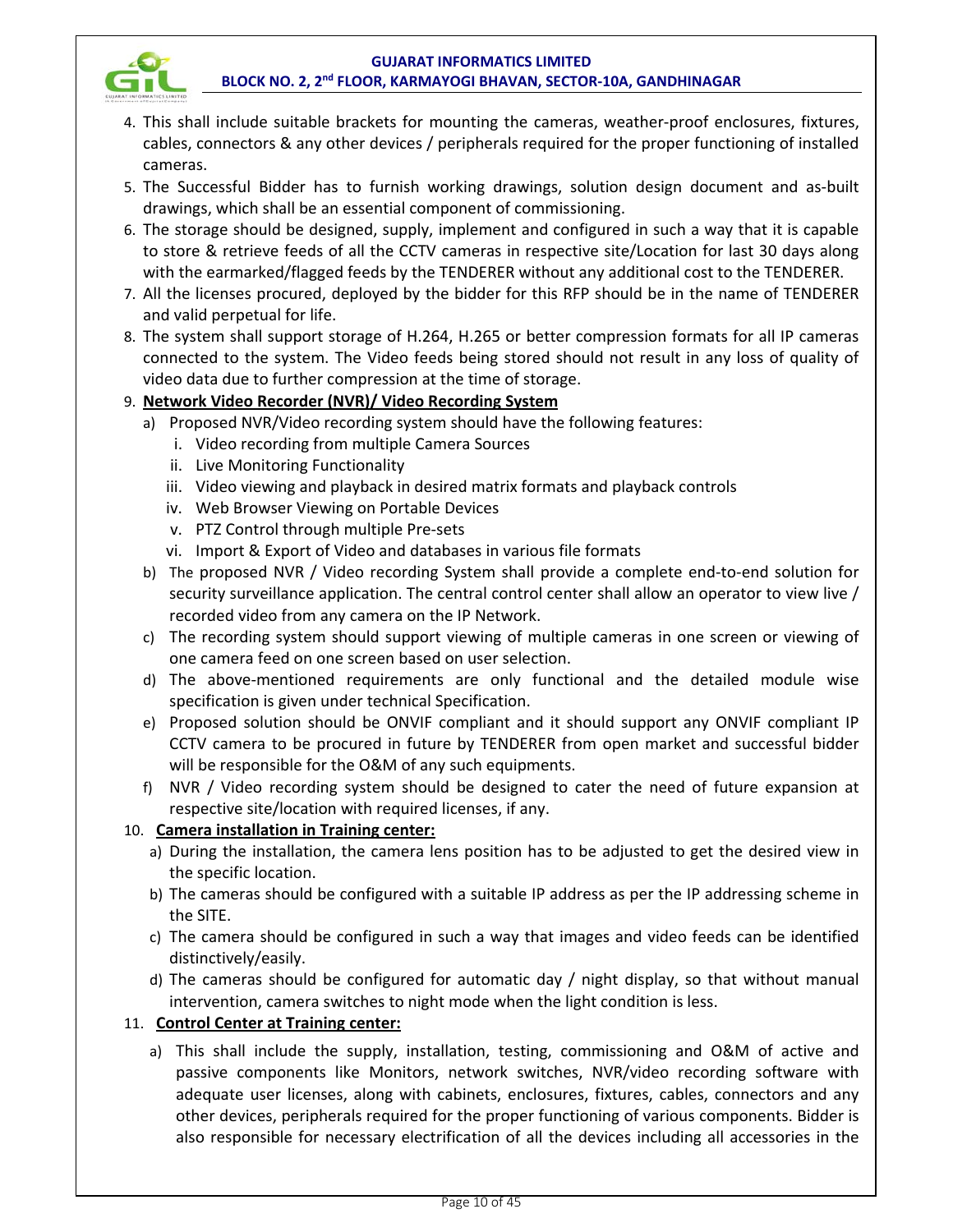4. This shall include suitable brackets for mounting the cameras, weather-proof enclosures, fixtures, cables, connectors & any other devices / peripherals required for the proper functioning of installed cameras.
5. The Successful Bidder has to furnish working drawings, solution design document and as-built drawings, which shall be an essential component of commissioning.
6. The storage should be designed, supply, implement and configured in such a way that it is capable to store & retrieve feeds of all the CCTV cameras in respective site/Location for last 30 days along with the earmarked/flagged feeds by the TENDERER without any additional cost to the TENDERER.
7. All the licenses procured, deployed by the bidder for this RFP should be in the name of TENDERER and valid perpetual for life.
8. The system shall support storage of H.264, H.265 or better compression formats for all IP cameras connected to the system. The Video feeds being stored should not result in any loss of quality of video data due to further compression at the time of storage.
9. **<u>Network Video Recorder (NVR)/ Video Recording System</u>**
   a) Proposed NVR/Video recording system should have the following features:
      i. Video recording from multiple Camera Sources
      ii. Live Monitoring Functionality
      iii. Video viewing and playback in desired matrix formats and playback controls
      iv. Web Browser Viewing on Portable Devices
      v. PTZ Control through multiple Pre-sets
      vi. Import & Export of Video and databases in various file formats
   b) The proposed NVR / Video recording System shall provide a complete end-to-end solution for security surveillance application. The central control center shall allow an operator to view live / recorded video from any camera on the IP Network.
   c) The recording system should support viewing of multiple cameras in one screen or viewing of one camera feed on one screen based on user selection.
   d) The above-mentioned requirements are only functional and the detailed module wise specification is given under technical Specification.
   e) Proposed solution should be ONVIF compliant and it should support any ONVIF compliant IP CCTV camera to be procured in future by TENDERER from open market and successful bidder will be responsible for the O&M of any such equipments.
   f) NVR / Video recording system should be designed to cater the need of future expansion at respective site/location with required licenses, if any.
10. **<u>Camera installation in Training center:</u>**
   a) During the installation, the camera lens position has to be adjusted to get the desired view in the specific location.
   b) The cameras should be configured with a suitable IP address as per the IP addressing scheme in the SITE.
   c) The camera should be configured in such a way that images and video feeds can be identified distinctively/easily.
   d) The cameras should be configured for automatic day / night display, so that without manual intervention, camera switches to night mode when the light condition is less.
11. **<u>Control Center at Training center:</u>**
   a) This shall include the supply, installation, testing, commissioning and O&M of active and passive components like Monitors, network switches, NVR/video recording software with adequate user licenses, along with cabinets, enclosures, fixtures, cables, connectors and any other devices, peripherals required for the proper functioning of various components. Bidder is also responsible for necessary electrification of all the devices including all accessories in the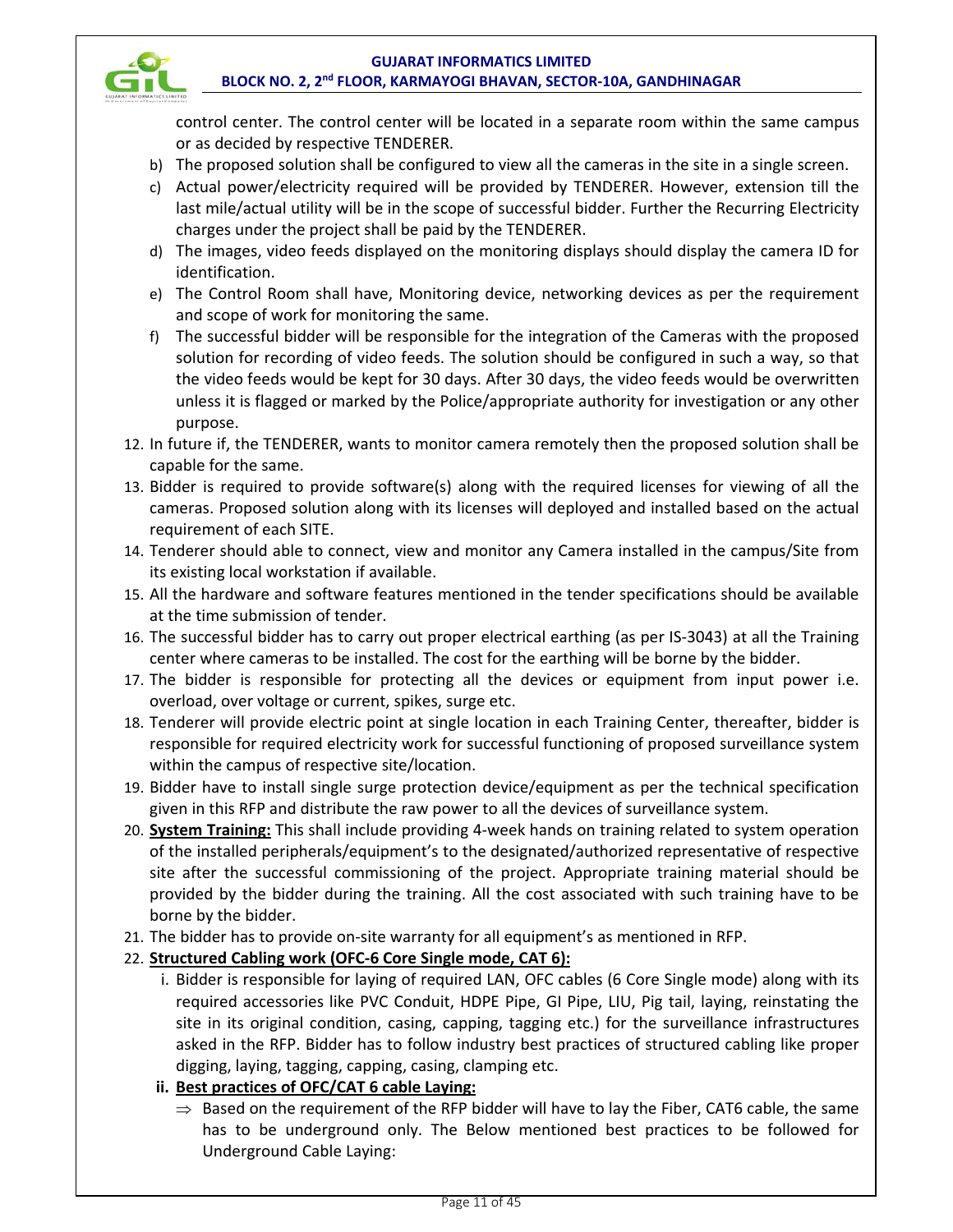control center. The control center will be located in a separate room within the same campus or as decided by respective TENDERER.

b) The proposed solution shall be configured to view all the cameras in the site in a single screen.
c) Actual power/electricity required will be provided by TENDERER. However, extension till the last mile/actual utility will be in the scope of successful bidder. Further the Recurring Electricity charges under the project shall be paid by the TENDERER.
d) The images, video feeds displayed on the monitoring displays should display the camera ID for identification.
e) The Control Room shall have, Monitoring device, networking devices as per the requirement and scope of work for monitoring the same.
f) The successful bidder will be responsible for the integration of the Cameras with the proposed solution for recording of video feeds. The solution should be configured in such a way, so that the video feeds would be kept for 30 days. After 30 days, the video feeds would be overwritten unless it is flagged or marked by the Police/appropriate authority for investigation or any other purpose.

12. In future if, the TENDERER, wants to monitor camera remotely then the proposed solution shall be capable for the same.
13. Bidder is required to provide software(s) along with the required licenses for viewing of all the cameras. Proposed solution along with its licenses will deployed and installed based on the actual requirement of each SITE.
14. Tenderer should able to connect, view and monitor any Camera installed in the campus/Site from its existing local workstation if available.
15. All the hardware and software features mentioned in the tender specifications should be available at the time submission of tender.
16. The successful bidder has to carry out proper electrical earthing (as per IS-3043) at all the Training center where cameras to be installed. The cost for the earthing will be borne by the bidder.
17. The bidder is responsible for protecting all the devices or equipment from input power i.e. overload, over voltage or current, spikes, surge etc.
18. Tenderer will provide electric point at single location in each Training Center, thereafter, bidder is responsible for required electricity work for successful functioning of proposed surveillance system within the campus of respective site/location.
19. Bidder have to install single surge protection device/equipment as per the technical specification given in this RFP and distribute the raw power to all the devices of surveillance system.
20. **System Training:** This shall include providing 4-week hands on training related to system operation of the installed peripherals/equipment's to the designated/authorized representative of respective site after the successful commissioning of the project. Appropriate training material should be provided by the bidder during the training. All the cost associated with such training have to be borne by the bidder.
21. The bidder has to provide on-site warranty for all equipment's as mentioned in RFP.
22. **Structured Cabling work (OFC-6 Core Single mode, CAT 6):**
    i. Bidder is responsible for laying of required LAN, OFC cables (6 Core Single mode) along with its required accessories like PVC Conduit, HDPE Pipe, GI Pipe, LIU, Pig tail, laying, reinstating the site in its original condition, casing, capping, tagging etc.) for the surveillance infrastructures asked in the RFP. Bidder has to follow industry best practices of structured cabling like proper digging, laying, tagging, capping, casing, clamping etc.
    
    **ii. Best practices of OFC/CAT 6 cable Laying:**
    
    ⇒ Based on the requirement of the RFP bidder will have to lay the Fiber, CAT6 cable, the same has to be underground only. The Below mentioned best practices to be followed for Underground Cable Laying: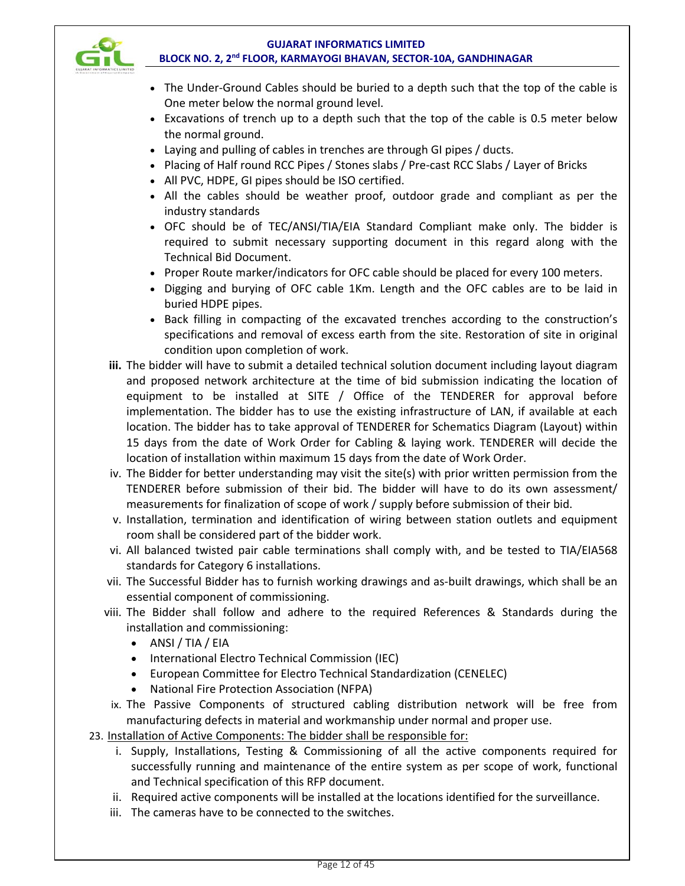- The Under-Ground Cables should be buried to a depth such that the top of the cable is One meter below the normal ground level.
- Excavations of trench up to a depth such that the top of the cable is 0.5 meter below the normal ground.
- Laying and pulling of cables in trenches are through GI pipes / ducts.
- Placing of Half round RCC Pipes / Stones slabs / Pre-cast RCC Slabs / Layer of Bricks
- All PVC, HDPE, GI pipes should be ISO certified.
- All the cables should be weather proof, outdoor grade and compliant as per the industry standards
- OFC should be of TEC/ANSI/TIA/EIA Standard Compliant make only. The bidder is required to submit necessary supporting document in this regard along with the Technical Bid Document.
- Proper Route marker/indicators for OFC cable should be placed for every 100 meters.
- Digging and burying of OFC cable 1Km. Length and the OFC cables are to be laid in buried HDPE pipes.
- Back filling in compacting of the excavated trenches according to the construction's specifications and removal of excess earth from the site. Restoration of site in original condition upon completion of work.

**iii.** The bidder will have to submit a detailed technical solution document including layout diagram and proposed network architecture at the time of bid submission indicating the location of equipment to be installed at SITE / Office of the TENDERER for approval before implementation. The bidder has to use the existing infrastructure of LAN, if available at each location. The bidder has to take approval of TENDERER for Schematics Diagram (Layout) within 15 days from the date of Work Order for Cabling & laying work. TENDERER will decide the location of installation within maximum 15 days from the date of Work Order.

iv. The Bidder for better understanding may visit the site(s) with prior written permission from the TENDERER before submission of their bid. The bidder will have to do its own assessment/ measurements for finalization of scope of work / supply before submission of their bid.

v. Installation, termination and identification of wiring between station outlets and equipment room shall be considered part of the bidder work.

vi. All balanced twisted pair cable terminations shall comply with, and be tested to TIA/EIA568 standards for Category 6 installations.

vii. The Successful Bidder has to furnish working drawings and as-built drawings, which shall be an essential component of commissioning.

viii. The Bidder shall follow and adhere to the required References & Standards during the installation and commissioning:

- ANSI / TIA / EIA
- International Electro Technical Commission (IEC)
- European Committee for Electro Technical Standardization (CENELEC)
- National Fire Protection Association (NFPA)

ix. The Passive Components of structured cabling distribution network will be free from manufacturing defects in material and workmanship under normal and proper use.

23. <u>Installation of Active Components: The bidder shall be responsible for:</u>

i. Supply, Installations, Testing & Commissioning of all the active components required for successfully running and maintenance of the entire system as per scope of work, functional and Technical specification of this RFP document.

ii. Required active components will be installed at the locations identified for the surveillance.

iii. The cameras have to be connected to the switches.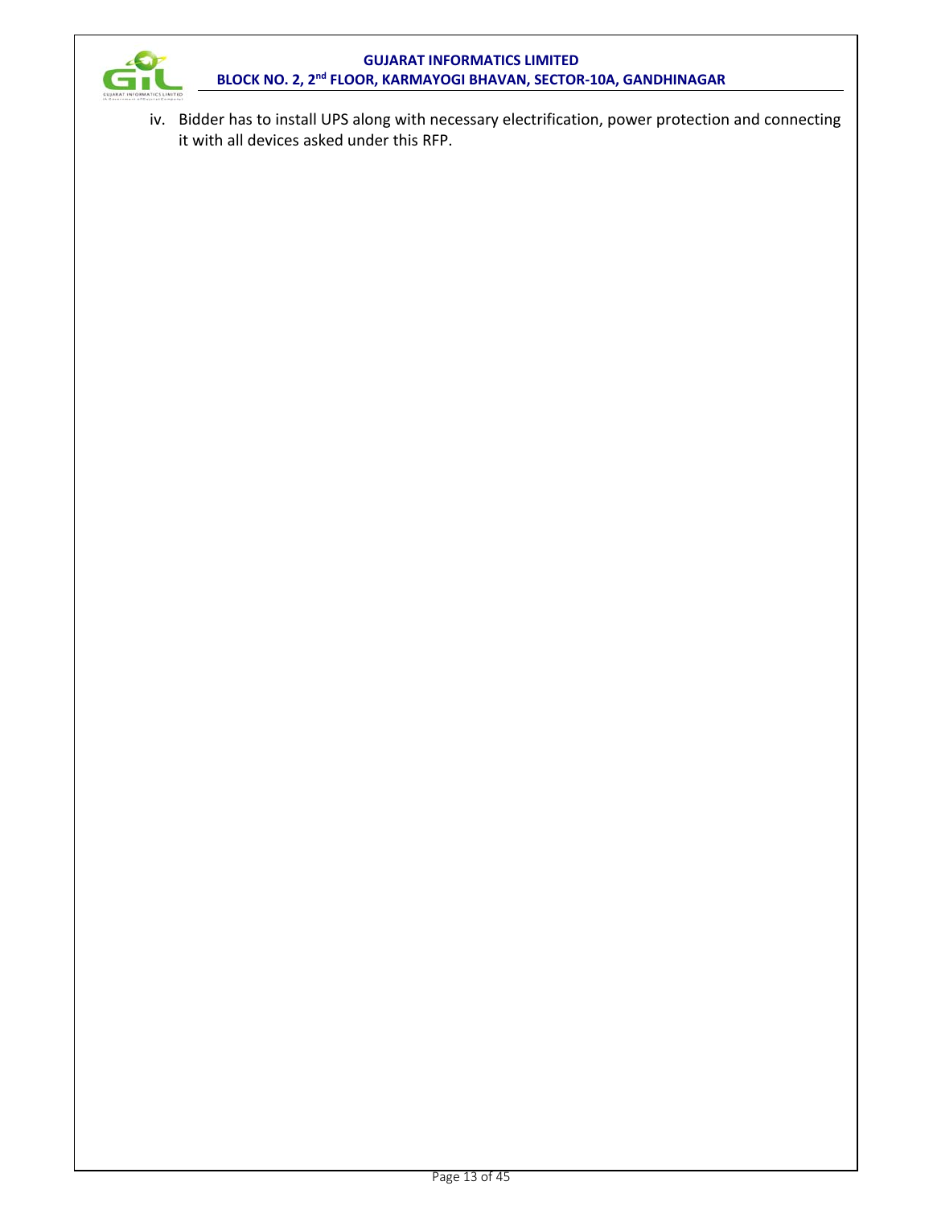iv. Bidder has to install UPS along with necessary electrification, power protection and connecting it with all devices asked under this RFP.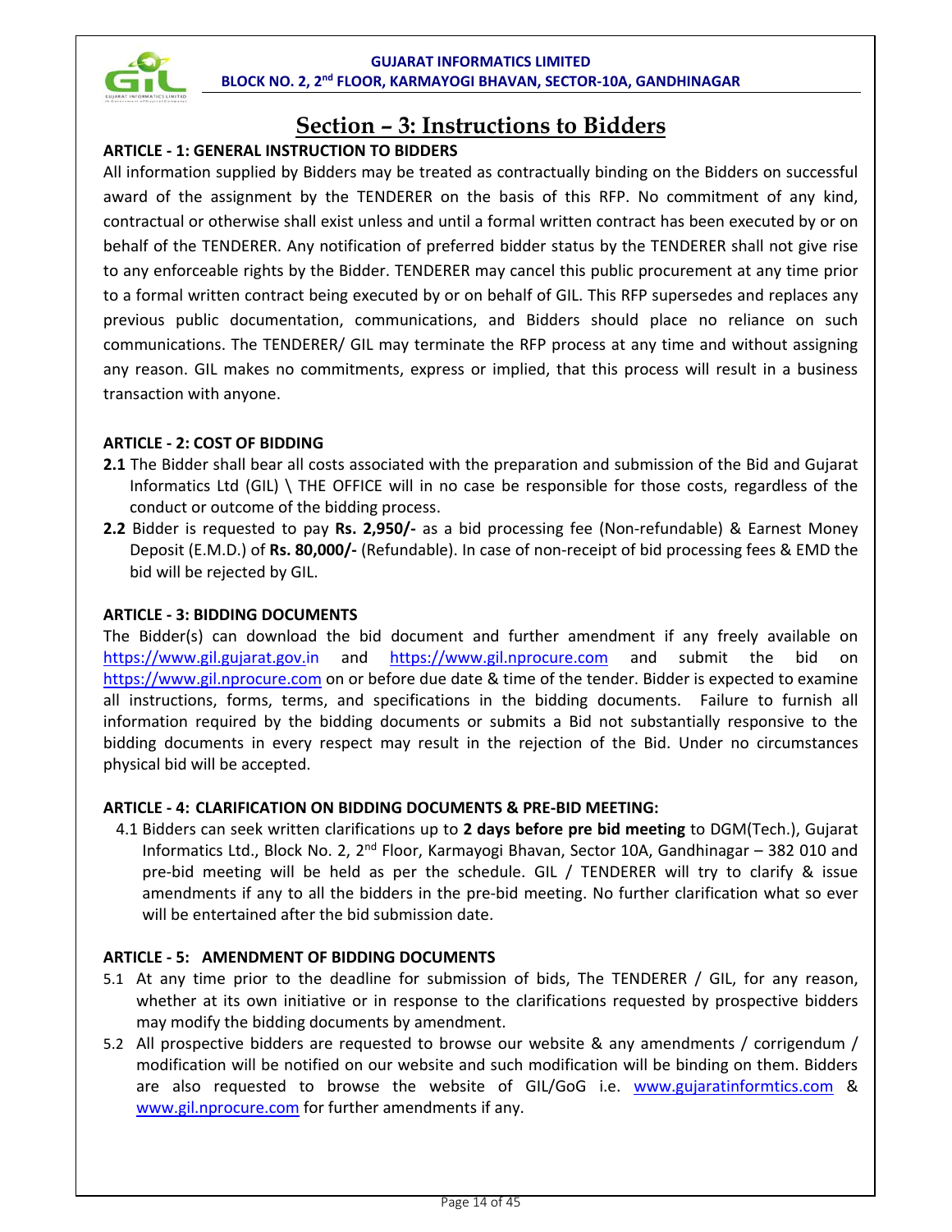# Section – 3: Instructions to Bidders

**ARTICLE - 1: GENERAL INSTRUCTION TO BIDDERS**

All information supplied by Bidders may be treated as contractually binding on the Bidders on successful award of the assignment by the TENDERER on the basis of this RFP. No commitment of any kind, contractual or otherwise shall exist unless and until a formal written contract has been executed by or on behalf of the TENDERER. Any notification of preferred bidder status by the TENDERER shall not give rise to any enforceable rights by the Bidder. TENDERER may cancel this public procurement at any time prior to a formal written contract being executed by or on behalf of GIL. This RFP supersedes and replaces any previous public documentation, communications, and Bidders should place no reliance on such communications. The TENDERER/ GIL may terminate the RFP process at any time and without assigning any reason. GIL makes no commitments, express or implied, that this process will result in a business transaction with anyone.

**ARTICLE - 2: COST OF BIDDING**

**2.1** The Bidder shall bear all costs associated with the preparation and submission of the Bid and Gujarat Informatics Ltd (GIL) \ THE OFFICE will in no case be responsible for those costs, regardless of the conduct or outcome of the bidding process.

**2.2** Bidder is requested to pay **Rs. 2,950/-** as a bid processing fee (Non-refundable) & Earnest Money Deposit (E.M.D.) of **Rs. 80,000/-** (Refundable). In case of non-receipt of bid processing fees & EMD the bid will be rejected by GIL.

**ARTICLE - 3: BIDDING DOCUMENTS**

The Bidder(s) can download the bid document and further amendment if any freely available on https://www.gil.gujarat.gov.in and https://www.gil.nprocure.com and submit the bid on https://www.gil.nprocure.com on or before due date & time of the tender. Bidder is expected to examine all instructions, forms, terms, and specifications in the bidding documents. Failure to furnish all information required by the bidding documents or submits a Bid not substantially responsive to the bidding documents in every respect may result in the rejection of the Bid. Under no circumstances physical bid will be accepted.

**ARTICLE - 4: CLARIFICATION ON BIDDING DOCUMENTS & PRE-BID MEETING:**

4.1 Bidders can seek written clarifications up to **2 days before pre bid meeting** to DGM(Tech.), Gujarat Informatics Ltd., Block No. 2, 2nd Floor, Karmayogi Bhavan, Sector 10A, Gandhinagar – 382 010 and pre-bid meeting will be held as per the schedule. GIL / TENDERER will try to clarify & issue amendments if any to all the bidders in the pre-bid meeting. No further clarification what so ever will be entertained after the bid submission date.

**ARTICLE - 5: AMENDMENT OF BIDDING DOCUMENTS**

5.1 At any time prior to the deadline for submission of bids, The TENDERER / GIL, for any reason, whether at its own initiative or in response to the clarifications requested by prospective bidders may modify the bidding documents by amendment.

5.2 All prospective bidders are requested to browse our website & any amendments / corrigendum / modification will be notified on our website and such modification will be binding on them. Bidders are also requested to browse the website of GIL/GoG i.e. www.gujaratinformtics.com & www.gil.nprocure.com for further amendments if any.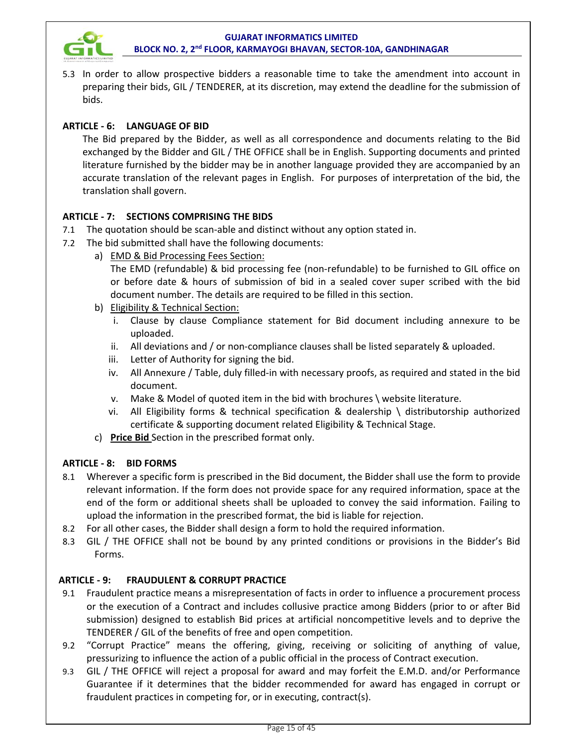5.3 In order to allow prospective bidders a reasonable time to take the amendment into account in preparing their bids, GIL / TENDERER, at its discretion, may extend the deadline for the submission of bids.

### ARTICLE - 6: LANGUAGE OF BID

The Bid prepared by the Bidder, as well as all correspondence and documents relating to the Bid exchanged by the Bidder and GIL / THE OFFICE shall be in English. Supporting documents and printed literature furnished by the bidder may be in another language provided they are accompanied by an accurate translation of the relevant pages in English. For purposes of interpretation of the bid, the translation shall govern.

### ARTICLE - 7: SECTIONS COMPRISING THE BIDS

7.1 The quotation should be scan-able and distinct without any option stated in.

7.2 The bid submitted shall have the following documents:

a) EMD & Bid Processing Fees Section:
The EMD (refundable) & bid processing fee (non-refundable) to be furnished to GIL office on or before date & hours of submission of bid in a sealed cover super scribed with the bid document number. The details are required to be filled in this section.

b) Eligibility & Technical Section:
   i. Clause by clause Compliance statement for Bid document including annexure to be uploaded.
   ii. All deviations and / or non-compliance clauses shall be listed separately & uploaded.
   iii. Letter of Authority for signing the bid.
   iv. All Annexure / Table, duly filled-in with necessary proofs, as required and stated in the bid document.
   v. Make & Model of quoted item in the bid with brochures \ website literature.
   vi. All Eligibility forms & technical specification & dealership \ distributorship authorized certificate & supporting document related Eligibility & Technical Stage.

c) **Price Bid** Section in the prescribed format only.

### ARTICLE - 8: BID FORMS

8.1 Wherever a specific form is prescribed in the Bid document, the Bidder shall use the form to provide relevant information. If the form does not provide space for any required information, space at the end of the form or additional sheets shall be uploaded to convey the said information. Failing to upload the information in the prescribed format, the bid is liable for rejection.

8.2 For all other cases, the Bidder shall design a form to hold the required information.

8.3 GIL / THE OFFICE shall not be bound by any printed conditions or provisions in the Bidder's Bid Forms.

### ARTICLE - 9: FRAUDULENT & CORRUPT PRACTICE

9.1 Fraudulent practice means a misrepresentation of facts in order to influence a procurement process or the execution of a Contract and includes collusive practice among Bidders (prior to or after Bid submission) designed to establish Bid prices at artificial noncompetitive levels and to deprive the TENDERER / GIL of the benefits of free and open competition.

9.2 "Corrupt Practice" means the offering, giving, receiving or soliciting of anything of value, pressurizing to influence the action of a public official in the process of Contract execution.

9.3 GIL / THE OFFICE will reject a proposal for award and may forfeit the E.M.D. and/or Performance Guarantee if it determines that the bidder recommended for award has engaged in corrupt or fraudulent practices in competing for, or in executing, contract(s).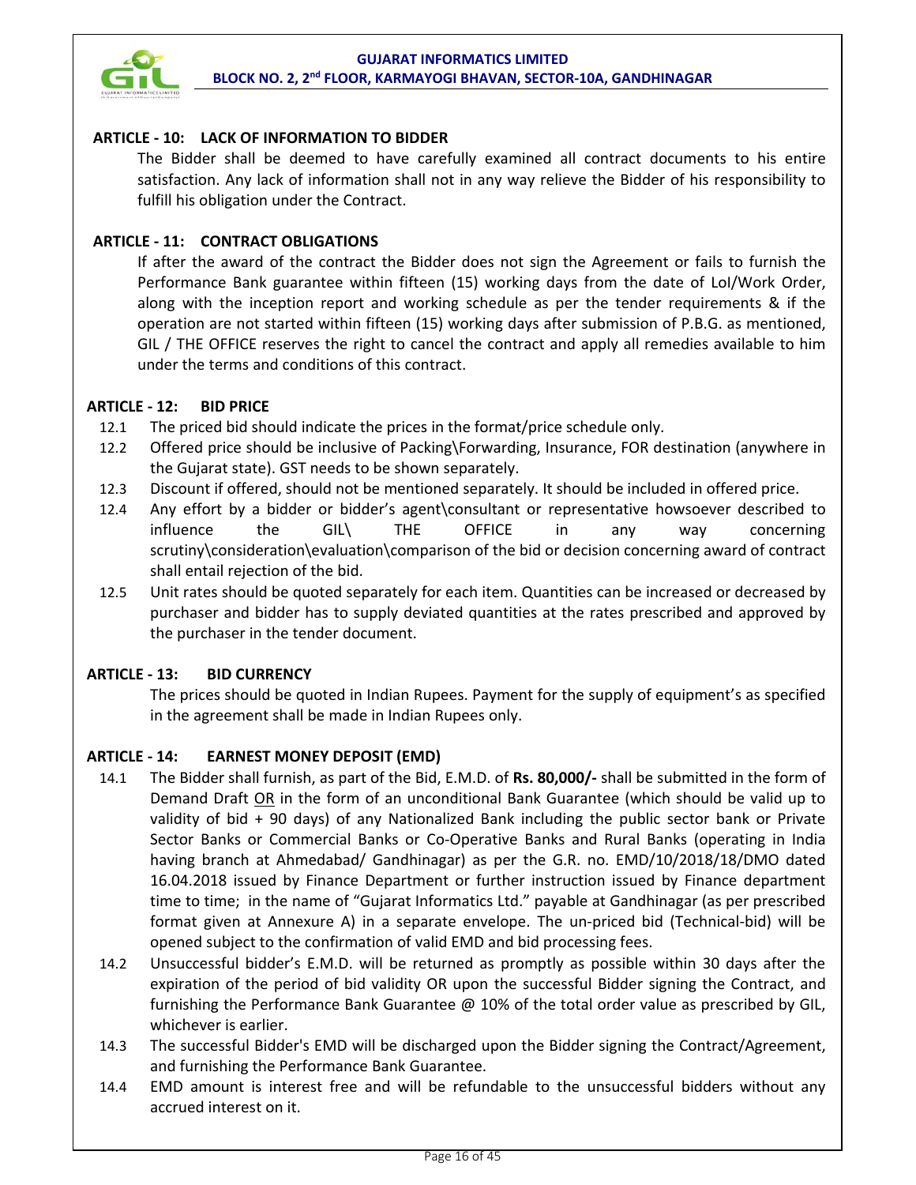## ARTICLE - 10: LACK OF INFORMATION TO BIDDER

The Bidder shall be deemed to have carefully examined all contract documents to his entire satisfaction. Any lack of information shall not in any way relieve the Bidder of his responsibility to fulfill his obligation under the Contract.

## ARTICLE - 11: CONTRACT OBLIGATIONS

If after the award of the contract the Bidder does not sign the Agreement or fails to furnish the Performance Bank guarantee within fifteen (15) working days from the date of LoI/Work Order, along with the inception report and working schedule as per the tender requirements & if the operation are not started within fifteen (15) working days after submission of P.B.G. as mentioned, GIL / THE OFFICE reserves the right to cancel the contract and apply all remedies available to him under the terms and conditions of this contract.

## ARTICLE - 12: BID PRICE

12.1 The priced bid should indicate the prices in the format/price schedule only.

12.2 Offered price should be inclusive of Packing\Forwarding, Insurance, FOR destination (anywhere in the Gujarat state). GST needs to be shown separately.

12.3 Discount if offered, should not be mentioned separately. It should be included in offered price.

12.4 Any effort by a bidder or bidder's agent\consultant or representative howsoever described to influence the GIL\ THE OFFICE in any way concerning scrutiny\consideration\evaluation\comparison of the bid or decision concerning award of contract shall entail rejection of the bid.

12.5 Unit rates should be quoted separately for each item. Quantities can be increased or decreased by purchaser and bidder has to supply deviated quantities at the rates prescribed and approved by the purchaser in the tender document.

## ARTICLE - 13: BID CURRENCY

The prices should be quoted in Indian Rupees. Payment for the supply of equipment's as specified in the agreement shall be made in Indian Rupees only.

## ARTICLE - 14: EARNEST MONEY DEPOSIT (EMD)

14.1 The Bidder shall furnish, as part of the Bid, E.M.D. of **Rs. 80,000/-** shall be submitted in the form of Demand Draft OR in the form of an unconditional Bank Guarantee (which should be valid up to validity of bid + 90 days) of any Nationalized Bank including the public sector bank or Private Sector Banks or Commercial Banks or Co-Operative Banks and Rural Banks (operating in India having branch at Ahmedabad/ Gandhinagar) as per the G.R. no. EMD/10/2018/18/DMO dated 16.04.2018 issued by Finance Department or further instruction issued by Finance department time to time; in the name of "Gujarat Informatics Ltd." payable at Gandhinagar (as per prescribed format given at Annexure A) in a separate envelope. The un-priced bid (Technical-bid) will be opened subject to the confirmation of valid EMD and bid processing fees.

14.2 Unsuccessful bidder's E.M.D. will be returned as promptly as possible within 30 days after the expiration of the period of bid validity OR upon the successful Bidder signing the Contract, and furnishing the Performance Bank Guarantee @ 10% of the total order value as prescribed by GIL, whichever is earlier.

14.3 The successful Bidder's EMD will be discharged upon the Bidder signing the Contract/Agreement, and furnishing the Performance Bank Guarantee.

14.4 EMD amount is interest free and will be refundable to the unsuccessful bidders without any accrued interest on it.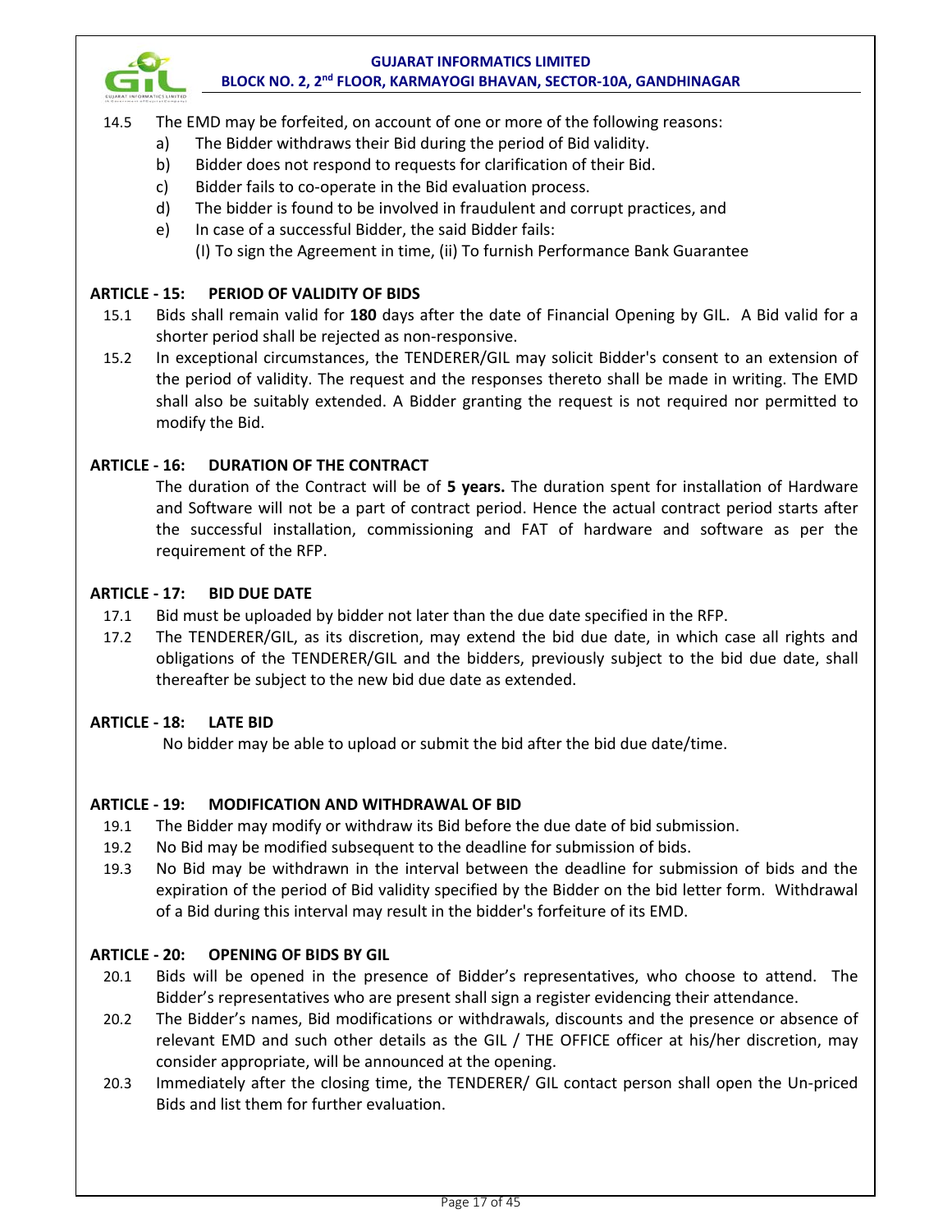14.5 The EMD may be forfeited, on account of one or more of the following reasons:

a) The Bidder withdraws their Bid during the period of Bid validity.
b) Bidder does not respond to requests for clarification of their Bid.
c) Bidder fails to co-operate in the Bid evaluation process.
d) The bidder is found to be involved in fraudulent and corrupt practices, and
e) In case of a successful Bidder, the said Bidder fails:
(I) To sign the Agreement in time, (ii) To furnish Performance Bank Guarantee

## ARTICLE - 15: PERIOD OF VALIDITY OF BIDS

15.1 Bids shall remain valid for **180** days after the date of Financial Opening by GIL. A Bid valid for a shorter period shall be rejected as non-responsive.

15.2 In exceptional circumstances, the TENDERER/GIL may solicit Bidder's consent to an extension of the period of validity. The request and the responses thereto shall be made in writing. The EMD shall also be suitably extended. A Bidder granting the request is not required nor permitted to modify the Bid.

## ARTICLE - 16: DURATION OF THE CONTRACT

The duration of the Contract will be of **5 years.** The duration spent for installation of Hardware and Software will not be a part of contract period. Hence the actual contract period starts after the successful installation, commissioning and FAT of hardware and software as per the requirement of the RFP.

## ARTICLE - 17: BID DUE DATE

17.1 Bid must be uploaded by bidder not later than the due date specified in the RFP.

17.2 The TENDERER/GIL, as its discretion, may extend the bid due date, in which case all rights and obligations of the TENDERER/GIL and the bidders, previously subject to the bid due date, shall thereafter be subject to the new bid due date as extended.

## ARTICLE - 18: LATE BID

No bidder may be able to upload or submit the bid after the bid due date/time.

## ARTICLE - 19: MODIFICATION AND WITHDRAWAL OF BID

19.1 The Bidder may modify or withdraw its Bid before the due date of bid submission.

19.2 No Bid may be modified subsequent to the deadline for submission of bids.

19.3 No Bid may be withdrawn in the interval between the deadline for submission of bids and the expiration of the period of Bid validity specified by the Bidder on the bid letter form. Withdrawal of a Bid during this interval may result in the bidder's forfeiture of its EMD.

## ARTICLE - 20: OPENING OF BIDS BY GIL

20.1 Bids will be opened in the presence of Bidder's representatives, who choose to attend. The Bidder's representatives who are present shall sign a register evidencing their attendance.

20.2 The Bidder's names, Bid modifications or withdrawals, discounts and the presence or absence of relevant EMD and such other details as the GIL / THE OFFICE officer at his/her discretion, may consider appropriate, will be announced at the opening.

20.3 Immediately after the closing time, the TENDERER/ GIL contact person shall open the Un-priced Bids and list them for further evaluation.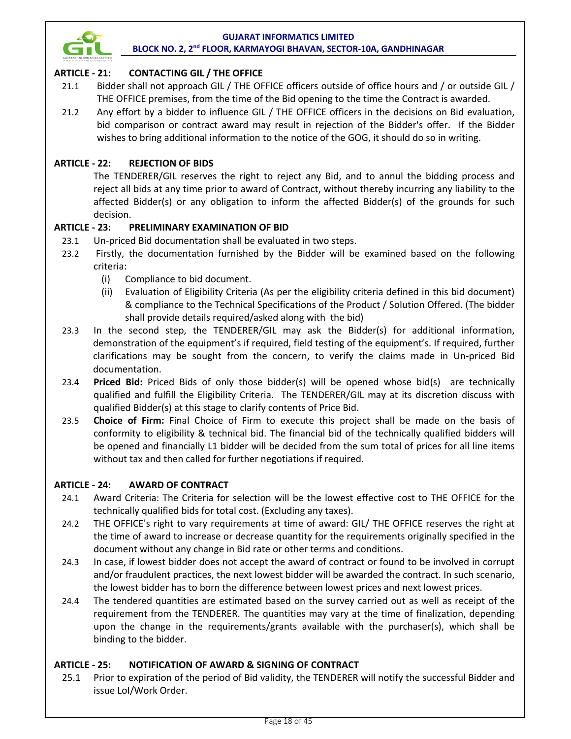## ARTICLE - 21: CONTACTING GIL / THE OFFICE

21.1 Bidder shall not approach GIL / THE OFFICE officers outside of office hours and / or outside GIL / THE OFFICE premises, from the time of the Bid opening to the time the Contract is awarded.

21.2 Any effort by a bidder to influence GIL / THE OFFICE officers in the decisions on Bid evaluation, bid comparison or contract award may result in rejection of the Bidder's offer. If the Bidder wishes to bring additional information to the notice of the GOG, it should do so in writing.

## ARTICLE - 22: REJECTION OF BIDS

The TENDERER/GIL reserves the right to reject any Bid, and to annul the bidding process and reject all bids at any time prior to award of Contract, without thereby incurring any liability to the affected Bidder(s) or any obligation to inform the affected Bidder(s) of the grounds for such decision.

## ARTICLE - 23: PRELIMINARY EXAMINATION OF BID

23.1 Un-priced Bid documentation shall be evaluated in two steps.

23.2 Firstly, the documentation furnished by the Bidder will be examined based on the following criteria:

(i) Compliance to bid document.

(ii) Evaluation of Eligibility Criteria (As per the eligibility criteria defined in this bid document) & compliance to the Technical Specifications of the Product / Solution Offered. (The bidder shall provide details required/asked along with the bid)

23.3 In the second step, the TENDERER/GIL may ask the Bidder(s) for additional information, demonstration of the equipment's if required, field testing of the equipment's. If required, further clarifications may be sought from the concern, to verify the claims made in Un-priced Bid documentation.

23.4 **Priced Bid:** Priced Bids of only those bidder(s) will be opened whose bid(s) are technically qualified and fulfill the Eligibility Criteria. The TENDERER/GIL may at its discretion discuss with qualified Bidder(s) at this stage to clarify contents of Price Bid.

23.5 **Choice of Firm:** Final Choice of Firm to execute this project shall be made on the basis of conformity to eligibility & technical bid. The financial bid of the technically qualified bidders will be opened and financially L1 bidder will be decided from the sum total of prices for all line items without tax and then called for further negotiations if required.

## ARTICLE - 24: AWARD OF CONTRACT

24.1 Award Criteria: The Criteria for selection will be the lowest effective cost to THE OFFICE for the technically qualified bids for total cost. (Excluding any taxes).

24.2 THE OFFICE's right to vary requirements at time of award: GIL/ THE OFFICE reserves the right at the time of award to increase or decrease quantity for the requirements originally specified in the document without any change in Bid rate or other terms and conditions.

24.3 In case, if lowest bidder does not accept the award of contract or found to be involved in corrupt and/or fraudulent practices, the next lowest bidder will be awarded the contract. In such scenario, the lowest bidder has to born the difference between lowest prices and next lowest prices.

24.4 The tendered quantities are estimated based on the survey carried out as well as receipt of the requirement from the TENDERER. The quantities may vary at the time of finalization, depending upon the change in the requirements/grants available with the purchaser(s), which shall be binding to the bidder.

## ARTICLE - 25: NOTIFICATION OF AWARD & SIGNING OF CONTRACT

25.1 Prior to expiration of the period of Bid validity, the TENDERER will notify the successful Bidder and issue LoI/Work Order.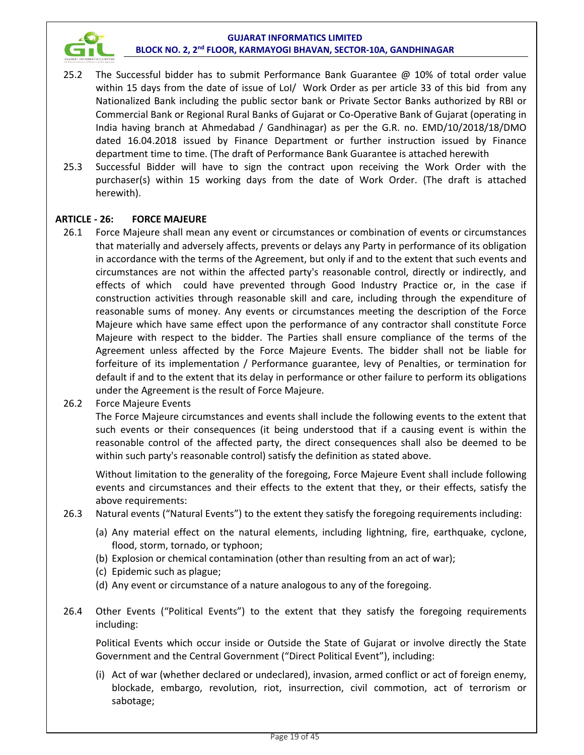25.2 The Successful bidder has to submit Performance Bank Guarantee @ 10% of total order value within 15 days from the date of issue of LoI/ Work Order as per article 33 of this bid from any Nationalized Bank including the public sector bank or Private Sector Banks authorized by RBI or Commercial Bank or Regional Rural Banks of Gujarat or Co-Operative Bank of Gujarat (operating in India having branch at Ahmedabad / Gandhinagar) as per the G.R. no. EMD/10/2018/18/DMO dated 16.04.2018 issued by Finance Department or further instruction issued by Finance department time to time. (The draft of Performance Bank Guarantee is attached herewith

25.3 Successful Bidder will have to sign the contract upon receiving the Work Order with the purchaser(s) within 15 working days from the date of Work Order. (The draft is attached herewith).

## ARTICLE - 26: FORCE MAJEURE

26.1 Force Majeure shall mean any event or circumstances or combination of events or circumstances that materially and adversely affects, prevents or delays any Party in performance of its obligation in accordance with the terms of the Agreement, but only if and to the extent that such events and circumstances are not within the affected party's reasonable control, directly or indirectly, and effects of which could have prevented through Good Industry Practice or, in the case if construction activities through reasonable skill and care, including through the expenditure of reasonable sums of money. Any events or circumstances meeting the description of the Force Majeure which have same effect upon the performance of any contractor shall constitute Force Majeure with respect to the bidder. The Parties shall ensure compliance of the terms of the Agreement unless affected by the Force Majeure Events. The bidder shall not be liable for forfeiture of its implementation / Performance guarantee, levy of Penalties, or termination for default if and to the extent that its delay in performance or other failure to perform its obligations under the Agreement is the result of Force Majeure.

26.2 Force Majeure Events

The Force Majeure circumstances and events shall include the following events to the extent that such events or their consequences (it being understood that if a causing event is within the reasonable control of the affected party, the direct consequences shall also be deemed to be within such party's reasonable control) satisfy the definition as stated above.

Without limitation to the generality of the foregoing, Force Majeure Event shall include following events and circumstances and their effects to the extent that they, or their effects, satisfy the above requirements:

26.3 Natural events ("Natural Events") to the extent they satisfy the foregoing requirements including:

(a) Any material effect on the natural elements, including lightning, fire, earthquake, cyclone, flood, storm, tornado, or typhoon;
(b) Explosion or chemical contamination (other than resulting from an act of war);
(c) Epidemic such as plague;
(d) Any event or circumstance of a nature analogous to any of the foregoing.

26.4 Other Events ("Political Events") to the extent that they satisfy the foregoing requirements including:

Political Events which occur inside or Outside the State of Gujarat or involve directly the State Government and the Central Government ("Direct Political Event"), including:

(i) Act of war (whether declared or undeclared), invasion, armed conflict or act of foreign enemy, blockade, embargo, revolution, riot, insurrection, civil commotion, act of terrorism or sabotage;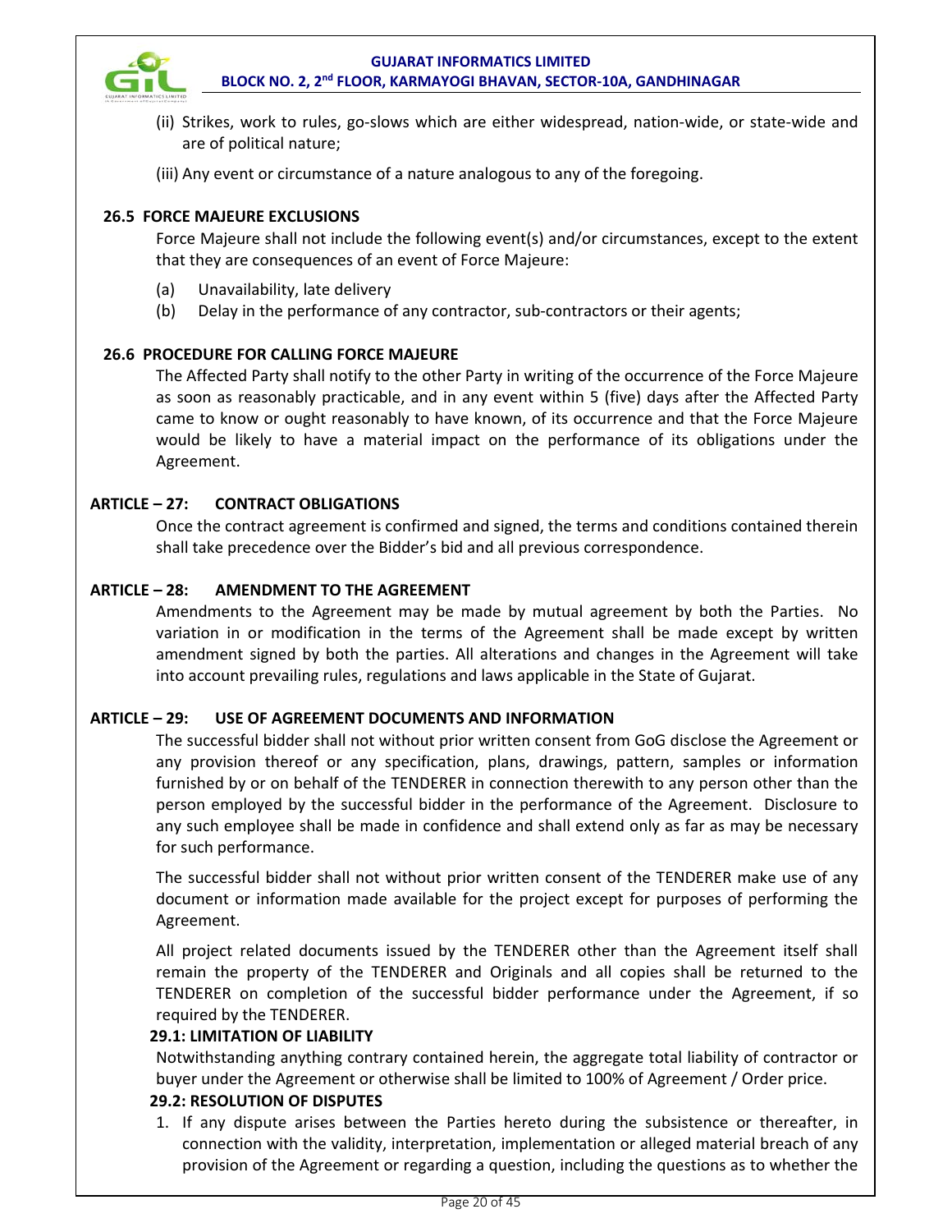(ii) Strikes, work to rules, go-slows which are either widespread, nation-wide, or state-wide and are of political nature;

(iii) Any event or circumstance of a nature analogous to any of the foregoing.

### 26.5 FORCE MAJEURE EXCLUSIONS

Force Majeure shall not include the following event(s) and/or circumstances, except to the extent that they are consequences of an event of Force Majeure:

(a) Unavailability, late delivery

(b) Delay in the performance of any contractor, sub-contractors or their agents;

### 26.6 PROCEDURE FOR CALLING FORCE MAJEURE

The Affected Party shall notify to the other Party in writing of the occurrence of the Force Majeure as soon as reasonably practicable, and in any event within 5 (five) days after the Affected Party came to know or ought reasonably to have known, of its occurrence and that the Force Majeure would be likely to have a material impact on the performance of its obligations under the Agreement.

## ARTICLE – 27: CONTRACT OBLIGATIONS

Once the contract agreement is confirmed and signed, the terms and conditions contained therein shall take precedence over the Bidder's bid and all previous correspondence.

## ARTICLE – 28: AMENDMENT TO THE AGREEMENT

Amendments to the Agreement may be made by mutual agreement by both the Parties. No variation in or modification in the terms of the Agreement shall be made except by written amendment signed by both the parties. All alterations and changes in the Agreement will take into account prevailing rules, regulations and laws applicable in the State of Gujarat.

## ARTICLE – 29: USE OF AGREEMENT DOCUMENTS AND INFORMATION

The successful bidder shall not without prior written consent from GoG disclose the Agreement or any provision thereof or any specification, plans, drawings, pattern, samples or information furnished by or on behalf of the TENDERER in connection therewith to any person other than the person employed by the successful bidder in the performance of the Agreement. Disclosure to any such employee shall be made in confidence and shall extend only as far as may be necessary for such performance.

The successful bidder shall not without prior written consent of the TENDERER make use of any document or information made available for the project except for purposes of performing the Agreement.

All project related documents issued by the TENDERER other than the Agreement itself shall remain the property of the TENDERER and Originals and all copies shall be returned to the TENDERER on completion of the successful bidder performance under the Agreement, if so required by the TENDERER.

### 29.1: LIMITATION OF LIABILITY

Notwithstanding anything contrary contained herein, the aggregate total liability of contractor or buyer under the Agreement or otherwise shall be limited to 100% of Agreement / Order price.

### 29.2: RESOLUTION OF DISPUTES

1. If any dispute arises between the Parties hereto during the subsistence or thereafter, in connection with the validity, interpretation, implementation or alleged material breach of any provision of the Agreement or regarding a question, including the questions as to whether the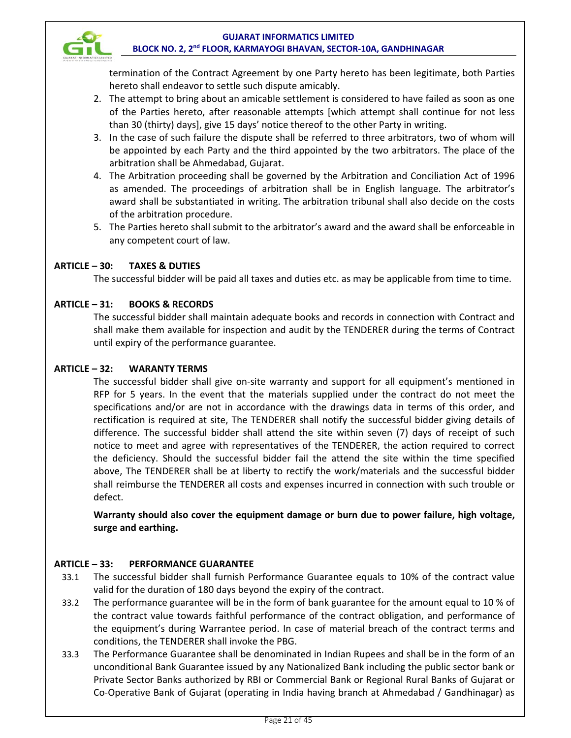termination of the Contract Agreement by one Party hereto has been legitimate, both Parties hereto shall endeavor to settle such dispute amicably.

2. The attempt to bring about an amicable settlement is considered to have failed as soon as one of the Parties hereto, after reasonable attempts [which attempt shall continue for not less than 30 (thirty) days], give 15 days' notice thereof to the other Party in writing.
3. In the case of such failure the dispute shall be referred to three arbitrators, two of whom will be appointed by each Party and the third appointed by the two arbitrators. The place of the arbitration shall be Ahmedabad, Gujarat.
4. The Arbitration proceeding shall be governed by the Arbitration and Conciliation Act of 1996 as amended. The proceedings of arbitration shall be in English language. The arbitrator's award shall be substantiated in writing. The arbitration tribunal shall also decide on the costs of the arbitration procedure.
5. The Parties hereto shall submit to the arbitrator's award and the award shall be enforceable in any competent court of law.

**ARTICLE – 30: TAXES & DUTIES**

The successful bidder will be paid all taxes and duties etc. as may be applicable from time to time.

**ARTICLE – 31: BOOKS & RECORDS**

The successful bidder shall maintain adequate books and records in connection with Contract and shall make them available for inspection and audit by the TENDERER during the terms of Contract until expiry of the performance guarantee.

**ARTICLE – 32: WARANTY TERMS**

The successful bidder shall give on-site warranty and support for all equipment's mentioned in RFP for 5 years. In the event that the materials supplied under the contract do not meet the specifications and/or are not in accordance with the drawings data in terms of this order, and rectification is required at site, The TENDERER shall notify the successful bidder giving details of difference. The successful bidder shall attend the site within seven (7) days of receipt of such notice to meet and agree with representatives of the TENDERER, the action required to correct the deficiency. Should the successful bidder fail the attend the site within the time specified above, The TENDERER shall be at liberty to rectify the work/materials and the successful bidder shall reimburse the TENDERER all costs and expenses incurred in connection with such trouble or defect.

**Warranty should also cover the equipment damage or burn due to power failure, high voltage, surge and earthing.**

**ARTICLE – 33: PERFORMANCE GUARANTEE**

33.1 The successful bidder shall furnish Performance Guarantee equals to 10% of the contract value valid for the duration of 180 days beyond the expiry of the contract.

33.2 The performance guarantee will be in the form of bank guarantee for the amount equal to 10 % of the contract value towards faithful performance of the contract obligation, and performance of the equipment's during Warrantee period. In case of material breach of the contract terms and conditions, the TENDERER shall invoke the PBG.

33.3 The Performance Guarantee shall be denominated in Indian Rupees and shall be in the form of an unconditional Bank Guarantee issued by any Nationalized Bank including the public sector bank or Private Sector Banks authorized by RBI or Commercial Bank or Regional Rural Banks of Gujarat or Co-Operative Bank of Gujarat (operating in India having branch at Ahmedabad / Gandhinagar) as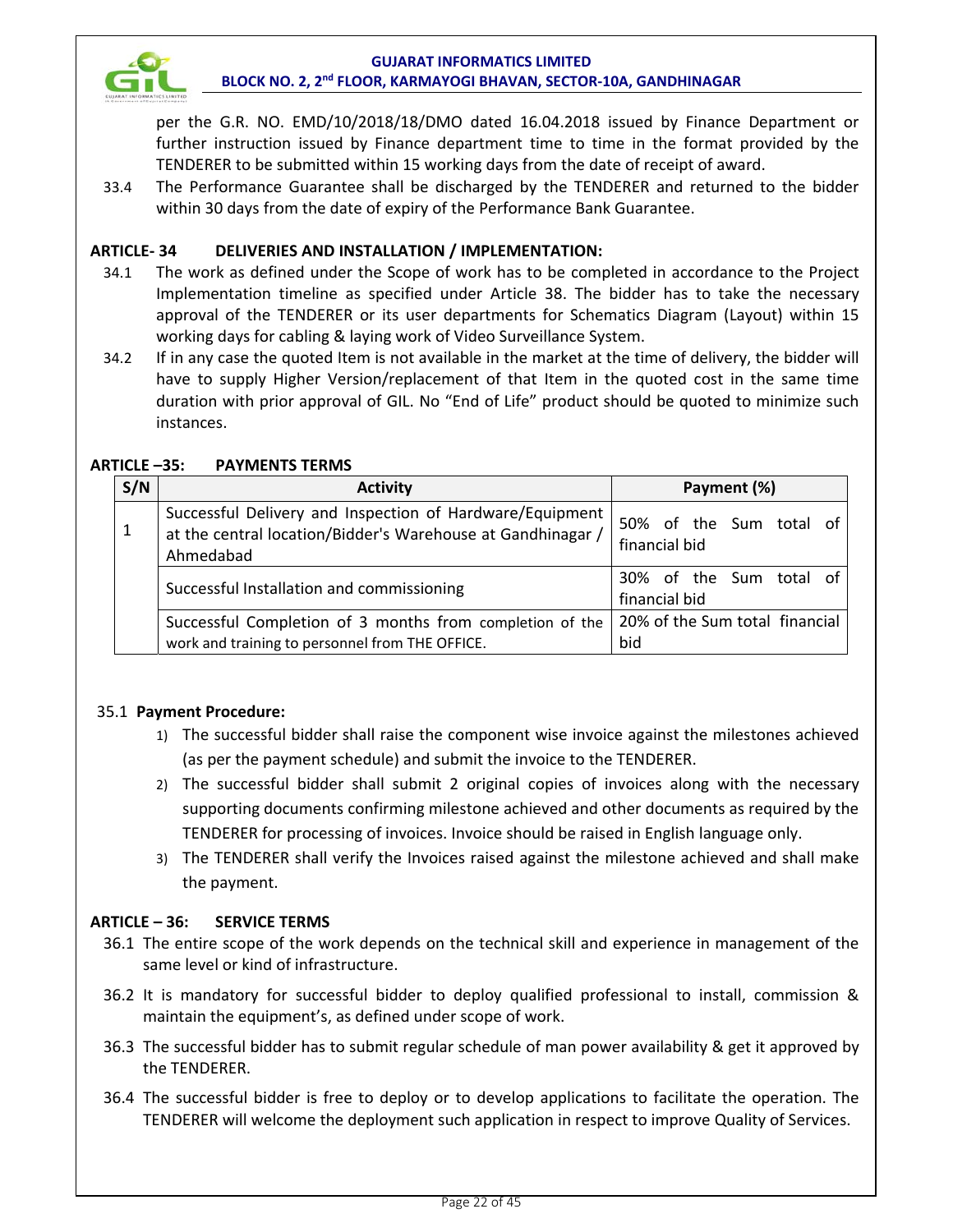per the G.R. NO. EMD/10/2018/18/DMO dated 16.04.2018 issued by Finance Department or further instruction issued by Finance department time to time in the format provided by the TENDERER to be submitted within 15 working days from the date of receipt of award.

33.4 The Performance Guarantee shall be discharged by the TENDERER and returned to the bidder within 30 days from the date of expiry of the Performance Bank Guarantee.

## ARTICLE- 34 DELIVERIES AND INSTALLATION / IMPLEMENTATION:

34.1 The work as defined under the Scope of work has to be completed in accordance to the Project Implementation timeline as specified under Article 38. The bidder has to take the necessary approval of the TENDERER or its user departments for Schematics Diagram (Layout) within 15 working days for cabling & laying work of Video Surveillance System.

34.2 If in any case the quoted Item is not available in the market at the time of delivery, the bidder will have to supply Higher Version/replacement of that Item in the quoted cost in the same time duration with prior approval of GIL. No "End of Life" product should be quoted to minimize such instances.

## ARTICLE –35: PAYMENTS TERMS

| S/N | Activity | Payment (%) |
|---|---|---|
| 1 | Successful Delivery and Inspection of Hardware/Equipment at the central location/Bidder's Warehouse at Gandhinagar / Ahmedabad | 50% of the Sum total of financial bid |
| | Successful Installation and commissioning | 30% of the Sum total of financial bid |
| | Successful Completion of 3 months from completion of the work and training to personnel from THE OFFICE. | 20% of the Sum total financial bid |

35.1 **Payment Procedure:**

1) The successful bidder shall raise the component wise invoice against the milestones achieved (as per the payment schedule) and submit the invoice to the TENDERER.
2) The successful bidder shall submit 2 original copies of invoices along with the necessary supporting documents confirming milestone achieved and other documents as required by the TENDERER for processing of invoices. Invoice should be raised in English language only.
3) The TENDERER shall verify the Invoices raised against the milestone achieved and shall make the payment.

## ARTICLE – 36: SERVICE TERMS

36.1 The entire scope of the work depends on the technical skill and experience in management of the same level or kind of infrastructure.

36.2 It is mandatory for successful bidder to deploy qualified professional to install, commission & maintain the equipment's, as defined under scope of work.

36.3 The successful bidder has to submit regular schedule of man power availability & get it approved by the TENDERER.

36.4 The successful bidder is free to deploy or to develop applications to facilitate the operation. The TENDERER will welcome the deployment such application in respect to improve Quality of Services.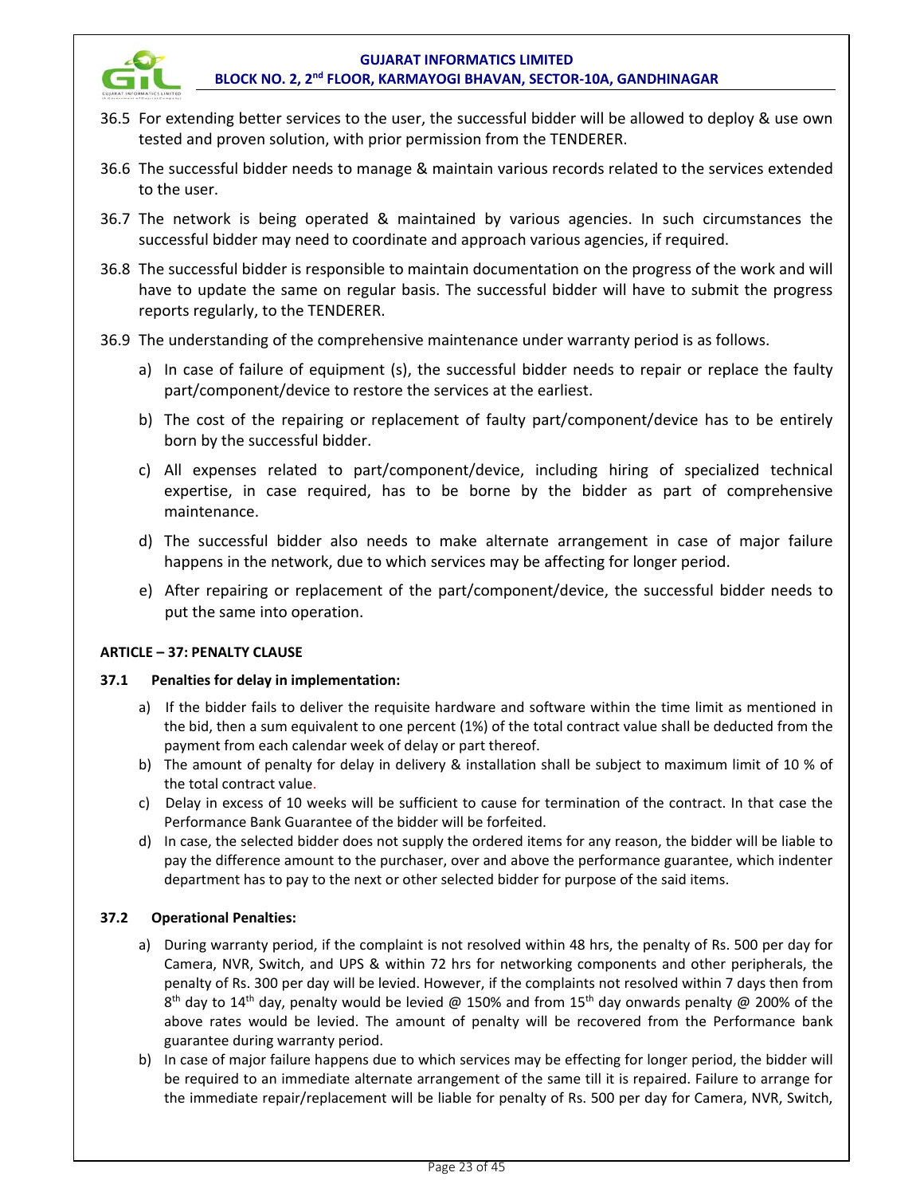36.5 For extending better services to the user, the successful bidder will be allowed to deploy & use own tested and proven solution, with prior permission from the TENDERER.

36.6 The successful bidder needs to manage & maintain various records related to the services extended to the user.

36.7 The network is being operated & maintained by various agencies. In such circumstances the successful bidder may need to coordinate and approach various agencies, if required.

36.8 The successful bidder is responsible to maintain documentation on the progress of the work and will have to update the same on regular basis. The successful bidder will have to submit the progress reports regularly, to the TENDERER.

36.9 The understanding of the comprehensive maintenance under warranty period is as follows.

a) In case of failure of equipment (s), the successful bidder needs to repair or replace the faulty part/component/device to restore the services at the earliest.

b) The cost of the repairing or replacement of faulty part/component/device has to be entirely born by the successful bidder.

c) All expenses related to part/component/device, including hiring of specialized technical expertise, in case required, has to be borne by the bidder as part of comprehensive maintenance.

d) The successful bidder also needs to make alternate arrangement in case of major failure happens in the network, due to which services may be affecting for longer period.

e) After repairing or replacement of the part/component/device, the successful bidder needs to put the same into operation.

**ARTICLE – 37: PENALTY CLAUSE**

**37.1 Penalties for delay in implementation:**

a) If the bidder fails to deliver the requisite hardware and software within the time limit as mentioned in the bid, then a sum equivalent to one percent (1%) of the total contract value shall be deducted from the payment from each calendar week of delay or part thereof.

b) The amount of penalty for delay in delivery & installation shall be subject to maximum limit of 10 % of the total contract value.

c) Delay in excess of 10 weeks will be sufficient to cause for termination of the contract. In that case the Performance Bank Guarantee of the bidder will be forfeited.

d) In case, the selected bidder does not supply the ordered items for any reason, the bidder will be liable to pay the difference amount to the purchaser, over and above the performance guarantee, which indenter department has to pay to the next or other selected bidder for purpose of the said items.

**37.2 Operational Penalties:**

a) During warranty period, if the complaint is not resolved within 48 hrs, the penalty of Rs. 500 per day for Camera, NVR, Switch, and UPS & within 72 hrs for networking components and other peripherals, the penalty of Rs. 300 per day will be levied. However, if the complaints not resolved within 7 days then from 8th day to 14th day, penalty would be levied @ 150% and from 15th day onwards penalty @ 200% of the above rates would be levied. The amount of penalty will be recovered from the Performance bank guarantee during warranty period.

b) In case of major failure happens due to which services may be effecting for longer period, the bidder will be required to an immediate alternate arrangement of the same till it is repaired. Failure to arrange for the immediate repair/replacement will be liable for penalty of Rs. 500 per day for Camera, NVR, Switch,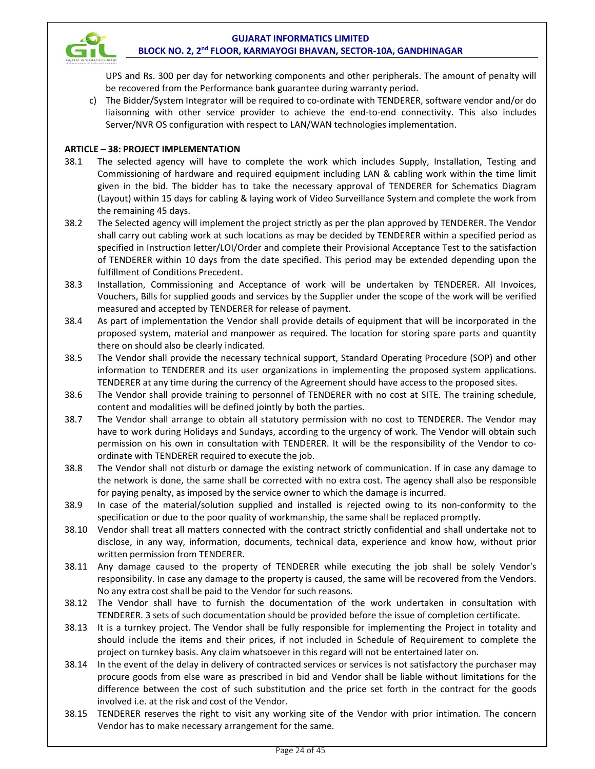UPS and Rs. 300 per day for networking components and other peripherals. The amount of penalty will be recovered from the Performance bank guarantee during warranty period.

c) The Bidder/System Integrator will be required to co-ordinate with TENDERER, software vendor and/or do liaisonning with other service provider to achieve the end-to-end connectivity. This also includes Server/NVR OS configuration with respect to LAN/WAN technologies implementation.

**ARTICLE – 38: PROJECT IMPLEMENTATION**

38.1 The selected agency will have to complete the work which includes Supply, Installation, Testing and Commissioning of hardware and required equipment including LAN & cabling work within the time limit given in the bid. The bidder has to take the necessary approval of TENDERER for Schematics Diagram (Layout) within 15 days for cabling & laying work of Video Surveillance System and complete the work from the remaining 45 days.

38.2 The Selected agency will implement the project strictly as per the plan approved by TENDERER. The Vendor shall carry out cabling work at such locations as may be decided by TENDERER within a specified period as specified in Instruction letter/LOI/Order and complete their Provisional Acceptance Test to the satisfaction of TENDERER within 10 days from the date specified. This period may be extended depending upon the fulfillment of Conditions Precedent.

38.3 Installation, Commissioning and Acceptance of work will be undertaken by TENDERER. All Invoices, Vouchers, Bills for supplied goods and services by the Supplier under the scope of the work will be verified measured and accepted by TENDERER for release of payment.

38.4 As part of implementation the Vendor shall provide details of equipment that will be incorporated in the proposed system, material and manpower as required. The location for storing spare parts and quantity there on should also be clearly indicated.

38.5 The Vendor shall provide the necessary technical support, Standard Operating Procedure (SOP) and other information to TENDERER and its user organizations in implementing the proposed system applications. TENDERER at any time during the currency of the Agreement should have access to the proposed sites.

38.6 The Vendor shall provide training to personnel of TENDERER with no cost at SITE. The training schedule, content and modalities will be defined jointly by both the parties.

38.7 The Vendor shall arrange to obtain all statutory permission with no cost to TENDERER. The Vendor may have to work during Holidays and Sundays, according to the urgency of work. The Vendor will obtain such permission on his own in consultation with TENDERER. It will be the responsibility of the Vendor to co-ordinate with TENDERER required to execute the job.

38.8 The Vendor shall not disturb or damage the existing network of communication. If in case any damage to the network is done, the same shall be corrected with no extra cost. The agency shall also be responsible for paying penalty, as imposed by the service owner to which the damage is incurred.

38.9 In case of the material/solution supplied and installed is rejected owing to its non-conformity to the specification or due to the poor quality of workmanship, the same shall be replaced promptly.

38.10 Vendor shall treat all matters connected with the contract strictly confidential and shall undertake not to disclose, in any way, information, documents, technical data, experience and know how, without prior written permission from TENDERER.

38.11 Any damage caused to the property of TENDERER while executing the job shall be solely Vendor's responsibility. In case any damage to the property is caused, the same will be recovered from the Vendors. No any extra cost shall be paid to the Vendor for such reasons.

38.12 The Vendor shall have to furnish the documentation of the work undertaken in consultation with TENDERER. 3 sets of such documentation should be provided before the issue of completion certificate.

38.13 It is a turnkey project. The Vendor shall be fully responsible for implementing the Project in totality and should include the items and their prices, if not included in Schedule of Requirement to complete the project on turnkey basis. Any claim whatsoever in this regard will not be entertained later on.

38.14 In the event of the delay in delivery of contracted services or services is not satisfactory the purchaser may procure goods from else ware as prescribed in bid and Vendor shall be liable without limitations for the difference between the cost of such substitution and the price set forth in the contract for the goods involved i.e. at the risk and cost of the Vendor.

38.15 TENDERER reserves the right to visit any working site of the Vendor with prior intimation. The concern Vendor has to make necessary arrangement for the same.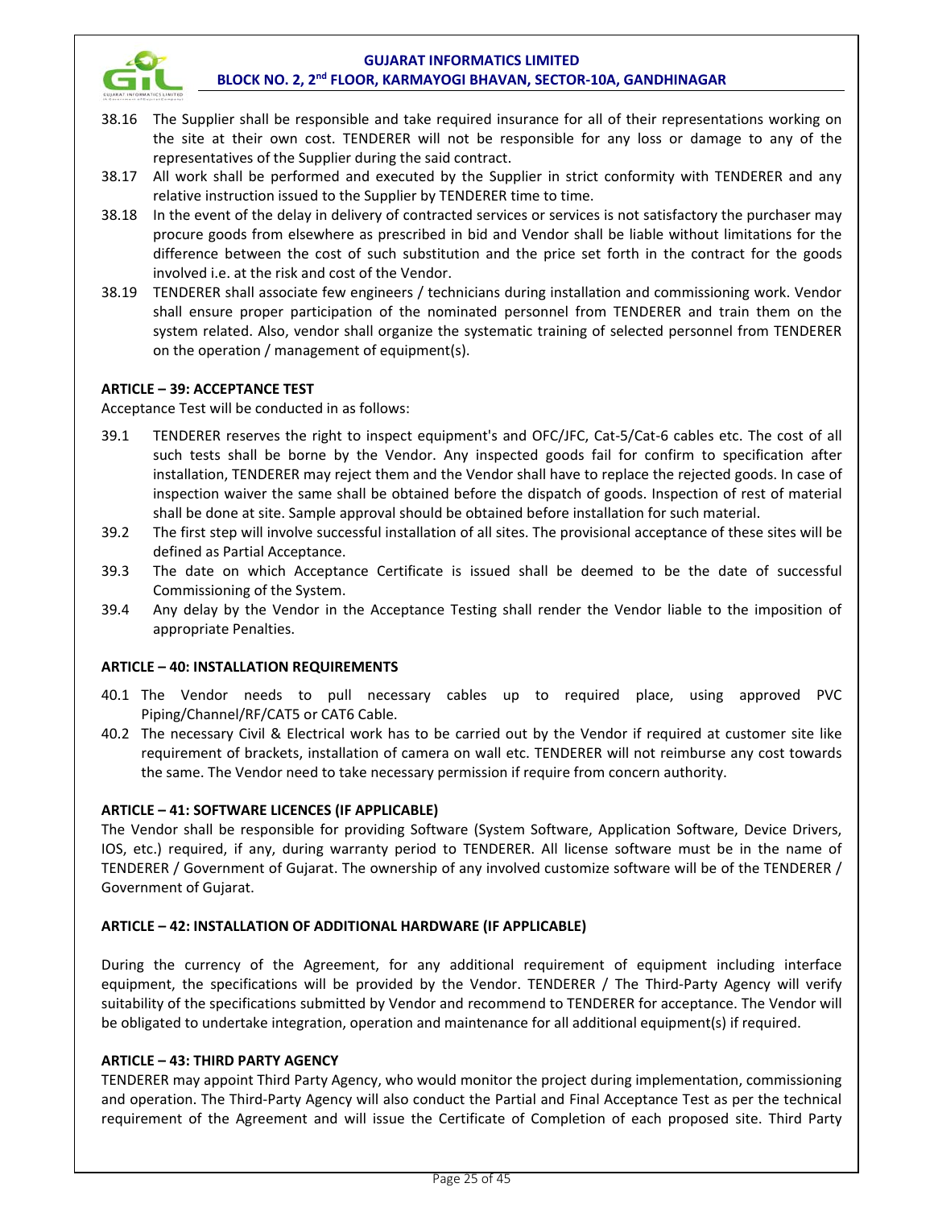38.16 The Supplier shall be responsible and take required insurance for all of their representations working on the site at their own cost. TENDERER will not be responsible for any loss or damage to any of the representatives of the Supplier during the said contract.

38.17 All work shall be performed and executed by the Supplier in strict conformity with TENDERER and any relative instruction issued to the Supplier by TENDERER time to time.

38.18 In the event of the delay in delivery of contracted services or services is not satisfactory the purchaser may procure goods from elsewhere as prescribed in bid and Vendor shall be liable without limitations for the difference between the cost of such substitution and the price set forth in the contract for the goods involved i.e. at the risk and cost of the Vendor.

38.19 TENDERER shall associate few engineers / technicians during installation and commissioning work. Vendor shall ensure proper participation of the nominated personnel from TENDERER and train them on the system related. Also, vendor shall organize the systematic training of selected personnel from TENDERER on the operation / management of equipment(s).

**ARTICLE – 39: ACCEPTANCE TEST**

Acceptance Test will be conducted in as follows:

39.1 TENDERER reserves the right to inspect equipment's and OFC/JFC, Cat-5/Cat-6 cables etc. The cost of all such tests shall be borne by the Vendor. Any inspected goods fail for confirm to specification after installation, TENDERER may reject them and the Vendor shall have to replace the rejected goods. In case of inspection waiver the same shall be obtained before the dispatch of goods. Inspection of rest of material shall be done at site. Sample approval should be obtained before installation for such material.

39.2 The first step will involve successful installation of all sites. The provisional acceptance of these sites will be defined as Partial Acceptance.

39.3 The date on which Acceptance Certificate is issued shall be deemed to be the date of successful Commissioning of the System.

39.4 Any delay by the Vendor in the Acceptance Testing shall render the Vendor liable to the imposition of appropriate Penalties.

**ARTICLE – 40: INSTALLATION REQUIREMENTS**

40.1 The Vendor needs to pull necessary cables up to required place, using approved PVC Piping/Channel/RF/CAT5 or CAT6 Cable.

40.2 The necessary Civil & Electrical work has to be carried out by the Vendor if required at customer site like requirement of brackets, installation of camera on wall etc. TENDERER will not reimburse any cost towards the same. The Vendor need to take necessary permission if require from concern authority.

**ARTICLE – 41: SOFTWARE LICENCES (IF APPLICABLE)**

The Vendor shall be responsible for providing Software (System Software, Application Software, Device Drivers, IOS, etc.) required, if any, during warranty period to TENDERER. All license software must be in the name of TENDERER / Government of Gujarat. The ownership of any involved customize software will be of the TENDERER / Government of Gujarat.

**ARTICLE – 42: INSTALLATION OF ADDITIONAL HARDWARE (IF APPLICABLE)**

During the currency of the Agreement, for any additional requirement of equipment including interface equipment, the specifications will be provided by the Vendor. TENDERER / The Third-Party Agency will verify suitability of the specifications submitted by Vendor and recommend to TENDERER for acceptance. The Vendor will be obligated to undertake integration, operation and maintenance for all additional equipment(s) if required.

**ARTICLE – 43: THIRD PARTY AGENCY**

TENDERER may appoint Third Party Agency, who would monitor the project during implementation, commissioning and operation. The Third-Party Agency will also conduct the Partial and Final Acceptance Test as per the technical requirement of the Agreement and will issue the Certificate of Completion of each proposed site. Third Party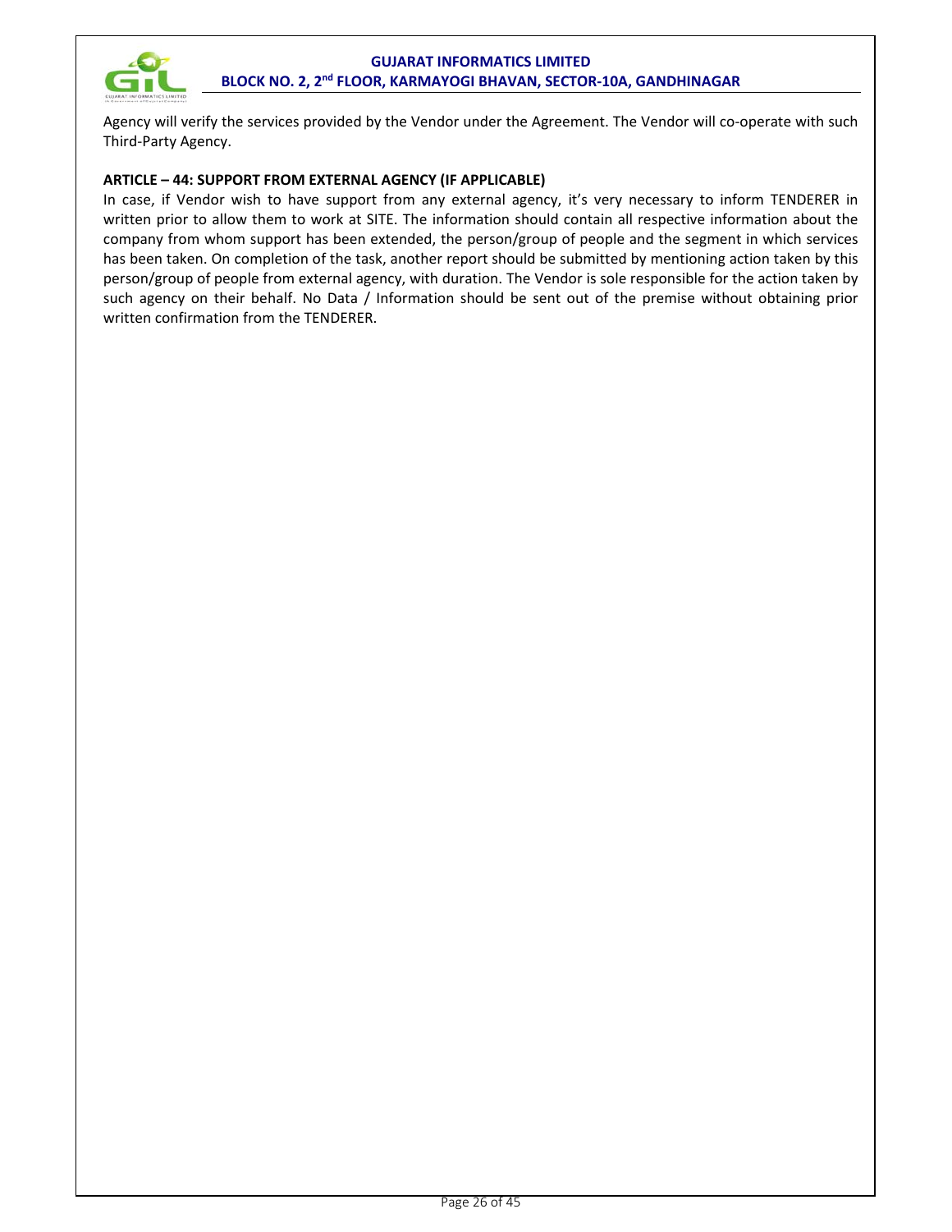Agency will verify the services provided by the Vendor under the Agreement. The Vendor will co-operate with such Third-Party Agency.

**ARTICLE – 44: SUPPORT FROM EXTERNAL AGENCY (IF APPLICABLE)**

In case, if Vendor wish to have support from any external agency, it's very necessary to inform TENDERER in written prior to allow them to work at SITE. The information should contain all respective information about the company from whom support has been extended, the person/group of people and the segment in which services has been taken. On completion of the task, another report should be submitted by mentioning action taken by this person/group of people from external agency, with duration. The Vendor is sole responsible for the action taken by such agency on their behalf. No Data / Information should be sent out of the premise without obtaining prior written confirmation from the TENDERER.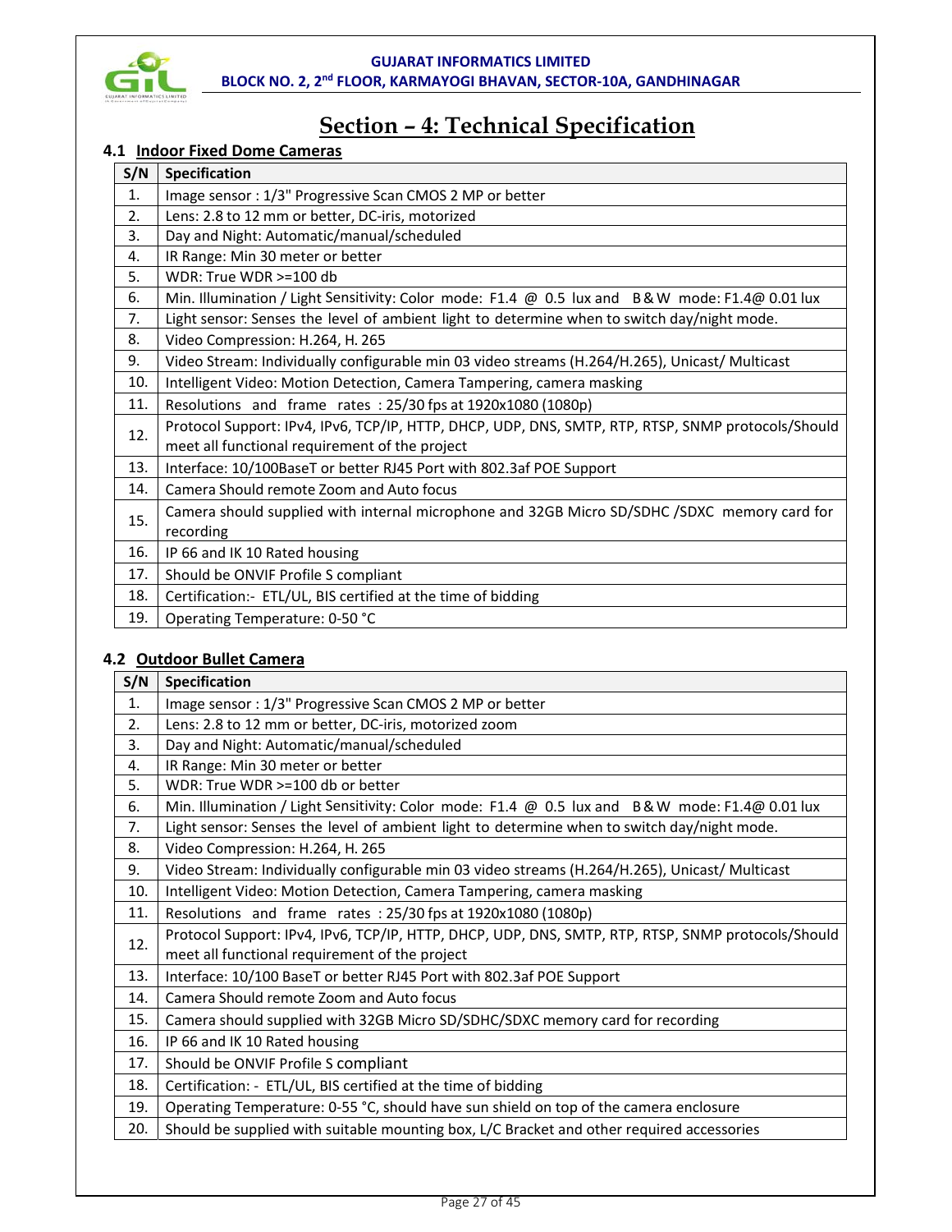# Section – 4: Technical Specification

## 4.1 Indoor Fixed Dome Cameras

| S/N | Specification |
|---|---|
| 1. | Image sensor : 1/3" Progressive Scan CMOS 2 MP or better |
| 2. | Lens: 2.8 to 12 mm or better, DC-iris, motorized |
| 3. | Day and Night: Automatic/manual/scheduled |
| 4. | IR Range: Min 30 meter or better |
| 5. | WDR: True WDR >=100 db |
| 6. | Min. Illumination / Light Sensitivity: Color mode: F1.4 @ 0.5 lux and B & W mode: F1.4@ 0.01 lux |
| 7. | Light sensor: Senses the level of ambient light to determine when to switch day/night mode. |
| 8. | Video Compression: H.264, H. 265 |
| 9. | Video Stream: Individually configurable min 03 video streams (H.264/H.265), Unicast/ Multicast |
| 10. | Intelligent Video: Motion Detection, Camera Tampering, camera masking |
| 11. | Resolutions and frame rates : 25/30 fps at 1920x1080 (1080p) |
| 12. | Protocol Support: IPv4, IPv6, TCP/IP, HTTP, DHCP, UDP, DNS, SMTP, RTP, RTSP, SNMP protocols/Should meet all functional requirement of the project |
| 13. | Interface: 10/100BaseT or better RJ45 Port with 802.3af POE Support |
| 14. | Camera Should remote Zoom and Auto focus |
| 15. | Camera should supplied with internal microphone and 32GB Micro SD/SDHC /SDXC memory card for recording |
| 16. | IP 66 and IK 10 Rated housing |
| 17. | Should be ONVIF Profile S compliant |
| 18. | Certification:- ETL/UL, BIS certified at the time of bidding |
| 19. | Operating Temperature: 0-50 °C |

## 4.2 Outdoor Bullet Camera

| S/N | Specification |
|---|---|
| 1. | Image sensor : 1/3" Progressive Scan CMOS 2 MP or better |
| 2. | Lens: 2.8 to 12 mm or better, DC-iris, motorized zoom |
| 3. | Day and Night: Automatic/manual/scheduled |
| 4. | IR Range: Min 30 meter or better |
| 5. | WDR: True WDR >=100 db or better |
| 6. | Min. Illumination / Light Sensitivity: Color mode: F1.4 @ 0.5 lux and B & W mode: F1.4@ 0.01 lux |
| 7. | Light sensor: Senses the level of ambient light to determine when to switch day/night mode. |
| 8. | Video Compression: H.264, H. 265 |
| 9. | Video Stream: Individually configurable min 03 video streams (H.264/H.265), Unicast/ Multicast |
| 10. | Intelligent Video: Motion Detection, Camera Tampering, camera masking |
| 11. | Resolutions and frame rates : 25/30 fps at 1920x1080 (1080p) |
| 12. | Protocol Support: IPv4, IPv6, TCP/IP, HTTP, DHCP, UDP, DNS, SMTP, RTP, RTSP, SNMP protocols/Should meet all functional requirement of the project |
| 13. | Interface: 10/100 BaseT or better RJ45 Port with 802.3af POE Support |
| 14. | Camera Should remote Zoom and Auto focus |
| 15. | Camera should supplied with 32GB Micro SD/SDHC/SDXC memory card for recording |
| 16. | IP 66 and IK 10 Rated housing |
| 17. | Should be ONVIF Profile S compliant |
| 18. | Certification: - ETL/UL, BIS certified at the time of bidding |
| 19. | Operating Temperature: 0-55 °C, should have sun shield on top of the camera enclosure |
| 20. | Should be supplied with suitable mounting box, L/C Bracket and other required accessories |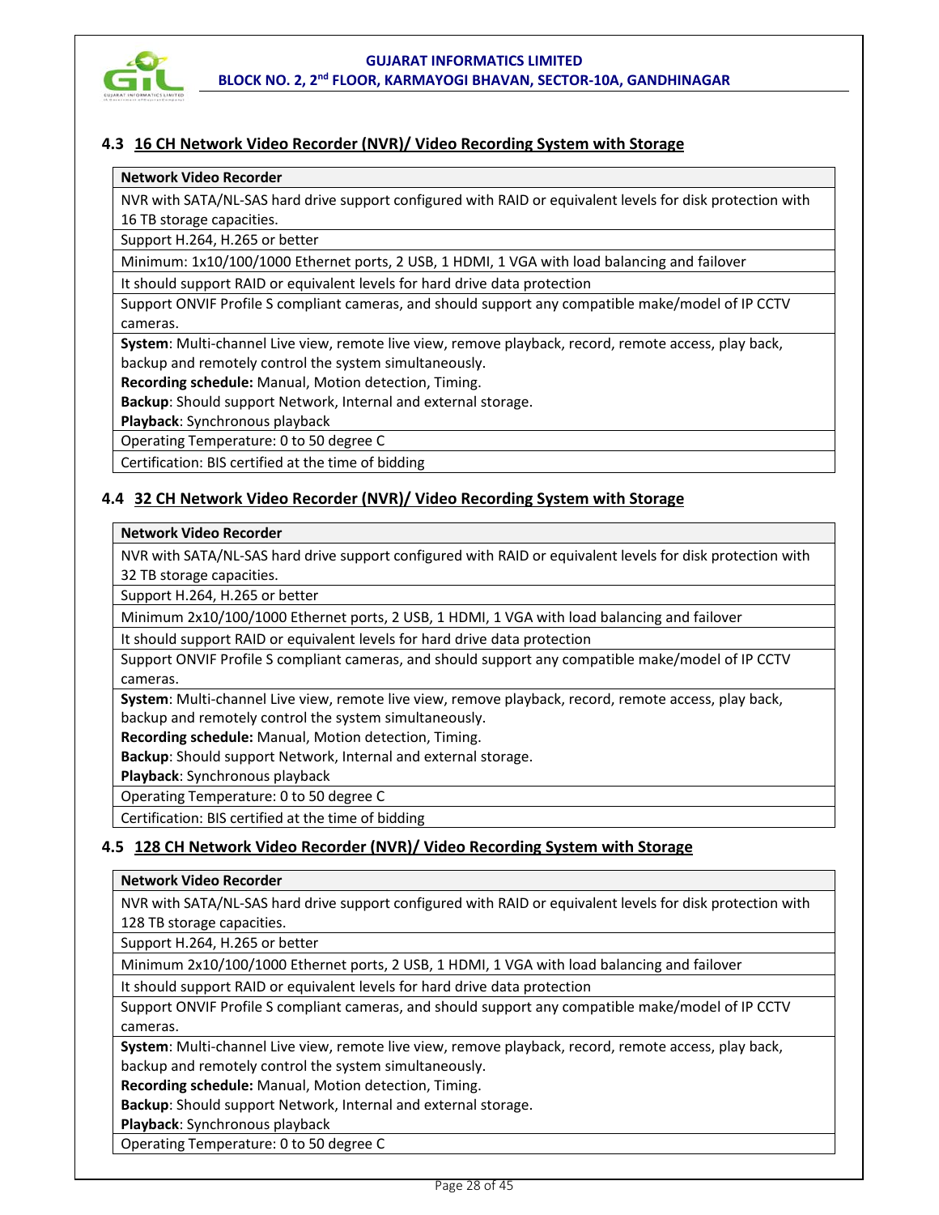### 4.3 16 CH Network Video Recorder (NVR)/ Video Recording System with Storage

| **Network Video Recorder** |
|---|
| NVR with SATA/NL-SAS hard drive support configured with RAID or equivalent levels for disk protection with 16 TB storage capacities. |
| Support H.264, H.265 or better |
| Minimum: 1x10/100/1000 Ethernet ports, 2 USB, 1 HDMI, 1 VGA with load balancing and failover |
| It should support RAID or equivalent levels for hard drive data protection |
| Support ONVIF Profile S compliant cameras, and should support any compatible make/model of IP CCTV cameras. |
| **System**: Multi-channel Live view, remote live view, remove playback, record, remote access, play back, backup and remotely control the system simultaneously. **Recording schedule:** Manual, Motion detection, Timing. **Backup**: Should support Network, Internal and external storage. **Playback**: Synchronous playback |
| Operating Temperature: 0 to 50 degree C |
| Certification: BIS certified at the time of bidding |

### 4.4 32 CH Network Video Recorder (NVR)/ Video Recording System with Storage

| **Network Video Recorder** |
|---|
| NVR with SATA/NL-SAS hard drive support configured with RAID or equivalent levels for disk protection with 32 TB storage capacities. |
| Support H.264, H.265 or better |
| Minimum 2x10/100/1000 Ethernet ports, 2 USB, 1 HDMI, 1 VGA with load balancing and failover |
| It should support RAID or equivalent levels for hard drive data protection |
| Support ONVIF Profile S compliant cameras, and should support any compatible make/model of IP CCTV cameras. |
| **System**: Multi-channel Live view, remote live view, remove playback, record, remote access, play back, backup and remotely control the system simultaneously. **Recording schedule:** Manual, Motion detection, Timing. **Backup**: Should support Network, Internal and external storage. **Playback**: Synchronous playback |
| Operating Temperature: 0 to 50 degree C |
| Certification: BIS certified at the time of bidding |

### 4.5 128 CH Network Video Recorder (NVR)/ Video Recording System with Storage

| **Network Video Recorder** |
|---|
| NVR with SATA/NL-SAS hard drive support configured with RAID or equivalent levels for disk protection with 128 TB storage capacities. |
| Support H.264, H.265 or better |
| Minimum 2x10/100/1000 Ethernet ports, 2 USB, 1 HDMI, 1 VGA with load balancing and failover |
| It should support RAID or equivalent levels for hard drive data protection |
| Support ONVIF Profile S compliant cameras, and should support any compatible make/model of IP CCTV cameras. |
| **System**: Multi-channel Live view, remote live view, remove playback, record, remote access, play back, backup and remotely control the system simultaneously. **Recording schedule:** Manual, Motion detection, Timing. **Backup**: Should support Network, Internal and external storage. **Playback**: Synchronous playback |
| Operating Temperature: 0 to 50 degree C |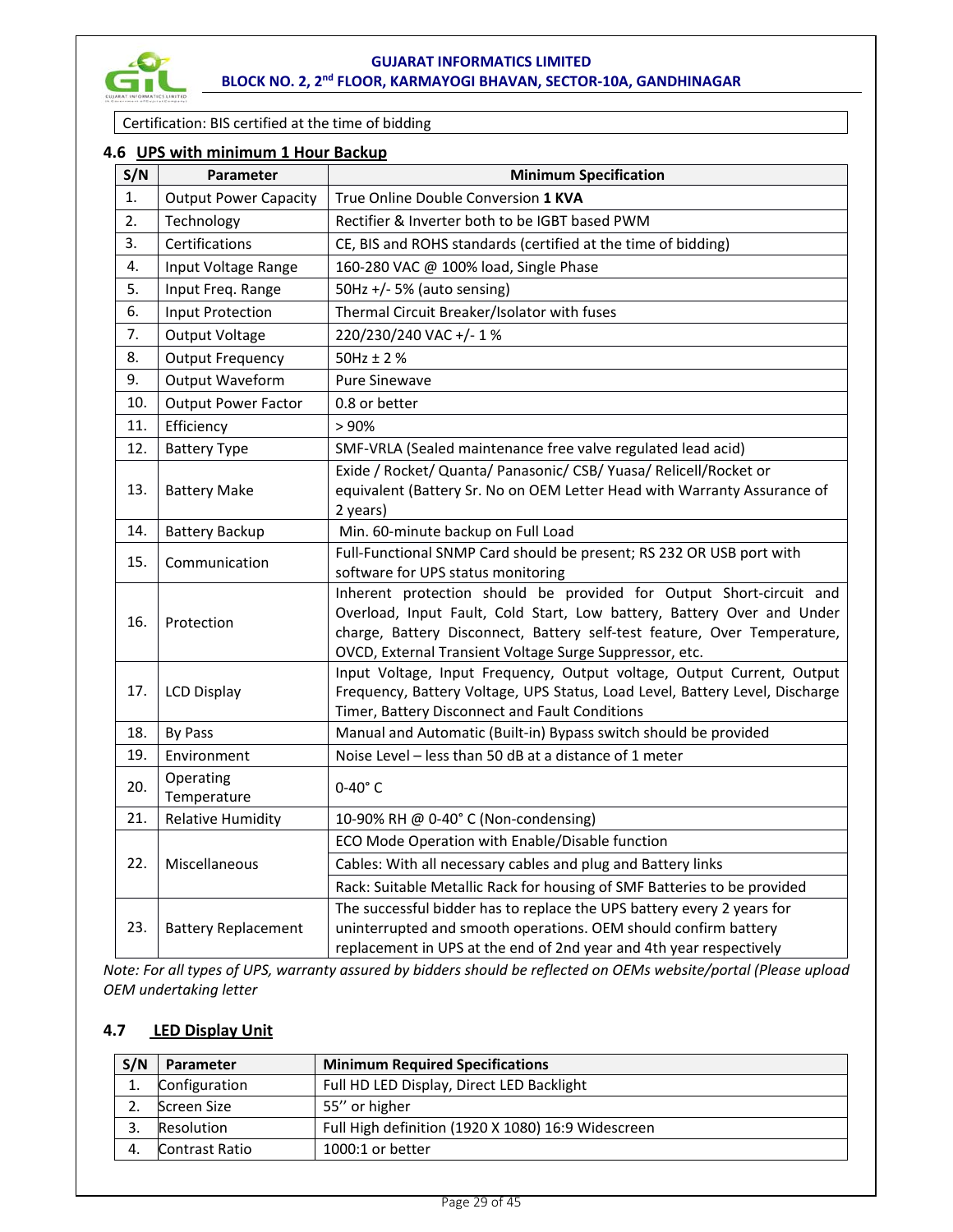| Certification: BIS certified at the time of bidding |
|---|

### 4.6 UPS with minimum 1 Hour Backup

| S/N | Parameter | Minimum Specification |
|---|---|---|
| 1. | Output Power Capacity | True Online Double Conversion **1 KVA** |
| 2. | Technology | Rectifier & Inverter both to be IGBT based PWM |
| 3. | Certifications | CE, BIS and ROHS standards (certified at the time of bidding) |
| 4. | Input Voltage Range | 160-280 VAC @ 100% load, Single Phase |
| 5. | Input Freq. Range | 50Hz +/- 5% (auto sensing) |
| 6. | Input Protection | Thermal Circuit Breaker/Isolator with fuses |
| 7. | Output Voltage | 220/230/240 VAC +/- 1 % |
| 8. | Output Frequency | 50Hz ± 2 % |
| 9. | Output Waveform | Pure Sinewave |
| 10. | Output Power Factor | 0.8 or better |
| 11. | Efficiency | > 90% |
| 12. | Battery Type | SMF-VRLA (Sealed maintenance free valve regulated lead acid) |
| 13. | Battery Make | Exide / Rocket/ Quanta/ Panasonic/ CSB/ Yuasa/ Relicell/Rocket or equivalent (Battery Sr. No on OEM Letter Head with Warranty Assurance of 2 years) |
| 14. | Battery Backup | Min. 60-minute backup on Full Load |
| 15. | Communication | Full-Functional SNMP Card should be present; RS 232 OR USB port with software for UPS status monitoring |
| 16. | Protection | Inherent protection should be provided for Output Short-circuit and Overload, Input Fault, Cold Start, Low battery, Battery Over and Under charge, Battery Disconnect, Battery self-test feature, Over Temperature, OVCD, External Transient Voltage Surge Suppressor, etc. |
| 17. | LCD Display | Input Voltage, Input Frequency, Output voltage, Output Current, Output Frequency, Battery Voltage, UPS Status, Load Level, Battery Level, Discharge Timer, Battery Disconnect and Fault Conditions |
| 18. | By Pass | Manual and Automatic (Built-in) Bypass switch should be provided |
| 19. | Environment | Noise Level – less than 50 dB at a distance of 1 meter |
| 20. | Operating Temperature | 0-40° C |
| 21. | Relative Humidity | 10-90% RH @ 0-40° C (Non-condensing) |
| 22. | Miscellaneous | ECO Mode Operation with Enable/Disable function |
| | | Cables: With all necessary cables and plug and Battery links |
| | | Rack: Suitable Metallic Rack for housing of SMF Batteries to be provided |
| 23. | Battery Replacement | The successful bidder has to replace the UPS battery every 2 years for uninterrupted and smooth operations. OEM should confirm battery replacement in UPS at the end of 2nd year and 4th year respectively |

*Note: For all types of UPS, warranty assured by bidders should be reflected on OEMs website/portal (Please upload OEM undertaking letter*

### 4.7 LED Display Unit

| S/N | Parameter | Minimum Required Specifications |
|---|---|---|
| 1. | Configuration | Full HD LED Display, Direct LED Backlight |
| 2. | Screen Size | 55" or higher |
| 3. | Resolution | Full High definition (1920 X 1080) 16:9 Widescreen |
| 4. | Contrast Ratio | 1000:1 or better |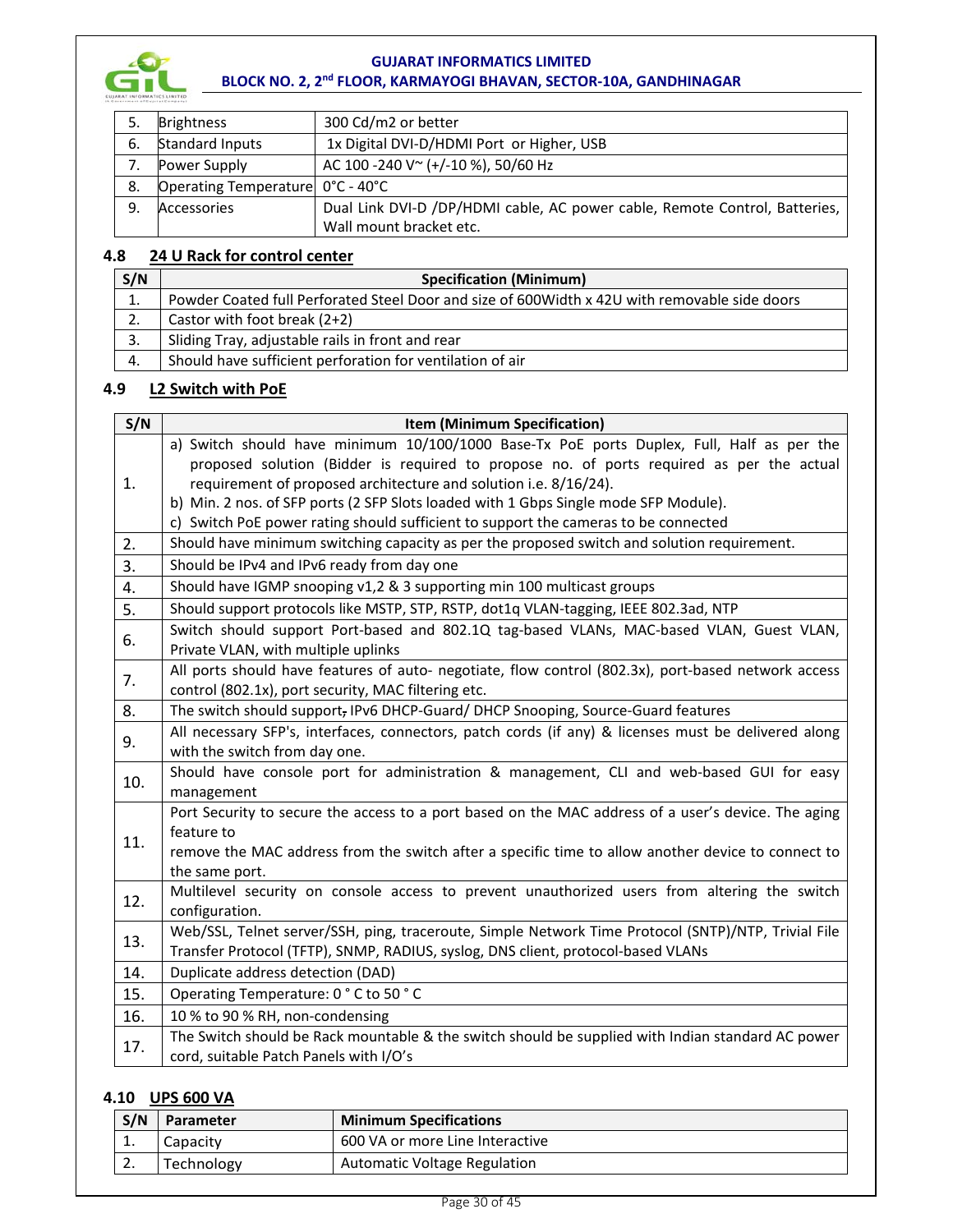| 5. | Brightness | 300 Cd/m2 or better |
|---|---|---|
| 6. | Standard Inputs | 1x Digital DVI-D/HDMI Port or Higher, USB |
| 7. | Power Supply | AC 100 -240 V~ (+/-10 %), 50/60 Hz |
| 8. | Operating Temperature | 0°C - 40°C |
| 9. | Accessories | Dual Link DVI-D /DP/HDMI cable, AC power cable, Remote Control, Batteries, Wall mount bracket etc. |

### 4.8 24 U Rack for control center

| S/N | Specification (Minimum) |
|---|---|
| 1. | Powder Coated full Perforated Steel Door and size of 600Width x 42U with removable side doors |
| 2. | Castor with foot break (2+2) |
| 3. | Sliding Tray, adjustable rails in front and rear |
| 4. | Should have sufficient perforation for ventilation of air |

### 4.9 L2 Switch with PoE

| S/N | Item (Minimum Specification) |
|---|---|
| 1. | a) Switch should have minimum 10/100/1000 Base-Tx PoE ports Duplex, Full, Half as per the proposed solution (Bidder is required to propose no. of ports required as per the actual requirement of proposed architecture and solution i.e. 8/16/24).<br>b) Min. 2 nos. of SFP ports (2 SFP Slots loaded with 1 Gbps Single mode SFP Module).<br>c) Switch PoE power rating should sufficient to support the cameras to be connected |
| 2. | Should have minimum switching capacity as per the proposed switch and solution requirement. |
| 3. | Should be IPv4 and IPv6 ready from day one |
| 4. | Should have IGMP snooping v1,2 & 3 supporting min 100 multicast groups |
| 5. | Should support protocols like MSTP, STP, RSTP, dot1q VLAN-tagging, IEEE 802.3ad, NTP |
| 6. | Switch should support Port-based and 802.1Q tag-based VLANs, MAC-based VLAN, Guest VLAN, Private VLAN, with multiple uplinks |
| 7. | All ports should have features of auto- negotiate, flow control (802.3x), port-based network access control (802.1x), port security, MAC filtering etc. |
| 8. | The switch should support, IPv6 DHCP-Guard/ DHCP Snooping, Source-Guard features |
| 9. | All necessary SFP's, interfaces, connectors, patch cords (if any) & licenses must be delivered along with the switch from day one. |
| 10. | Should have console port for administration & management, CLI and web-based GUI for easy management |
| 11. | Port Security to secure the access to a port based on the MAC address of a user's device. The aging feature to<br>remove the MAC address from the switch after a specific time to allow another device to connect to the same port. |
| 12. | Multilevel security on console access to prevent unauthorized users from altering the switch configuration. |
| 13. | Web/SSL, Telnet server/SSH, ping, traceroute, Simple Network Time Protocol (SNTP)/NTP, Trivial File Transfer Protocol (TFTP), SNMP, RADIUS, syslog, DNS client, protocol-based VLANs |
| 14. | Duplicate address detection (DAD) |
| 15. | Operating Temperature: 0 ° C to 50 ° C |
| 16. | 10 % to 90 % RH, non-condensing |
| 17. | The Switch should be Rack mountable & the switch should be supplied with Indian standard AC power cord, suitable Patch Panels with I/O's |

### 4.10 UPS 600 VA

| S/N | Parameter | Minimum Specifications |
|---|---|---|
| 1. | Capacity | 600 VA or more Line Interactive |
| 2. | Technology | Automatic Voltage Regulation |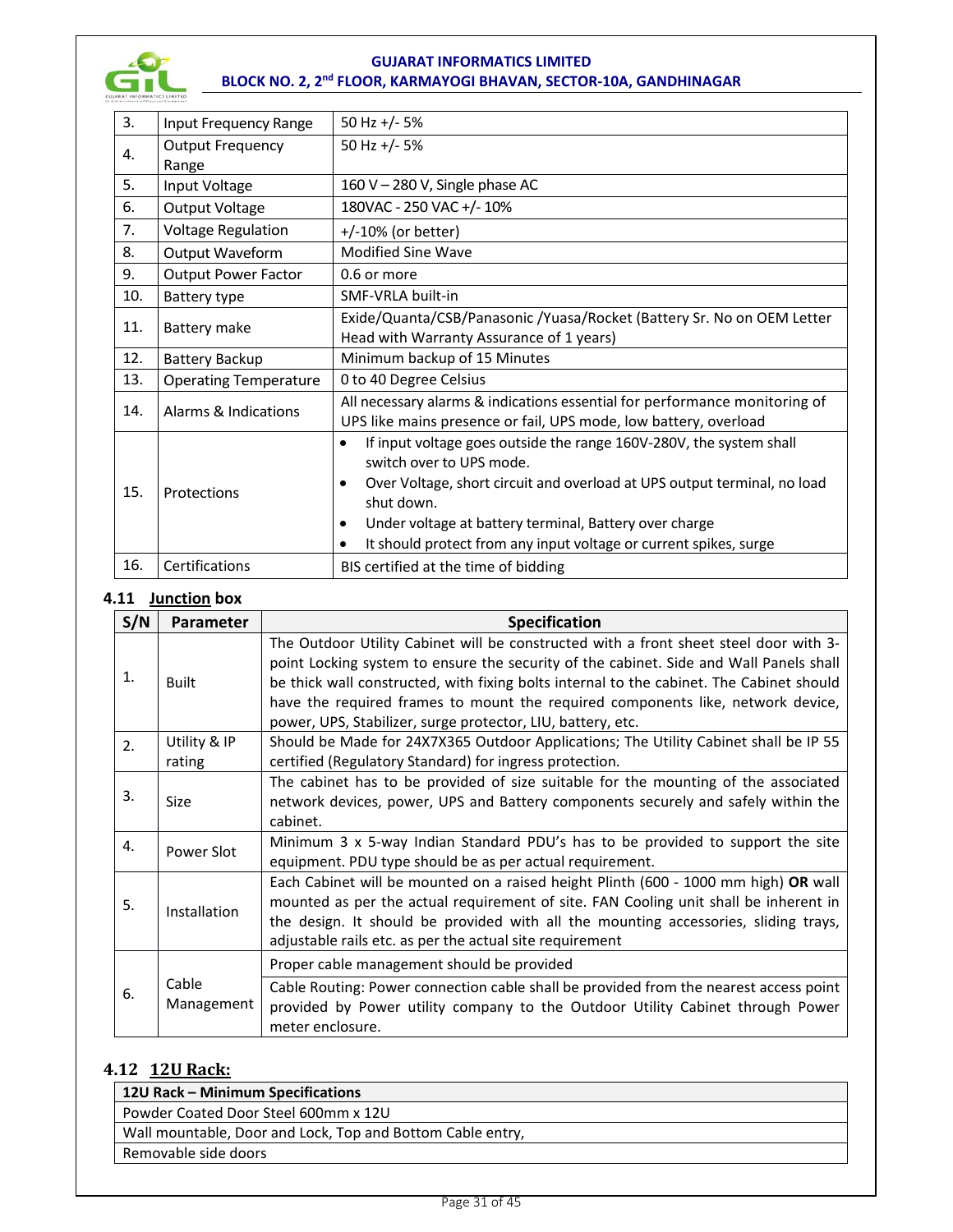| 3. | Input Frequency Range | 50 Hz +/- 5% |
|---|---|---|
| 4. | Output Frequency Range | 50 Hz +/- 5% |
| 5. | Input Voltage | 160 V – 280 V, Single phase AC |
| 6. | Output Voltage | 180VAC - 250 VAC +/- 10% |
| 7. | Voltage Regulation | +/-10% (or better) |
| 8. | Output Waveform | Modified Sine Wave |
| 9. | Output Power Factor | 0.6 or more |
| 10. | Battery type | SMF-VRLA built-in |
| 11. | Battery make | Exide/Quanta/CSB/Panasonic /Yuasa/Rocket (Battery Sr. No on OEM Letter Head with Warranty Assurance of 1 years) |
| 12. | Battery Backup | Minimum backup of 15 Minutes |
| 13. | Operating Temperature | 0 to 40 Degree Celsius |
| 14. | Alarms & Indications | All necessary alarms & indications essential for performance monitoring of UPS like mains presence or fail, UPS mode, low battery, overload |
| 15. | Protections | • If input voltage goes outside the range 160V-280V, the system shall switch over to UPS mode.<br>• Over Voltage, short circuit and overload at UPS output terminal, no load shut down.<br>• Under voltage at battery terminal, Battery over charge<br>• It should protect from any input voltage or current spikes, surge |
| 16. | Certifications | BIS certified at the time of bidding |

### 4.11 Junction box

| S/N | Parameter | Specification |
|---|---|---|
| 1. | Built | The Outdoor Utility Cabinet will be constructed with a front sheet steel door with 3-point Locking system to ensure the security of the cabinet. Side and Wall Panels shall be thick wall constructed, with fixing bolts internal to the cabinet. The Cabinet should have the required frames to mount the required components like, network device, power, UPS, Stabilizer, surge protector, LIU, battery, etc. |
| 2. | Utility & IP rating | Should be Made for 24X7X365 Outdoor Applications; The Utility Cabinet shall be IP 55 certified (Regulatory Standard) for ingress protection. |
| 3. | Size | The cabinet has to be provided of size suitable for the mounting of the associated network devices, power, UPS and Battery components securely and safely within the cabinet. |
| 4. | Power Slot | Minimum 3 x 5-way Indian Standard PDU's has to be provided to support the site equipment. PDU type should be as per actual requirement. |
| 5. | Installation | Each Cabinet will be mounted on a raised height Plinth (600 - 1000 mm high) **OR** wall mounted as per the actual requirement of site. FAN Cooling unit shall be inherent in the design. It should be provided with all the mounting accessories, sliding trays, adjustable rails etc. as per the actual site requirement |
| 6. | Cable Management | Proper cable management should be provided<br>Cable Routing: Power connection cable shall be provided from the nearest access point provided by Power utility company to the Outdoor Utility Cabinet through Power meter enclosure. |

### 4.12 12U Rack:

| 12U Rack – Minimum Specifications |
|---|
| Powder Coated Door Steel 600mm x 12U |
| Wall mountable, Door and Lock, Top and Bottom Cable entry, |
| Removable side doors |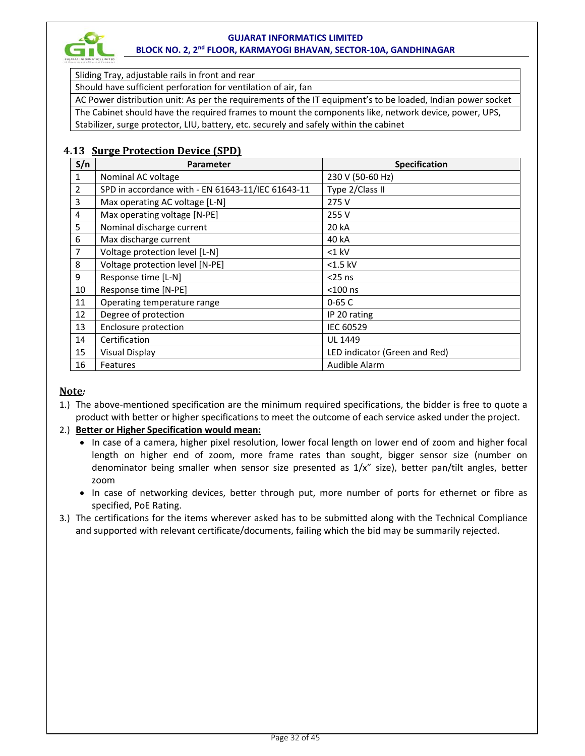| Sliding Tray, adjustable rails in front and rear |
| --- |
| Should have sufficient perforation for ventilation of air, fan |
| AC Power distribution unit: As per the requirements of the IT equipment's to be loaded, Indian power socket |
| The Cabinet should have the required frames to mount the components like, network device, power, UPS, Stabilizer, surge protector, LIU, battery, etc. securely and safely within the cabinet |

### 4.13 Surge Protection Device (SPD)

| S/n | Parameter | Specification |
| --- | --- | --- |
| 1 | Nominal AC voltage | 230 V (50-60 Hz) |
| 2 | SPD in accordance with - EN 61643-11/IEC 61643-11 | Type 2/Class II |
| 3 | Max operating AC voltage [L-N] | 275 V |
| 4 | Max operating voltage [N-PE] | 255 V |
| 5 | Nominal discharge current | 20 kA |
| 6 | Max discharge current | 40 kA |
| 7 | Voltage protection level [L-N] | <1 kV |
| 8 | Voltage protection level [N-PE] | <1.5 kV |
| 9 | Response time [L-N] | <25 ns |
| 10 | Response time [N-PE] | <100 ns |
| 11 | Operating temperature range | 0-65 C |
| 12 | Degree of protection | IP 20 rating |
| 13 | Enclosure protection | IEC 60529 |
| 14 | Certification | UL 1449 |
| 15 | Visual Display | LED indicator (Green and Red) |
| 16 | Features | Audible Alarm |

**Note:**

1.) The above-mentioned specification are the minimum required specifications, the bidder is free to quote a product with better or higher specifications to meet the outcome of each service asked under the project.

2.) **Better or Higher Specification would mean:**
   - In case of a camera, higher pixel resolution, lower focal length on lower end of zoom and higher focal length on higher end of zoom, more frame rates than sought, bigger sensor size (number on denominator being smaller when sensor size presented as 1/x" size), better pan/tilt angles, better zoom
   - In case of networking devices, better through put, more number of ports for ethernet or fibre as specified, PoE Rating.

3.) The certifications for the items wherever asked has to be submitted along with the Technical Compliance and supported with relevant certificate/documents, failing which the bid may be summarily rejected.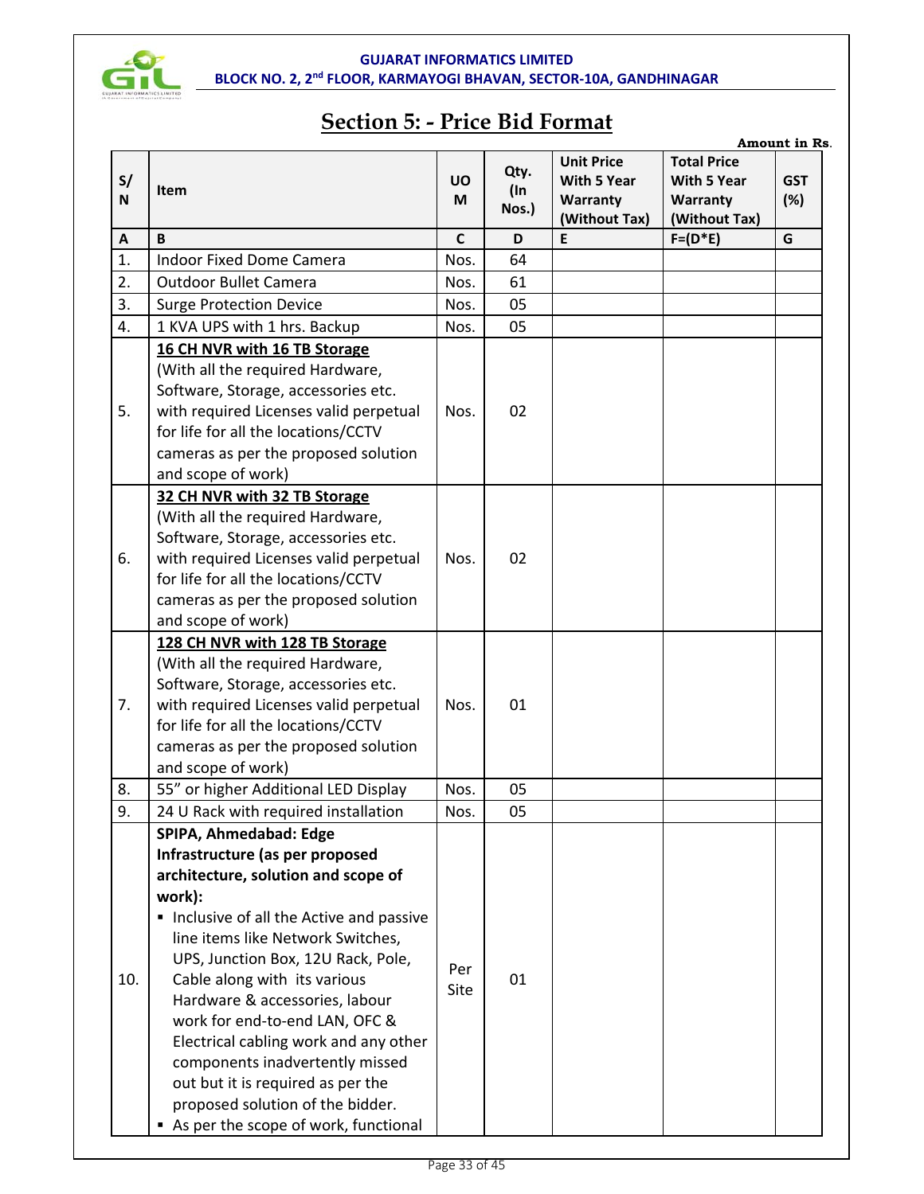# Section 5: - Price Bid Format

**Amount in Rs.**

| S/N | Item | UOM | Qty. (In Nos.) | Unit Price With 5 Year Warranty (Without Tax) | Total Price With 5 Year Warranty (Without Tax) | GST (%) |
|---|---|---|---|---|---|---|
| A | B | C | D | E | F=(D*E) | G |
| 1. | Indoor Fixed Dome Camera | Nos. | 64 | | | |
| 2. | Outdoor Bullet Camera | Nos. | 61 | | | |
| 3. | Surge Protection Device | Nos. | 05 | | | |
| 4. | 1 KVA UPS with 1 hrs. Backup | Nos. | 05 | | | |
| 5. | <u>16 CH NVR with 16 TB Storage</u> (With all the required Hardware, Software, Storage, accessories etc. with required Licenses valid perpetual for life for all the locations/CCTV cameras as per the proposed solution and scope of work) | Nos. | 02 | | | |
| 6. | <u>32 CH NVR with 32 TB Storage</u> (With all the required Hardware, Software, Storage, accessories etc. with required Licenses valid perpetual for life for all the locations/CCTV cameras as per the proposed solution and scope of work) | Nos. | 02 | | | |
| 7. | <u>128 CH NVR with 128 TB Storage</u> (With all the required Hardware, Software, Storage, accessories etc. with required Licenses valid perpetual for life for all the locations/CCTV cameras as per the proposed solution and scope of work) | Nos. | 01 | | | |
| 8. | 55" or higher Additional LED Display | Nos. | 05 | | | |
| 9. | 24 U Rack with required installation | Nos. | 05 | | | |
| 10. | **SPIPA, Ahmedabad: Edge Infrastructure (as per proposed architecture, solution and scope of work):** ▪ Inclusive of all the Active and passive line items like Network Switches, UPS, Junction Box, 12U Rack, Pole, Cable along with its various Hardware & accessories, labour work for end-to-end LAN, OFC & Electrical cabling work and any other components inadvertently missed out but it is required as per the proposed solution of the bidder. ▪ As per the scope of work, functional | Per Site | 01 | | | |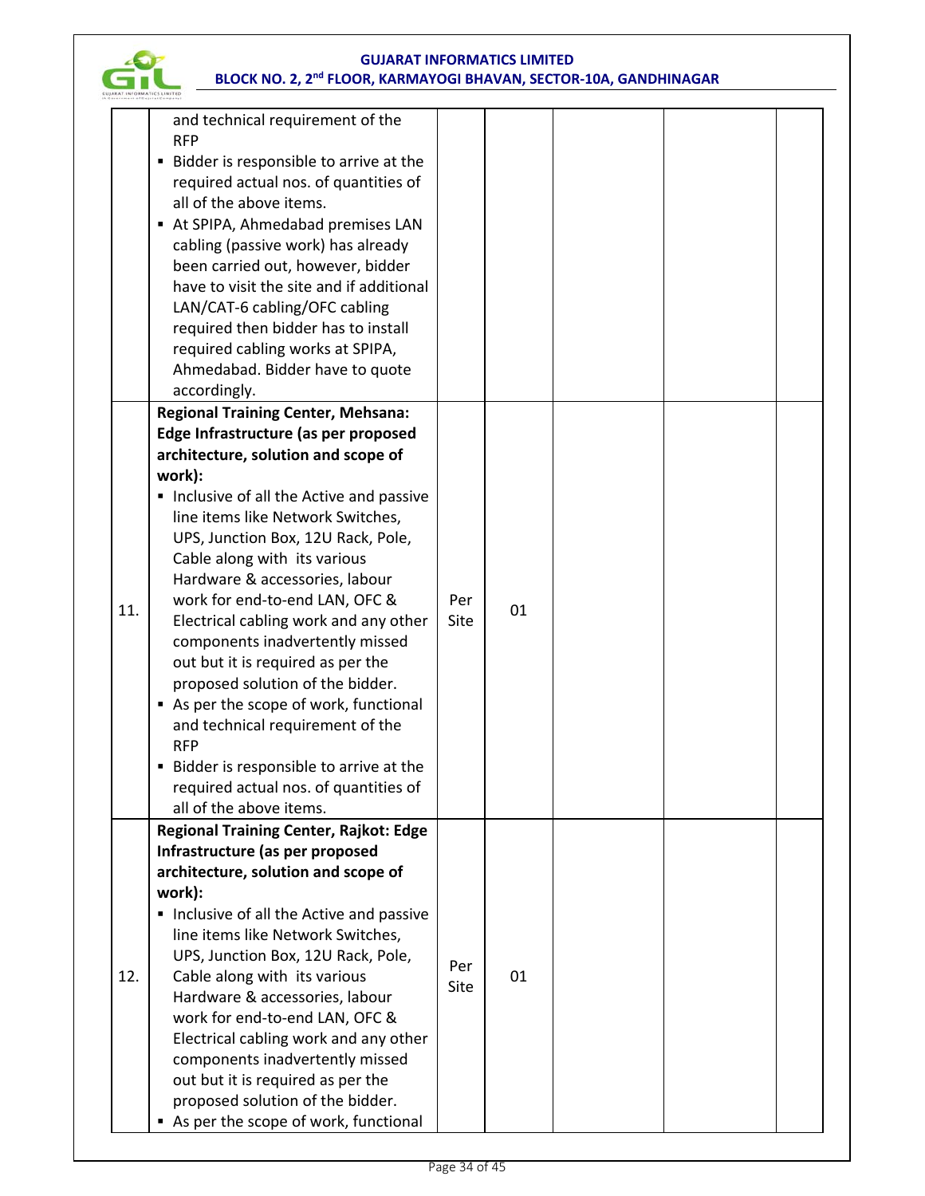| | | | | | | |
|---|---|---|---|---|---|---|
| | and technical requirement of the RFP<br>▪ Bidder is responsible to arrive at the required actual nos. of quantities of all of the above items.<br>▪ At SPIPA, Ahmedabad premises LAN cabling (passive work) has already been carried out, however, bidder have to visit the site and if additional LAN/CAT-6 cabling/OFC cabling required then bidder has to install required cabling works at SPIPA, Ahmedabad. Bidder have to quote accordingly. | | | | | |
| 11. | **Regional Training Center, Mehsana: Edge Infrastructure (as per proposed architecture, solution and scope of work):**<br>▪ Inclusive of all the Active and passive line items like Network Switches, UPS, Junction Box, 12U Rack, Pole, Cable along with its various Hardware & accessories, labour work for end-to-end LAN, OFC & Electrical cabling work and any other components inadvertently missed out but it is required as per the proposed solution of the bidder.<br>▪ As per the scope of work, functional and technical requirement of the RFP<br>▪ Bidder is responsible to arrive at the required actual nos. of quantities of all of the above items. | Per Site | 01 | | | |
| 12. | **Regional Training Center, Rajkot: Edge Infrastructure (as per proposed architecture, solution and scope of work):**<br>▪ Inclusive of all the Active and passive line items like Network Switches, UPS, Junction Box, 12U Rack, Pole, Cable along with its various Hardware & accessories, labour work for end-to-end LAN, OFC & Electrical cabling work and any other components inadvertently missed out but it is required as per the proposed solution of the bidder.<br>▪ As per the scope of work, functional | Per Site | 01 | | | |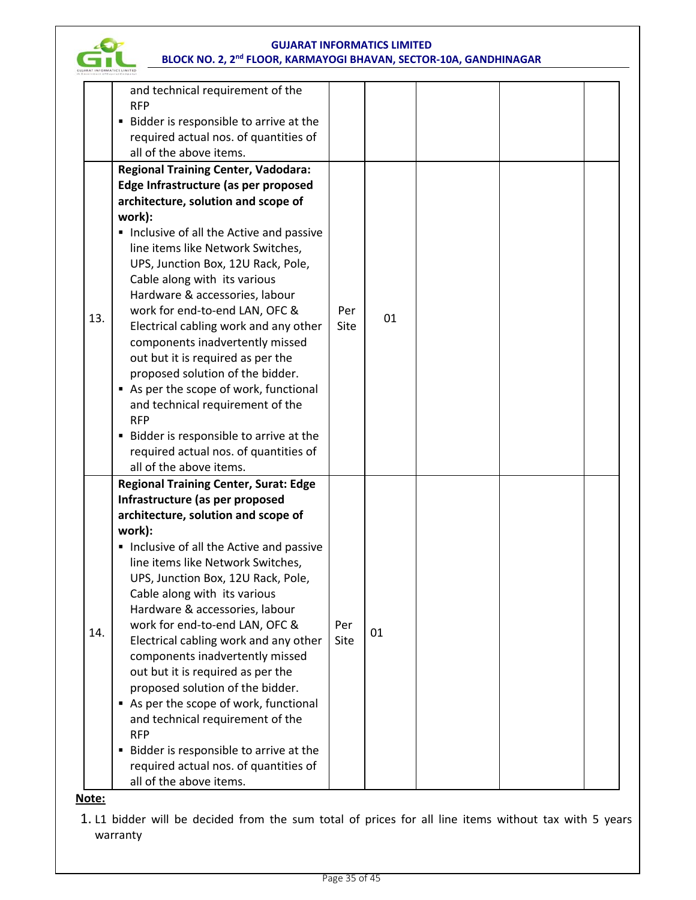|  |  |  |  |  |  |  |
|---|---|---|---|---|---|---|
|  | and technical requirement of the RFP<br>▪ Bidder is responsible to arrive at the required actual nos. of quantities of all of the above items. |  |  |  |  |  |
| 13. | **Regional Training Center, Vadodara: Edge Infrastructure (as per proposed architecture, solution and scope of work):**<br>▪ Inclusive of all the Active and passive line items like Network Switches, UPS, Junction Box, 12U Rack, Pole, Cable along with its various Hardware & accessories, labour work for end-to-end LAN, OFC & Electrical cabling work and any other components inadvertently missed out but it is required as per the proposed solution of the bidder.<br>▪ As per the scope of work, functional and technical requirement of the RFP<br>▪ Bidder is responsible to arrive at the required actual nos. of quantities of all of the above items. | Per Site | 01 |  |  |  |
| 14. | **Regional Training Center, Surat: Edge Infrastructure (as per proposed architecture, solution and scope of work):**<br>▪ Inclusive of all the Active and passive line items like Network Switches, UPS, Junction Box, 12U Rack, Pole, Cable along with its various Hardware & accessories, labour work for end-to-end LAN, OFC & Electrical cabling work and any other components inadvertently missed out but it is required as per the proposed solution of the bidder.<br>▪ As per the scope of work, functional and technical requirement of the RFP<br>▪ Bidder is responsible to arrive at the required actual nos. of quantities of all of the above items. | Per Site | 01 |  |  |  |

**Note:**

1. L1 bidder will be decided from the sum total of prices for all line items without tax with 5 years warranty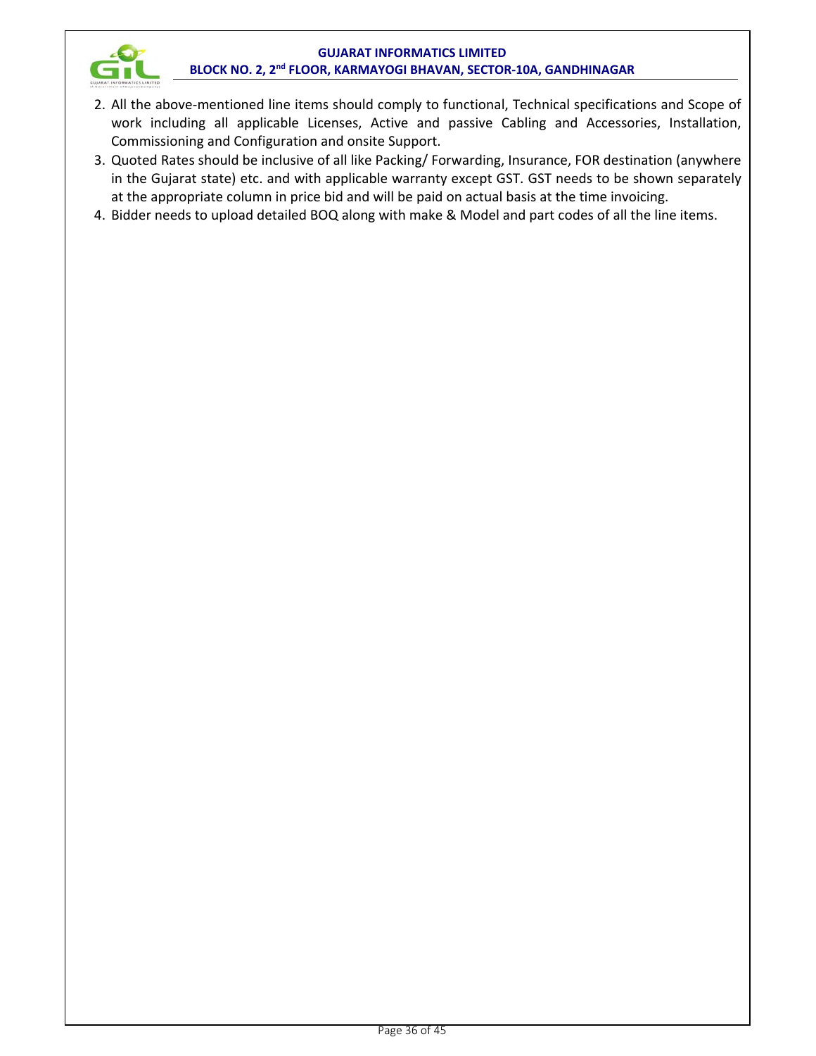2. All the above-mentioned line items should comply to functional, Technical specifications and Scope of work including all applicable Licenses, Active and passive Cabling and Accessories, Installation, Commissioning and Configuration and onsite Support.
3. Quoted Rates should be inclusive of all like Packing/ Forwarding, Insurance, FOR destination (anywhere in the Gujarat state) etc. and with applicable warranty except GST. GST needs to be shown separately at the appropriate column in price bid and will be paid on actual basis at the time invoicing.
4. Bidder needs to upload detailed BOQ along with make & Model and part codes of all the line items.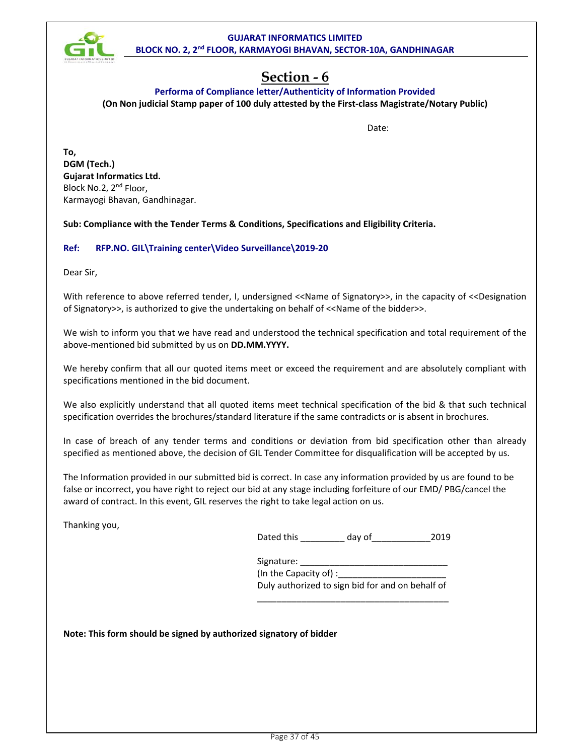# Section - 6

**Performa of Compliance letter/Authenticity of Information Provided**

**(On Non judicial Stamp paper of 100 duly attested by the First-class Magistrate/Notary Public)**

Date:

**To,**
**DGM (Tech.)**
**Gujarat Informatics Ltd.**
Block No.2, 2nd Floor,
Karmayogi Bhavan, Gandhinagar.

**Sub: Compliance with the Tender Terms & Conditions, Specifications and Eligibility Criteria.**

**Ref: RFP.NO. GIL\Training center\Video Surveillance\2019-20**

Dear Sir,

With reference to above referred tender, I, undersigned <<Name of Signatory>>, in the capacity of <<Designation of Signatory>>, is authorized to give the undertaking on behalf of <<Name of the bidder>>.

We wish to inform you that we have read and understood the technical specification and total requirement of the above-mentioned bid submitted by us on **DD.MM.YYYY.**

We hereby confirm that all our quoted items meet or exceed the requirement and are absolutely compliant with specifications mentioned in the bid document.

We also explicitly understand that all quoted items meet technical specification of the bid & that such technical specification overrides the brochures/standard literature if the same contradicts or is absent in brochures.

In case of breach of any tender terms and conditions or deviation from bid specification other than already specified as mentioned above, the decision of GIL Tender Committee for disqualification will be accepted by us.

The Information provided in our submitted bid is correct. In case any information provided by us are found to be false or incorrect, you have right to reject our bid at any stage including forfeiture of our EMD/ PBG/cancel the award of contract. In this event, GIL reserves the right to take legal action on us.

Thanking you,

Dated this _________ day of____________2019

Signature: ______________________________
(In the Capacity of) :______________________
Duly authorized to sign bid for and on behalf of
_______________________________________

**Note: This form should be signed by authorized signatory of bidder**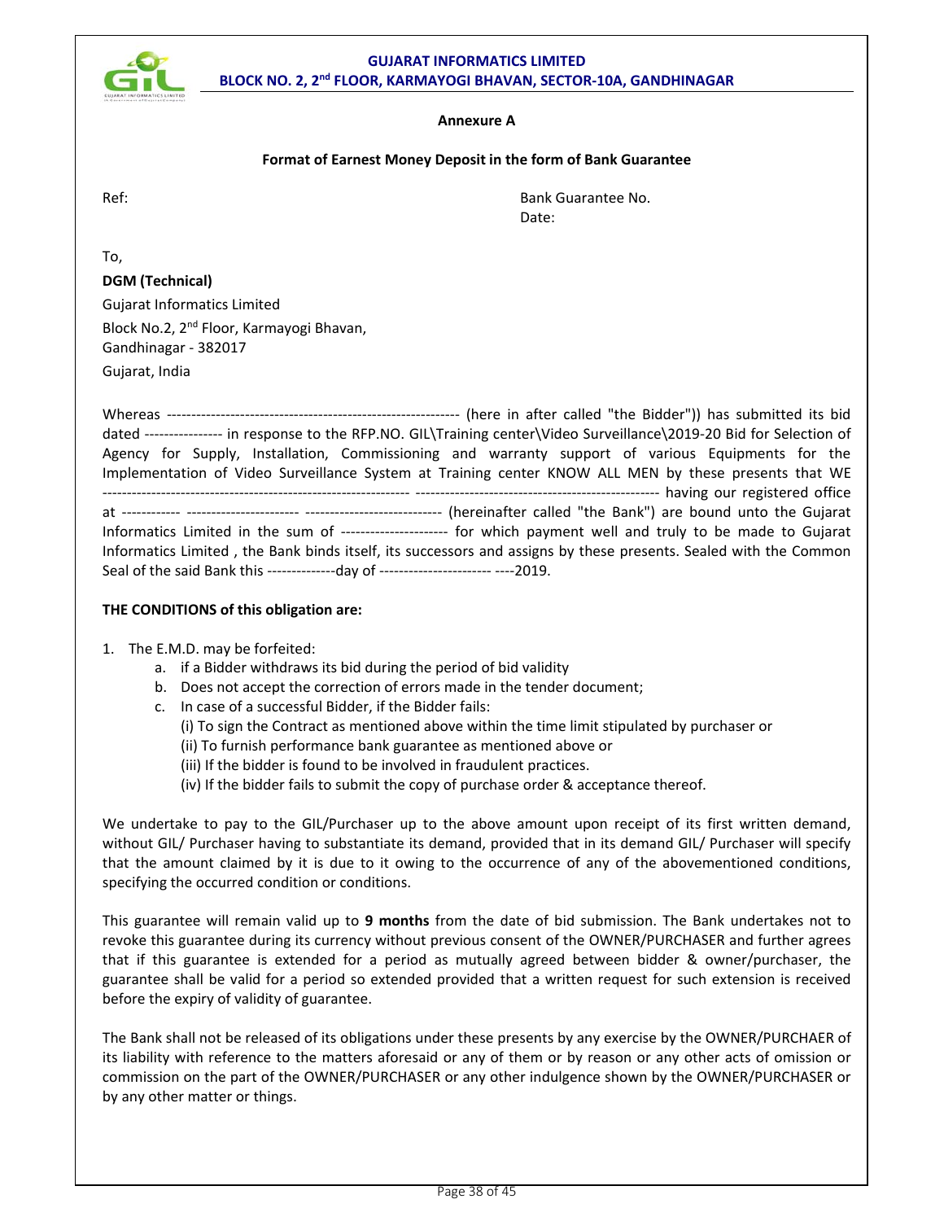## Annexure A

### Format of Earnest Money Deposit in the form of Bank Guarantee

Ref: Bank Guarantee No.
Date:

To,

**DGM (Technical)**

Gujarat Informatics Limited

Block No.2, 2nd Floor, Karmayogi Bhavan,

Gandhinagar - 382017

Gujarat, India

Whereas ------------------------------------------------------------ (here in after called "the Bidder")) has submitted its bid dated ---------------- in response to the RFP.NO. GIL\Training center\Video Surveillance\2019-20 Bid for Selection of Agency for Supply, Installation, Commissioning and warranty support of various Equipments for the Implementation of Video Surveillance System at Training center KNOW ALL MEN by these presents that WE --------------------------------------------------------------- ------------------------------------------------- having our registered office at ------------ ----------------------- ---------------------------- (hereinafter called "the Bank") are bound unto the Gujarat Informatics Limited in the sum of ---------------------- for which payment well and truly to be made to Gujarat Informatics Limited , the Bank binds itself, its successors and assigns by these presents. Sealed with the Common Seal of the said Bank this --------------day of ----------------------- ----2019.

**THE CONDITIONS of this obligation are:**

1. The E.M.D. may be forfeited:
   a. if a Bidder withdraws its bid during the period of bid validity
   b. Does not accept the correction of errors made in the tender document;
   c. In case of a successful Bidder, if the Bidder fails:
      (i) To sign the Contract as mentioned above within the time limit stipulated by purchaser or
      (ii) To furnish performance bank guarantee as mentioned above or
      (iii) If the bidder is found to be involved in fraudulent practices.
      (iv) If the bidder fails to submit the copy of purchase order & acceptance thereof.

We undertake to pay to the GIL/Purchaser up to the above amount upon receipt of its first written demand, without GIL/ Purchaser having to substantiate its demand, provided that in its demand GIL/ Purchaser will specify that the amount claimed by it is due to it owing to the occurrence of any of the abovementioned conditions, specifying the occurred condition or conditions.

This guarantee will remain valid up to **9 months** from the date of bid submission. The Bank undertakes not to revoke this guarantee during its currency without previous consent of the OWNER/PURCHASER and further agrees that if this guarantee is extended for a period as mutually agreed between bidder & owner/purchaser, the guarantee shall be valid for a period so extended provided that a written request for such extension is received before the expiry of validity of guarantee.

The Bank shall not be released of its obligations under these presents by any exercise by the OWNER/PURCHAER of its liability with reference to the matters aforesaid or any of them or by reason or any other acts of omission or commission on the part of the OWNER/PURCHASER or any other indulgence shown by the OWNER/PURCHASER or by any other matter or things.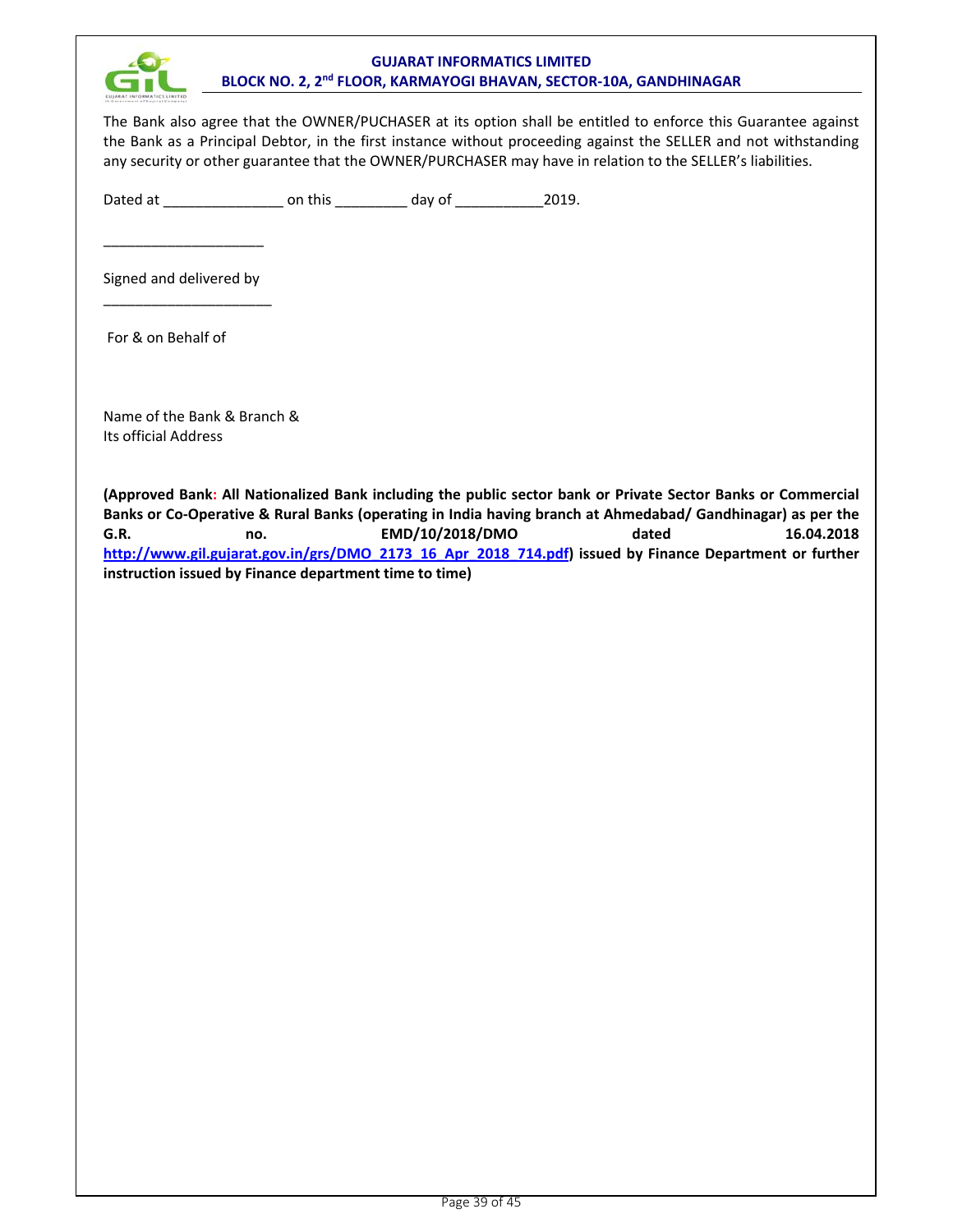The Bank also agree that the OWNER/PUCHASER at its option shall be entitled to enforce this Guarantee against the Bank as a Principal Debtor, in the first instance without proceeding against the SELLER and not withstanding any security or other guarantee that the OWNER/PURCHASER may have in relation to the SELLER's liabilities.

Dated at _______________ on this _________ day of ___________2019.

____________________

Signed and delivered by

_____________________

For & on Behalf of

Name of the Bank & Branch &
Its official Address

**(Approved Bank: All Nationalized Bank including the public sector bank or Private Sector Banks or Commercial Banks or Co-Operative & Rural Banks (operating in India having branch at Ahmedabad/ Gandhinagar) as per the G.R. no. EMD/10/2018/DMO dated 16.04.2018 http://www.gil.gujarat.gov.in/grs/DMO_2173_16_Apr_2018_714.pdf) issued by Finance Department or further instruction issued by Finance department time to time)**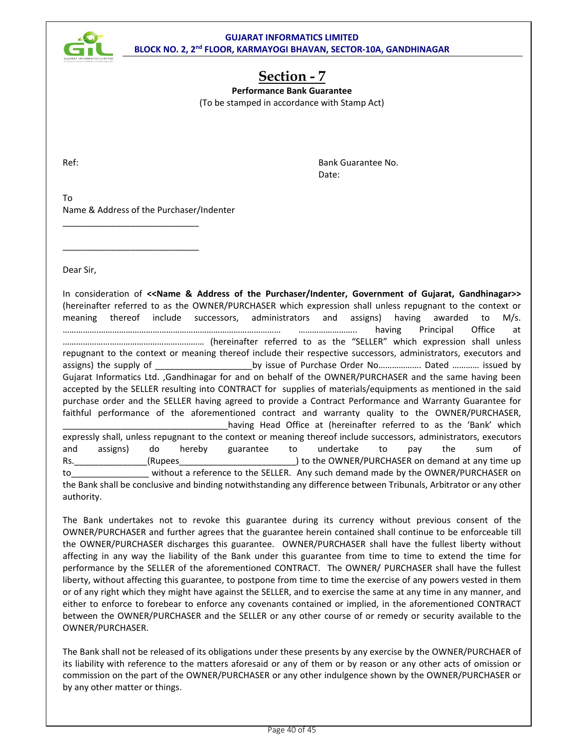# Section - 7

**Performance Bank Guarantee**

(To be stamped in accordance with Stamp Act)

Ref:

Bank Guarantee No.
Date:

To
Name & Address of the Purchaser/Indenter

____________________________

____________________________

Dear Sir,

In consideration of **<<Name & Address of the Purchaser/Indenter, Government of Gujarat, Gandhinagar>>** (hereinafter referred to as the OWNER/PURCHASER which expression shall unless repugnant to the context or meaning thereof include successors, administrators and assigns) having awarded to M/s. …………………………………………………………………………………… …………………….. having Principal Office at …………………………………………………… (hereinafter referred to as the "SELLER" which expression shall unless repugnant to the context or meaning thereof include their respective successors, administrators, executors and assigns) the supply of ____________________by issue of Purchase Order No………………. Dated ………… issued by Gujarat Informatics Ltd. ,Gandhinagar for and on behalf of the OWNER/PURCHASER and the same having been accepted by the SELLER resulting into CONTRACT for supplies of materials/equipments as mentioned in the said purchase order and the SELLER having agreed to provide a Contract Performance and Warranty Guarantee for faithful performance of the aforementioned contract and warranty quality to the OWNER/PURCHASER, __________________________________having Head Office at (hereinafter referred to as the 'Bank' which expressly shall, unless repugnant to the context or meaning thereof include successors, administrators, executors and assigns) do hereby guarantee to undertake to pay the sum of Rs._______________(Rupees________________________) to the OWNER/PURCHASER on demand at any time up to________________ without a reference to the SELLER. Any such demand made by the OWNER/PURCHASER on the Bank shall be conclusive and binding notwithstanding any difference between Tribunals, Arbitrator or any other authority.

The Bank undertakes not to revoke this guarantee during its currency without previous consent of the OWNER/PURCHASER and further agrees that the guarantee herein contained shall continue to be enforceable till the OWNER/PURCHASER discharges this guarantee. OWNER/PURCHASER shall have the fullest liberty without affecting in any way the liability of the Bank under this guarantee from time to time to extend the time for performance by the SELLER of the aforementioned CONTRACT. The OWNER/ PURCHASER shall have the fullest liberty, without affecting this guarantee, to postpone from time to time the exercise of any powers vested in them or of any right which they might have against the SELLER, and to exercise the same at any time in any manner, and either to enforce to forebear to enforce any covenants contained or implied, in the aforementioned CONTRACT between the OWNER/PURCHASER and the SELLER or any other course of or remedy or security available to the OWNER/PURCHASER.

The Bank shall not be released of its obligations under these presents by any exercise by the OWNER/PURCHAER of its liability with reference to the matters aforesaid or any of them or by reason or any other acts of omission or commission on the part of the OWNER/PURCHASER or any other indulgence shown by the OWNER/PURCHASER or by any other matter or things.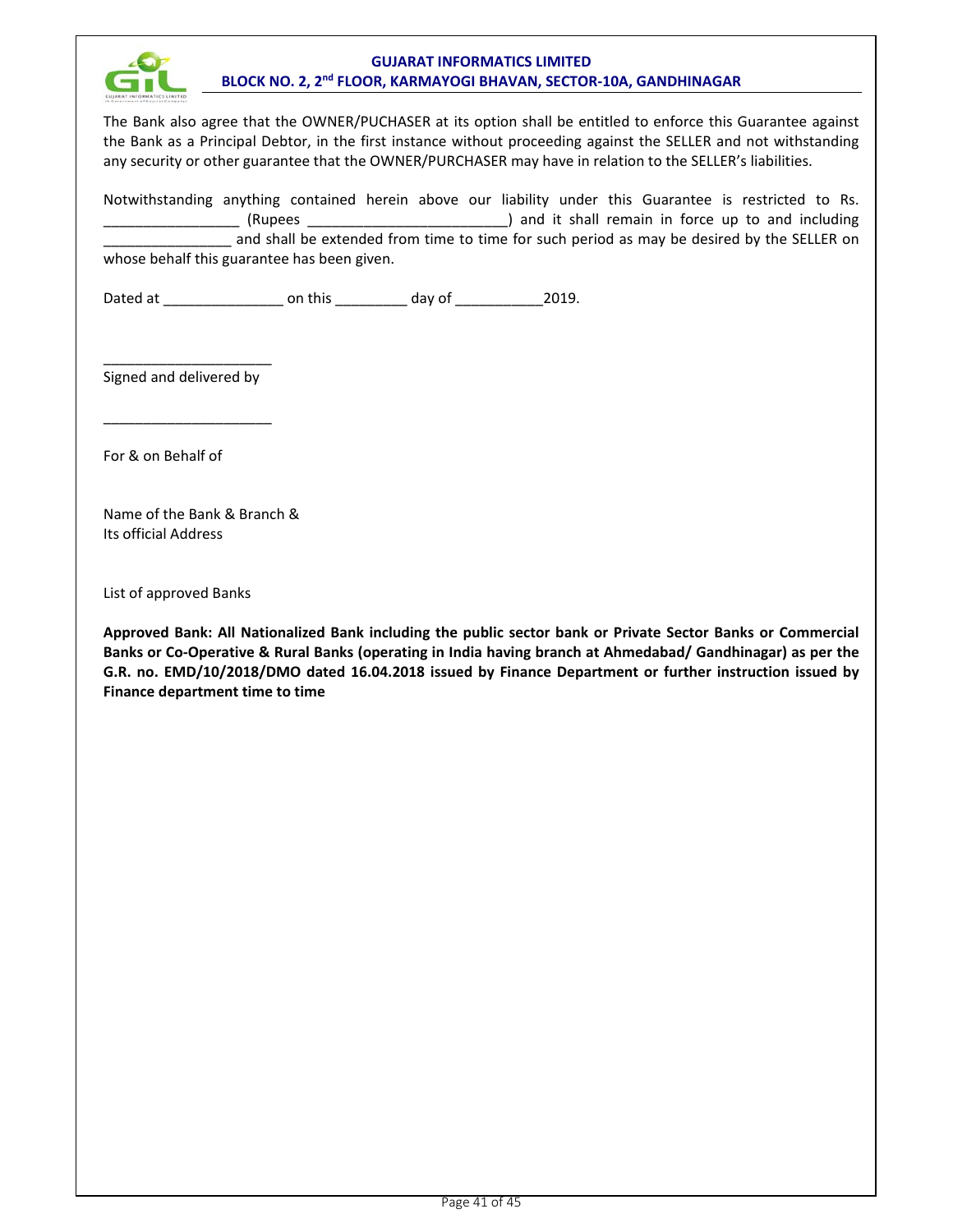The Bank also agree that the OWNER/PUCHASER at its option shall be entitled to enforce this Guarantee against the Bank as a Principal Debtor, in the first instance without proceeding against the SELLER and not withstanding any security or other guarantee that the OWNER/PURCHASER may have in relation to the SELLER's liabilities.

Notwithstanding anything contained herein above our liability under this Guarantee is restricted to Rs. _________________ (Rupees _________________________) and it shall remain in force up to and including ________________ and shall be extended from time to time for such period as may be desired by the SELLER on whose behalf this guarantee has been given.

Dated at _______________ on this _________ day of ___________2019.

_____________________

Signed and delivered by

_____________________

For & on Behalf of

Name of the Bank & Branch &
Its official Address

List of approved Banks

**Approved Bank: All Nationalized Bank including the public sector bank or Private Sector Banks or Commercial Banks or Co-Operative & Rural Banks (operating in India having branch at Ahmedabad/ Gandhinagar) as per the G.R. no. EMD/10/2018/DMO dated 16.04.2018 issued by Finance Department or further instruction issued by Finance department time to time**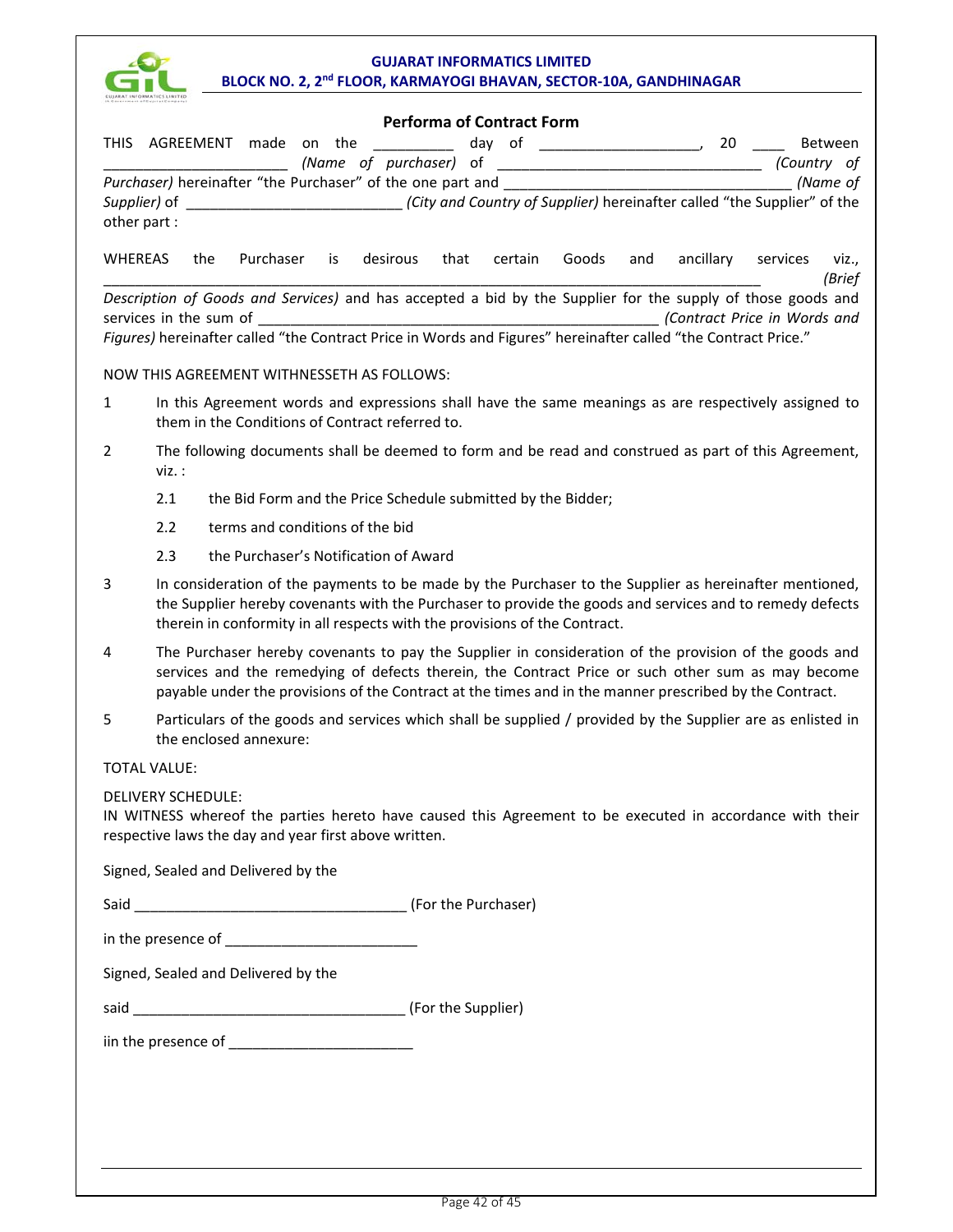## Performa of Contract Form

THIS AGREEMENT made on the __________ day of ____________________, 20 ____ Between ________________________ *(Name of purchaser)* of _________________________________ *(Country of Purchaser)* hereinafter "the Purchaser" of the one part and ____________________________________ *(Name of Supplier)* of ___________________________ *(City and Country of Supplier)* hereinafter called "the Supplier" of the other part :

WHEREAS the Purchaser is desirous that certain Goods and ancillary services viz., __________________________________________________________________________________ *(Brief Description of Goods and Services)* and has accepted a bid by the Supplier for the supply of those goods and services in the sum of __________________________________________________ *(Contract Price in Words and Figures)* hereinafter called "the Contract Price in Words and Figures" hereinafter called "the Contract Price."

NOW THIS AGREEMENT WITHNESSETH AS FOLLOWS:

1. In this Agreement words and expressions shall have the same meanings as are respectively assigned to them in the Conditions of Contract referred to.

2. The following documents shall be deemed to form and be read and construed as part of this Agreement, viz. :

   2.1 the Bid Form and the Price Schedule submitted by the Bidder;

   2.2 terms and conditions of the bid

   2.3 the Purchaser's Notification of Award

3. In consideration of the payments to be made by the Purchaser to the Supplier as hereinafter mentioned, the Supplier hereby covenants with the Purchaser to provide the goods and services and to remedy defects therein in conformity in all respects with the provisions of the Contract.

4. The Purchaser hereby covenants to pay the Supplier in consideration of the provision of the goods and services and the remedying of defects therein, the Contract Price or such other sum as may become payable under the provisions of the Contract at the times and in the manner prescribed by the Contract.

5. Particulars of the goods and services which shall be supplied / provided by the Supplier are as enlisted in the enclosed annexure:

TOTAL VALUE:

DELIVERY SCHEDULE:

IN WITNESS whereof the parties hereto have caused this Agreement to be executed in accordance with their respective laws the day and year first above written.

Signed, Sealed and Delivered by the

Said __________________________________ (For the Purchaser)

in the presence of ________________________

Signed, Sealed and Delivered by the

said __________________________________ (For the Supplier)

iin the presence of _______________________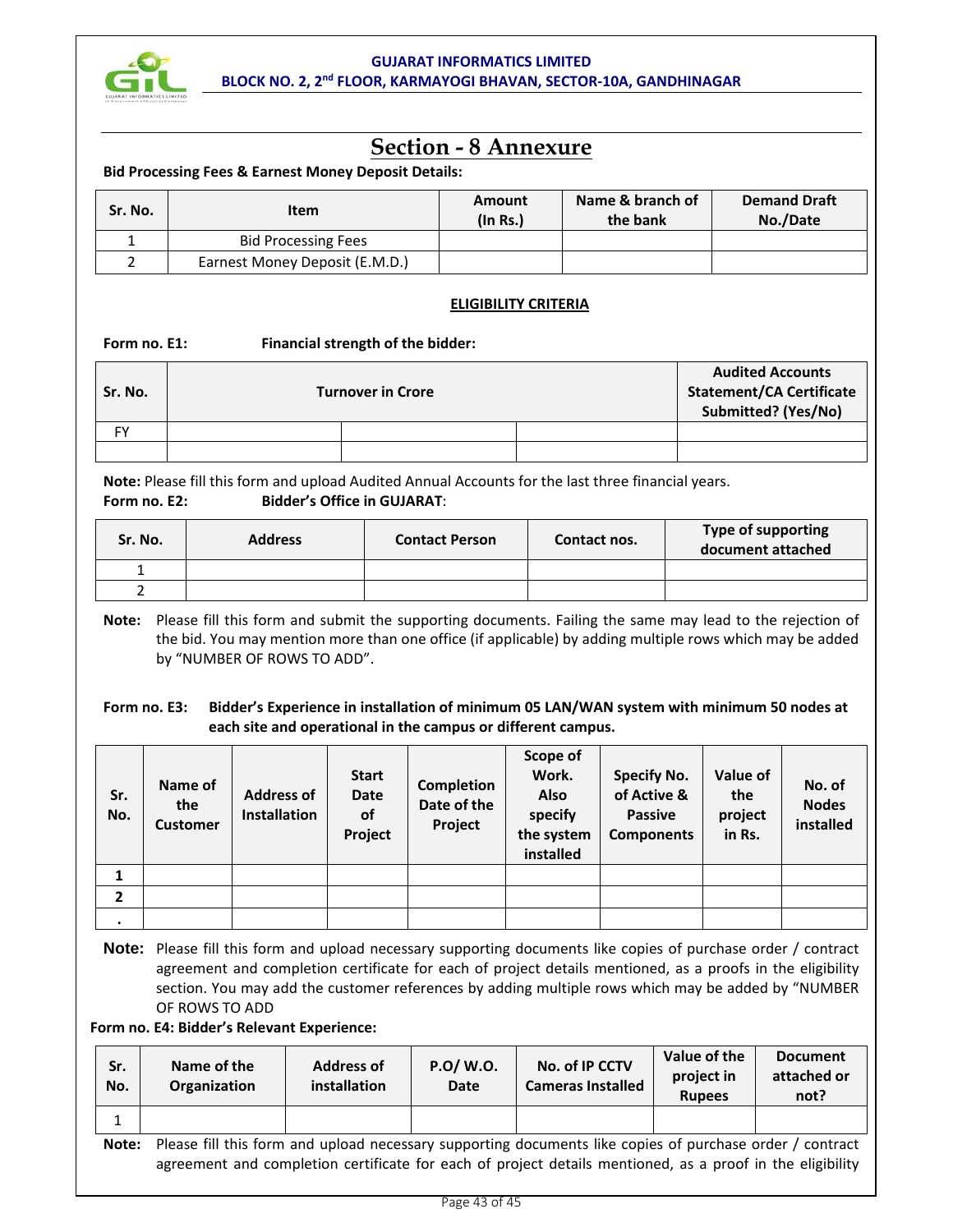# Section - 8 Annexure

**Bid Processing Fees & Earnest Money Deposit Details:**

| Sr. No. | Item | Amount (In Rs.) | Name & branch of the bank | Demand Draft No./Date |
|---|---|---|---|---|
| 1 | Bid Processing Fees | | | |
| 2 | Earnest Money Deposit (E.M.D.) | | | |

**ELIGIBILITY CRITERIA**

**Form no. E1: Financial strength of the bidder:**

| Sr. No. | Turnover in Crore | | | Audited Accounts Statement/CA Certificate Submitted? (Yes/No) |
|---|---|---|---|---|
| FY | | | | |
| | | | | |

**Note:** Please fill this form and upload Audited Annual Accounts for the last three financial years.

**Form no. E2: Bidder's Office in GUJARAT:**

| Sr. No. | Address | Contact Person | Contact nos. | Type of supporting document attached |
|---|---|---|---|---|
| 1 | | | | |
| 2 | | | | |

**Note:** Please fill this form and submit the supporting documents. Failing the same may lead to the rejection of the bid. You may mention more than one office (if applicable) by adding multiple rows which may be added by "NUMBER OF ROWS TO ADD".

**Form no. E3: Bidder's Experience in installation of minimum 05 LAN/WAN system with minimum 50 nodes at each site and operational in the campus or different campus.**

| Sr. No. | Name of the Customer | Address of Installation | Start Date of Project | Completion Date of the Project | Scope of Work. Also specify the system installed | Specify No. of Active & Passive Components | Value of the project in Rs. | No. of Nodes installed |
|---|---|---|---|---|---|---|---|---|
| **1** | | | | | | | | |
| **2** | | | | | | | | |
| **.** | | | | | | | | |

**Note:** Please fill this form and upload necessary supporting documents like copies of purchase order / contract agreement and completion certificate for each of project details mentioned, as a proofs in the eligibility section. You may add the customer references by adding multiple rows which may be added by "NUMBER OF ROWS TO ADD

**Form no. E4: Bidder's Relevant Experience:**

| Sr. No. | Name of the Organization | Address of installation | P.O/ W.O. Date | No. of IP CCTV Cameras Installed | Value of the project in Rupees | Document attached or not? |
|---|---|---|---|---|---|---|
| 1 | | | | | | |

**Note:** Please fill this form and upload necessary supporting documents like copies of purchase order / contract agreement and completion certificate for each of project details mentioned, as a proof in the eligibility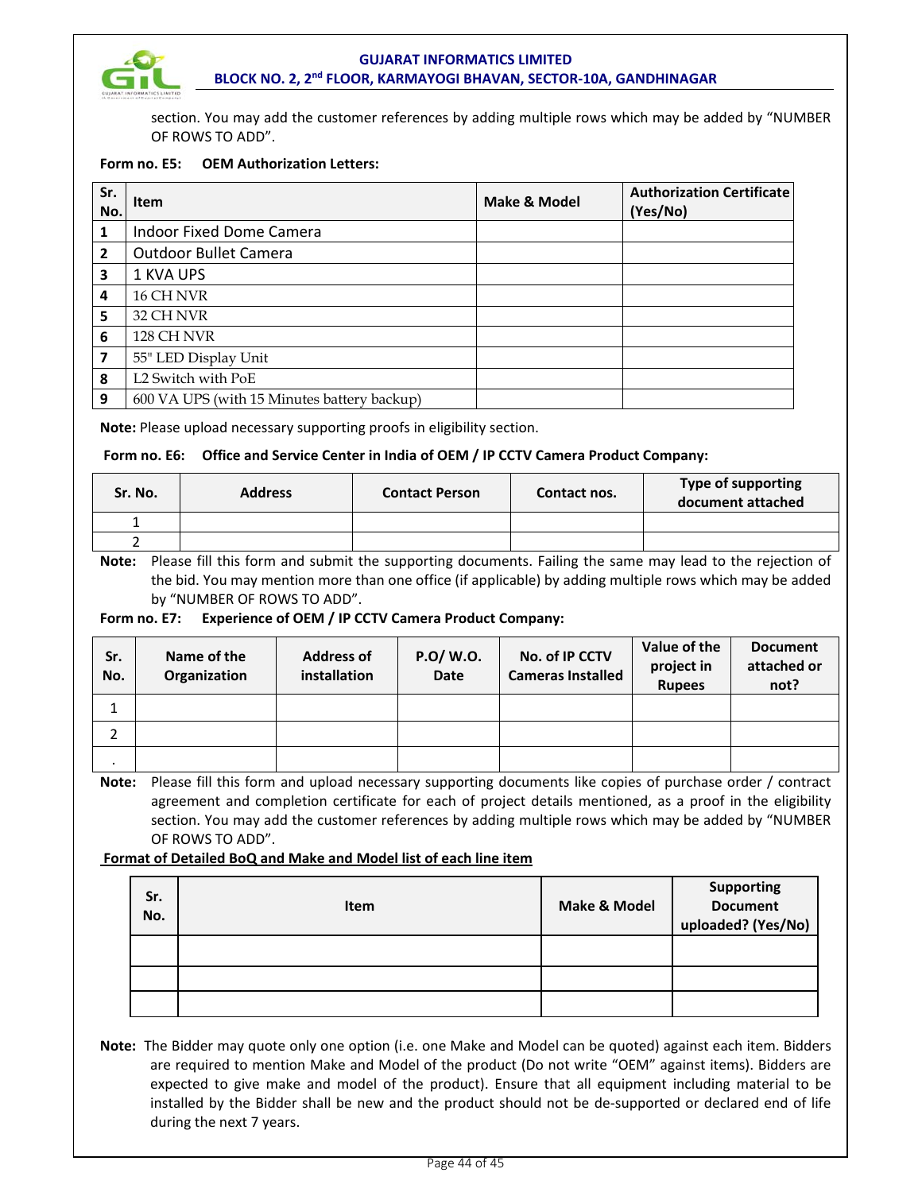section. You may add the customer references by adding multiple rows which may be added by "NUMBER OF ROWS TO ADD".

**Form no. E5: OEM Authorization Letters:**

| Sr. No. | Item | Make & Model | Authorization Certificate (Yes/No) |
|---|---|---|---|
| 1 | Indoor Fixed Dome Camera | | |
| 2 | Outdoor Bullet Camera | | |
| 3 | 1 KVA UPS | | |
| 4 | 16 CH NVR | | |
| 5 | 32 CH NVR | | |
| 6 | 128 CH NVR | | |
| 7 | 55" LED Display Unit | | |
| 8 | L2 Switch with PoE | | |
| 9 | 600 VA UPS (with 15 Minutes battery backup) | | |

**Note:** Please upload necessary supporting proofs in eligibility section.

**Form no. E6: Office and Service Center in India of OEM / IP CCTV Camera Product Company:**

| Sr. No. | Address | Contact Person | Contact nos. | Type of supporting document attached |
|---|---|---|---|---|
| 1 | | | | |
| 2 | | | | |

**Note:** Please fill this form and submit the supporting documents. Failing the same may lead to the rejection of the bid. You may mention more than one office (if applicable) by adding multiple rows which may be added by "NUMBER OF ROWS TO ADD".

**Form no. E7: Experience of OEM / IP CCTV Camera Product Company:**

| Sr. No. | Name of the Organization | Address of installation | P.O/ W.O. Date | No. of IP CCTV Cameras Installed | Value of the project in Rupees | Document attached or not? |
|---|---|---|---|---|---|---|
| 1 | | | | | | |
| 2 | | | | | | |
| . | | | | | | |

**Note:** Please fill this form and upload necessary supporting documents like copies of purchase order / contract agreement and completion certificate for each of project details mentioned, as a proof in the eligibility section. You may add the customer references by adding multiple rows which may be added by "NUMBER OF ROWS TO ADD".

**Format of Detailed BoQ and Make and Model list of each line item**

| Sr. No. | Item | Make & Model | Supporting Document uploaded? (Yes/No) |
|---|---|---|---|
| | | | |
| | | | |
| | | | |

**Note:** The Bidder may quote only one option (i.e. one Make and Model can be quoted) against each item. Bidders are required to mention Make and Model of the product (Do not write "OEM" against items). Bidders are expected to give make and model of the product). Ensure that all equipment including material to be installed by the Bidder shall be new and the product should not be de-supported or declared end of life during the next 7 years.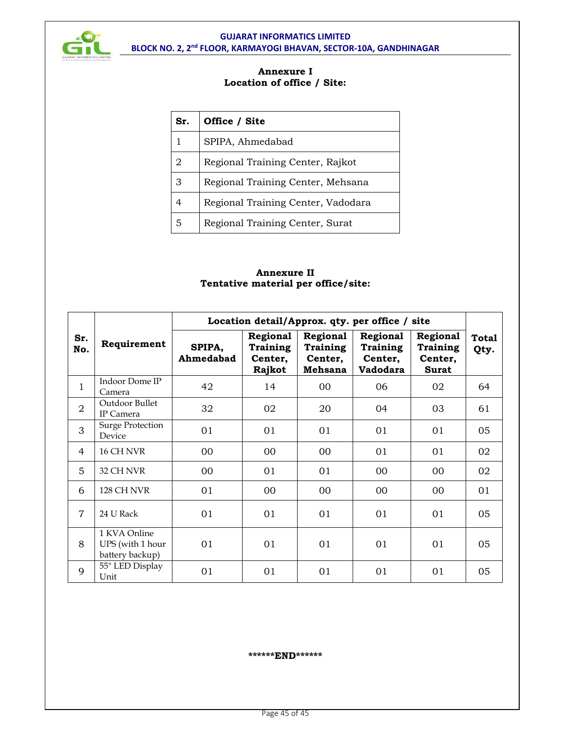**Annexure I**
**Location of office / Site:**

| Sr. | Office / Site |
|---|---|
| 1 | SPIPA, Ahmedabad |
| 2 | Regional Training Center, Rajkot |
| 3 | Regional Training Center, Mehsana |
| 4 | Regional Training Center, Vadodara |
| 5 | Regional Training Center, Surat |

**Annexure II**
**Tentative material per office/site:**

| Sr. No. | Requirement | Location detail/Approx. qty. per office / site | | | | | Total Qty. |
|---|---|---|---|---|---|---|---|
| | | SPIPA, Ahmedabad | Regional Training Center, Rajkot | Regional Training Center, Mehsana | Regional Training Center, Vadodara | Regional Training Center, Surat | |
| 1 | Indoor Dome IP Camera | 42 | 14 | 00 | 06 | 02 | 64 |
| 2 | Outdoor Bullet IP Camera | 32 | 02 | 20 | 04 | 03 | 61 |
| 3 | Surge Protection Device | 01 | 01 | 01 | 01 | 01 | 05 |
| 4 | 16 CH NVR | 00 | 00 | 00 | 01 | 01 | 02 |
| 5 | 32 CH NVR | 00 | 01 | 01 | 00 | 00 | 02 |
| 6 | 128 CH NVR | 01 | 00 | 00 | 00 | 00 | 01 |
| 7 | 24 U Rack | 01 | 01 | 01 | 01 | 01 | 05 |
| 8 | 1 KVA Online UPS (with 1 hour battery backup) | 01 | 01 | 01 | 01 | 01 | 05 |
| 9 | 55" LED Display Unit | 01 | 01 | 01 | 01 | 01 | 05 |

**\*\*\*\*\*\*END\*\*\*\*\*\***